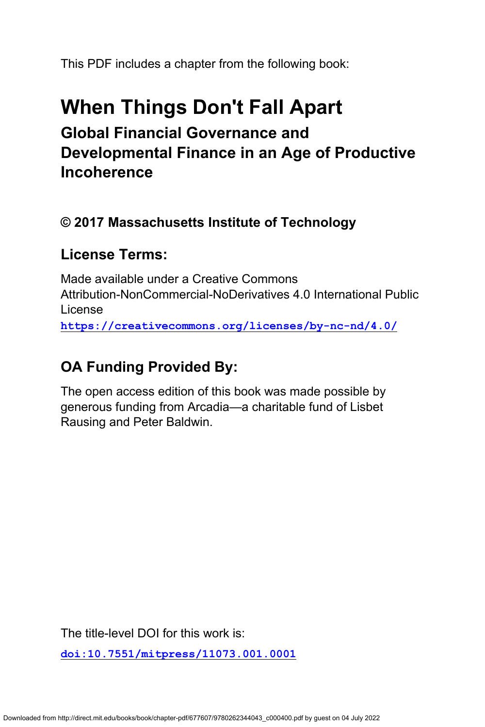This PDF includes a chapter from the following book:

# When Things Don't Fall Apart

## Global Financial Governance and Developmental Finance in an Age of Productive Incoherence

### © 2017 Massachusetts Institute of Technology

### License Terms:

Made available under a Creative Commons Attribution-NonCommercial-NoDerivatives 4.0 International Public License

**https://creativecommons.org/licenses/by-nc-nd/4.0/**

### OA Funding Provided By:

The open access edition of this book was made possible by generous funding from Arcadia—a charitable fund of Lisbet Rausing and Peter Baldwin.

The title-level DOI for this work is:

**doi:10.7551/mitpress/11073.001.0001**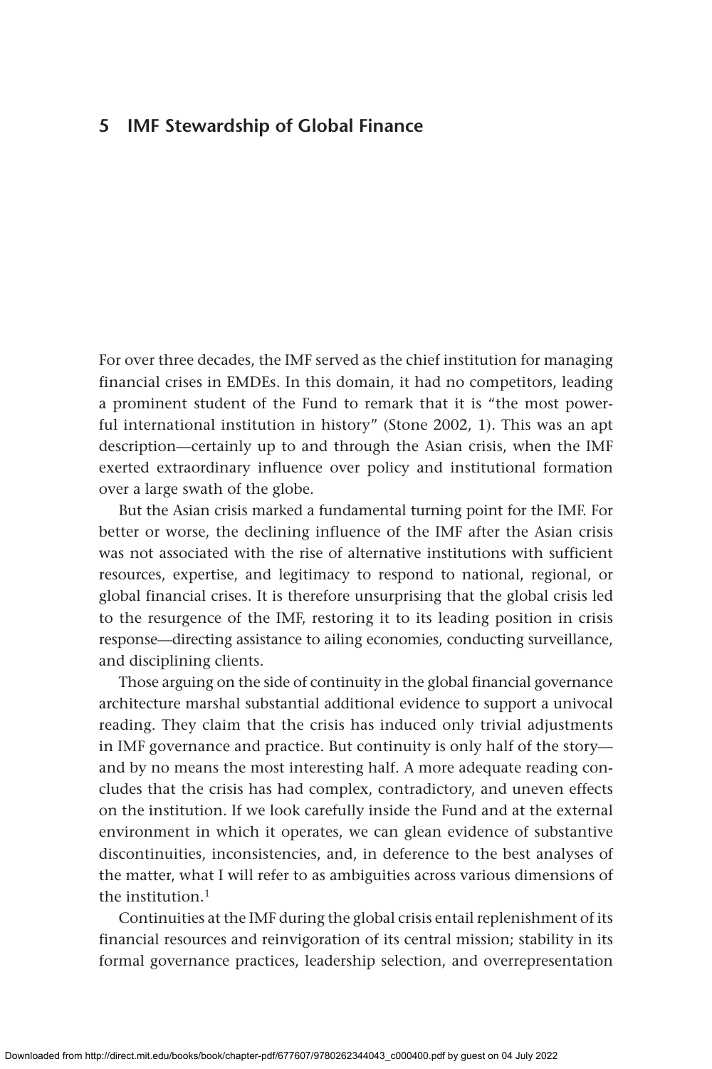# 5 IMF Stewardship of Global Finance

For over three decades, the IMF served as the chief institution for managing financial crises in EMDEs. In this domain, it had no competitors, leading a prominent student of the Fund to remark that it is "the most powerful international institution in history" (Stone 2002, 1). This was an apt description—certainly up to and through the Asian crisis, when the IMF exerted extraordinary influence over policy and institutional formation over a large swath of the globe.

But the Asian crisis marked a fundamental turning point for the IMF. For better or worse, the declining influence of the IMF after the Asian crisis was not associated with the rise of alternative institutions with sufficient resources, expertise, and legitimacy to respond to national, regional, or global financial crises. It is therefore unsurprising that the global crisis led to the resurgence of the IMF, restoring it to its leading position in crisis response—directing assistance to ailing economies, conducting surveillance, and disciplining clients.

Those arguing on the side of continuity in the global financial governance architecture marshal substantial additional evidence to support a univocal reading. They claim that the crisis has induced only trivial adjustments in IMF governance and practice. But continuity is only half of the story—and by no means the most interesting half. A more adequate reading concludes that the crisis has had complex, contradictory, and uneven effects on the institution. If we look carefully inside the Fund and at the external environment in which it operates, we can glean evidence of substantive discontinuities, inconsistencies, and, in deference to the best analyses of the matter, what I will refer to as ambiguities across various dimensions of the institution.[1]

Continuities at the IMF during the global crisis entail replenishment of its financial resources and reinvigoration of its central mission; stability in its formal governance practices, leadership selection, and overrepresentation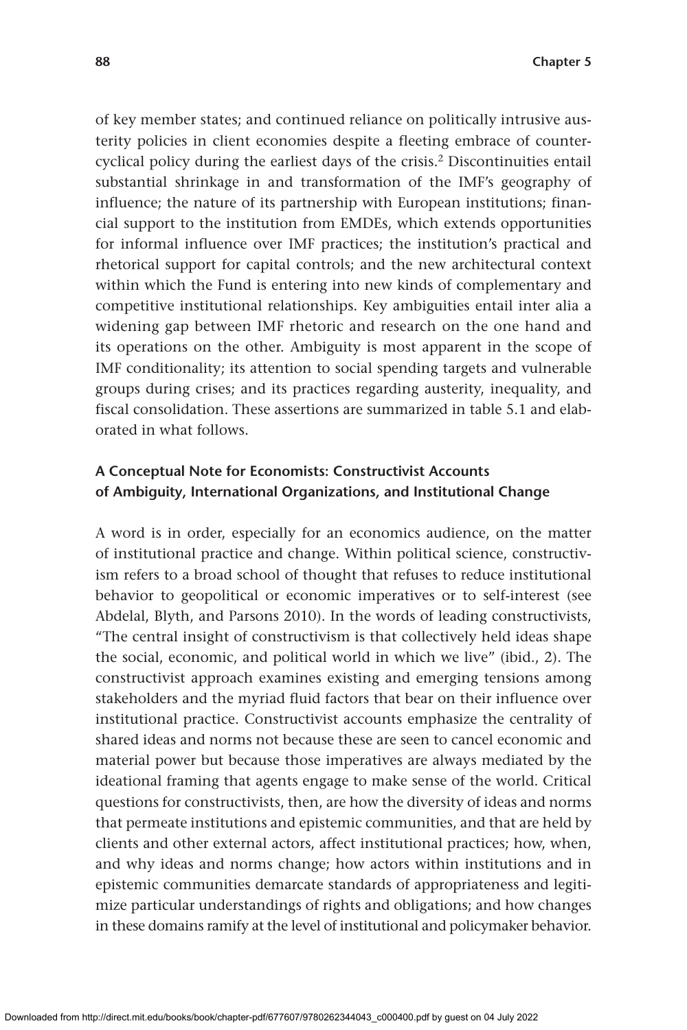of key member states; and continued reliance on politically intrusive austerity policies in client economies despite a fleeting embrace of countercyclical policy during the earliest days of the crisis.[2] Discontinuities entail substantial shrinkage in and transformation of the IMF's geography of influence; the nature of its partnership with European institutions; financial support to the institution from EMDEs, which extends opportunities for informal influence over IMF practices; the institution's practical and rhetorical support for capital controls; and the new architectural context within which the Fund is entering into new kinds of complementary and competitive institutional relationships. Key ambiguities entail inter alia a widening gap between IMF rhetoric and research on the one hand and its operations on the other. Ambiguity is most apparent in the scope of IMF conditionality; its attention to social spending targets and vulnerable groups during crises; and its practices regarding austerity, inequality, and fiscal consolidation. These assertions are summarized in table 5.1 and elaborated in what follows.

### A Conceptual Note for Economists: Constructivist Accounts of Ambiguity, International Organizations, and Institutional Change

A word is in order, especially for an economics audience, on the matter of institutional practice and change. Within political science, constructivism refers to a broad school of thought that refuses to reduce institutional behavior to geopolitical or economic imperatives or to self-interest (see Abdelal, Blyth, and Parsons 2010). In the words of leading constructivists, "The central insight of constructivism is that collectively held ideas shape the social, economic, and political world in which we live" (ibid., 2). The constructivist approach examines existing and emerging tensions among stakeholders and the myriad fluid factors that bear on their influence over institutional practice. Constructivist accounts emphasize the centrality of shared ideas and norms not because these are seen to cancel economic and material power but because those imperatives are always mediated by the ideational framing that agents engage to make sense of the world. Critical questions for constructivists, then, are how the diversity of ideas and norms that permeate institutions and epistemic communities, and that are held by clients and other external actors, affect institutional practices; how, when, and why ideas and norms change; how actors within institutions and in epistemic communities demarcate standards of appropriateness and legitimize particular understandings of rights and obligations; and how changes in these domains ramify at the level of institutional and policymaker behavior.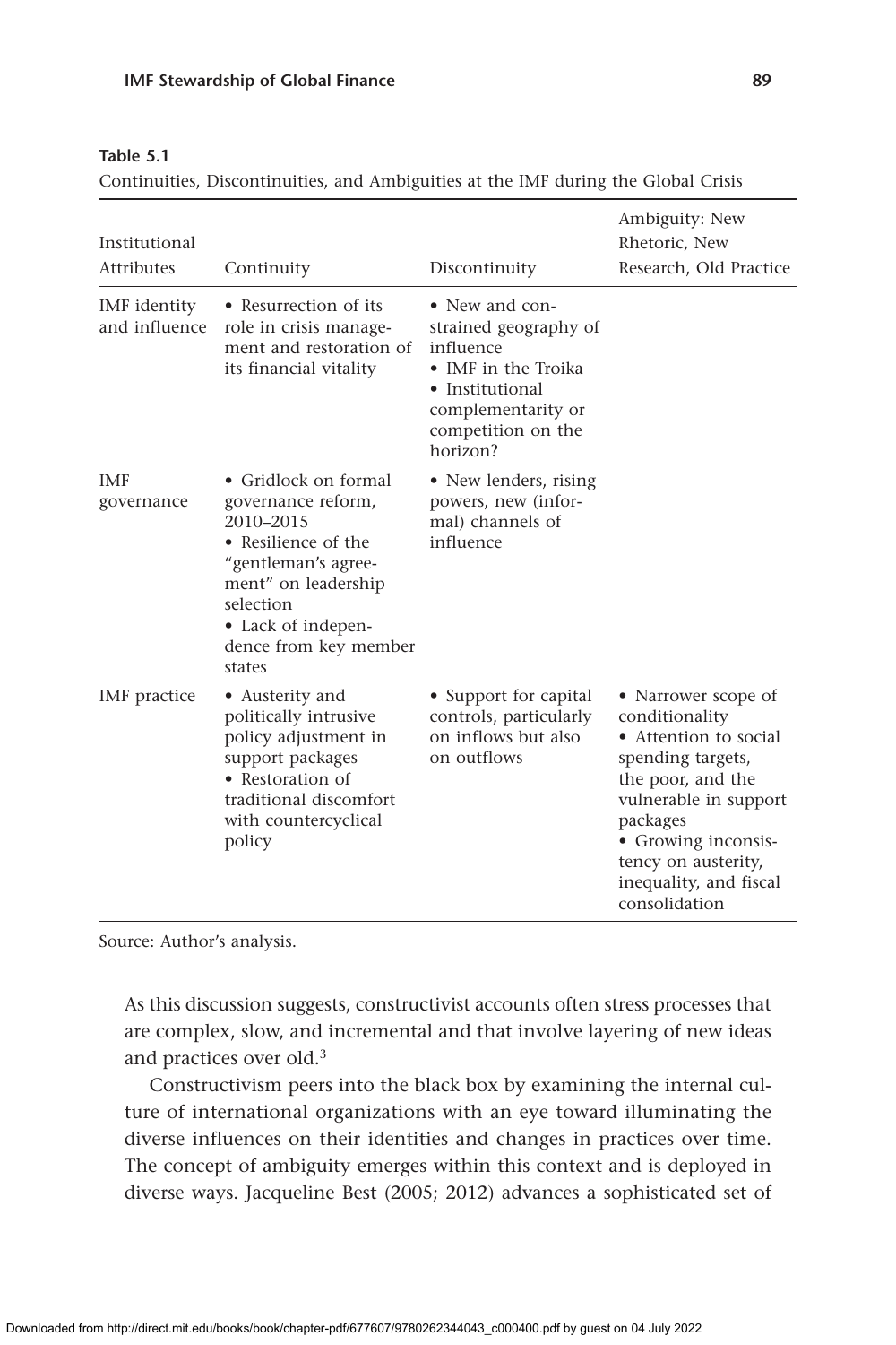**Table 5.1**

Continuities, Discontinuities, and Ambiguities at the IMF during the Global Crisis

| Institutional Attributes | Continuity | Discontinuity | Ambiguity: New Rhetoric, New Research, Old Practice |
|---|---|---|---|
| IMF identity and influence | • Resurrection of its role in crisis management and restoration of its financial vitality | • New and constrained geography of influence<br>• IMF in the Troika<br>• Institutional complementarity or competition on the horizon? | |
| IMF governance | • Gridlock on formal governance reform, 2010–2015<br>• Resilience of the "gentleman's agreement" on leadership selection<br>• Lack of independence from key member states | • New lenders, rising powers, new (informal) channels of influence | |
| IMF practice | • Austerity and politically intrusive policy adjustment in support packages<br>• Restoration of traditional discomfort with countercyclical policy | • Support for capital controls, particularly on inflows but also on outflows | • Narrower scope of conditionality<br>• Attention to social spending targets, the poor, and the vulnerable in support packages<br>• Growing inconsistency on austerity, inequality, and fiscal consolidation |

Source: Author's analysis.

As this discussion suggests, constructivist accounts often stress processes that are complex, slow, and incremental and that involve layering of new ideas and practices over old.[3]

Constructivism peers into the black box by examining the internal culture of international organizations with an eye toward illuminating the diverse influences on their identities and changes in practices over time. The concept of ambiguity emerges within this context and is deployed in diverse ways. Jacqueline Best (2005; 2012) advances a sophisticated set of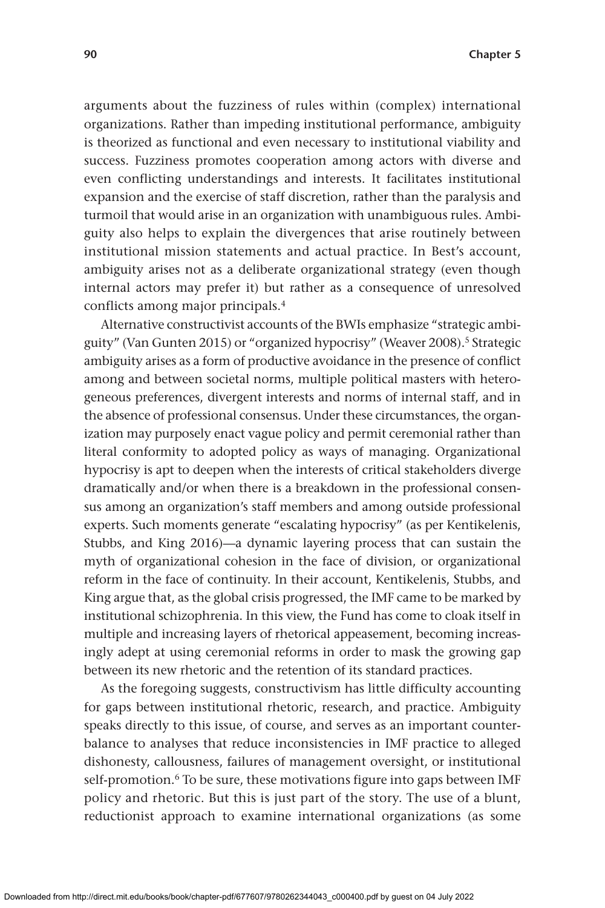arguments about the fuzziness of rules within (complex) international organizations. Rather than impeding institutional performance, ambiguity is theorized as functional and even necessary to institutional viability and success. Fuzziness promotes cooperation among actors with diverse and even conflicting understandings and interests. It facilitates institutional expansion and the exercise of staff discretion, rather than the paralysis and turmoil that would arise in an organization with unambiguous rules. Ambiguity also helps to explain the divergences that arise routinely between institutional mission statements and actual practice. In Best's account, ambiguity arises not as a deliberate organizational strategy (even though internal actors may prefer it) but rather as a consequence of unresolved conflicts among major principals.[4]

Alternative constructivist accounts of the BWIs emphasize "strategic ambiguity" (Van Gunten 2015) or "organized hypocrisy" (Weaver 2008).[5] Strategic ambiguity arises as a form of productive avoidance in the presence of conflict among and between societal norms, multiple political masters with heterogeneous preferences, divergent interests and norms of internal staff, and in the absence of professional consensus. Under these circumstances, the organization may purposely enact vague policy and permit ceremonial rather than literal conformity to adopted policy as ways of managing. Organizational hypocrisy is apt to deepen when the interests of critical stakeholders diverge dramatically and/or when there is a breakdown in the professional consensus among an organization's staff members and among outside professional experts. Such moments generate "escalating hypocrisy" (as per Kentikelenis, Stubbs, and King 2016)—a dynamic layering process that can sustain the myth of organizational cohesion in the face of division, or organizational reform in the face of continuity. In their account, Kentikelenis, Stubbs, and King argue that, as the global crisis progressed, the IMF came to be marked by institutional schizophrenia. In this view, the Fund has come to cloak itself in multiple and increasing layers of rhetorical appeasement, becoming increasingly adept at using ceremonial reforms in order to mask the growing gap between its new rhetoric and the retention of its standard practices.

As the foregoing suggests, constructivism has little difficulty accounting for gaps between institutional rhetoric, research, and practice. Ambiguity speaks directly to this issue, of course, and serves as an important counterbalance to analyses that reduce inconsistencies in IMF practice to alleged dishonesty, callousness, failures of management oversight, or institutional self-promotion.[6] To be sure, these motivations figure into gaps between IMF policy and rhetoric. But this is just part of the story. The use of a blunt, reductionist approach to examine international organizations (as some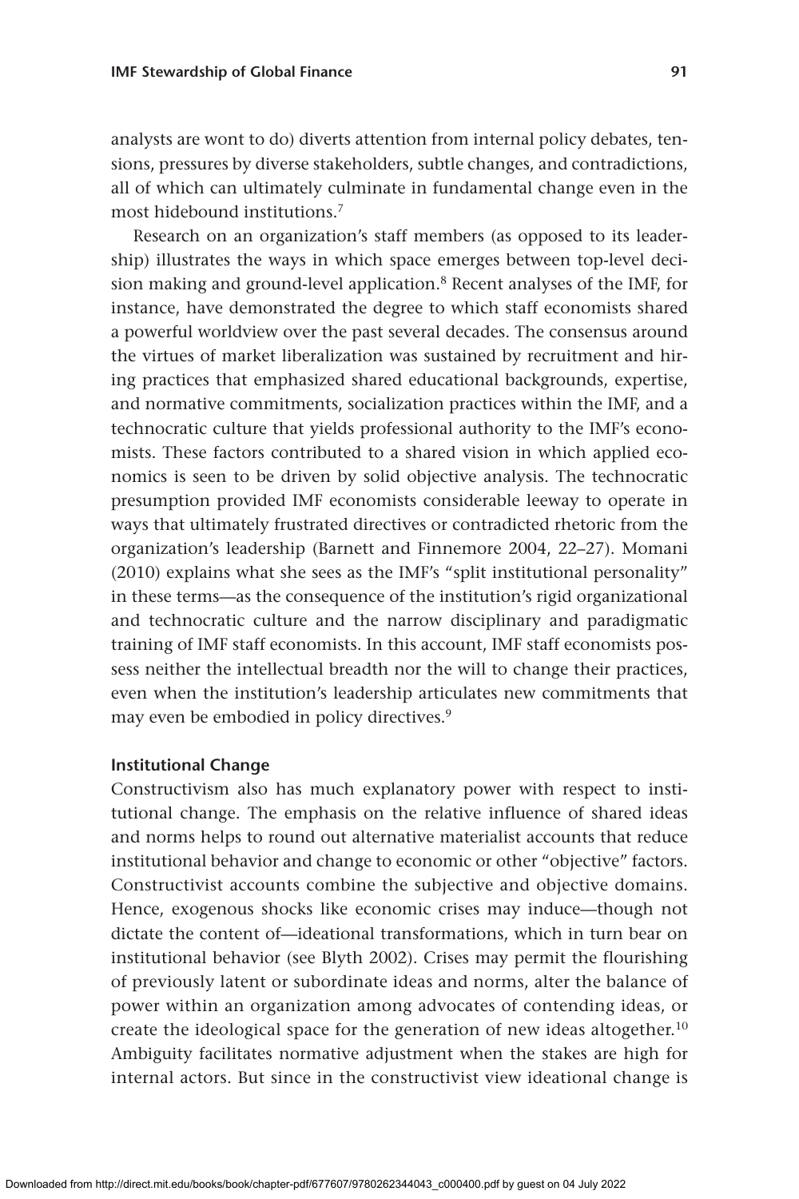analysts are wont to do) diverts attention from internal policy debates, tensions, pressures by diverse stakeholders, subtle changes, and contradictions, all of which can ultimately culminate in fundamental change even in the most hidebound institutions.[7]

Research on an organization's staff members (as opposed to its leadership) illustrates the ways in which space emerges between top-level decision making and ground-level application.[8] Recent analyses of the IMF, for instance, have demonstrated the degree to which staff economists shared a powerful worldview over the past several decades. The consensus around the virtues of market liberalization was sustained by recruitment and hiring practices that emphasized shared educational backgrounds, expertise, and normative commitments, socialization practices within the IMF, and a technocratic culture that yields professional authority to the IMF's economists. These factors contributed to a shared vision in which applied economics is seen to be driven by solid objective analysis. The technocratic presumption provided IMF economists considerable leeway to operate in ways that ultimately frustrated directives or contradicted rhetoric from the organization's leadership (Barnett and Finnemore 2004, 22–27). Momani (2010) explains what she sees as the IMF's "split institutional personality" in these terms—as the consequence of the institution's rigid organizational and technocratic culture and the narrow disciplinary and paradigmatic training of IMF staff economists. In this account, IMF staff economists possess neither the intellectual breadth nor the will to change their practices, even when the institution's leadership articulates new commitments that may even be embodied in policy directives.[9]

### Institutional Change

Constructivism also has much explanatory power with respect to institutional change. The emphasis on the relative influence of shared ideas and norms helps to round out alternative materialist accounts that reduce institutional behavior and change to economic or other "objective" factors. Constructivist accounts combine the subjective and objective domains. Hence, exogenous shocks like economic crises may induce—though not dictate the content of—ideational transformations, which in turn bear on institutional behavior (see Blyth 2002). Crises may permit the flourishing of previously latent or subordinate ideas and norms, alter the balance of power within an organization among advocates of contending ideas, or create the ideological space for the generation of new ideas altogether.[10] Ambiguity facilitates normative adjustment when the stakes are high for internal actors. But since in the constructivist view ideational change is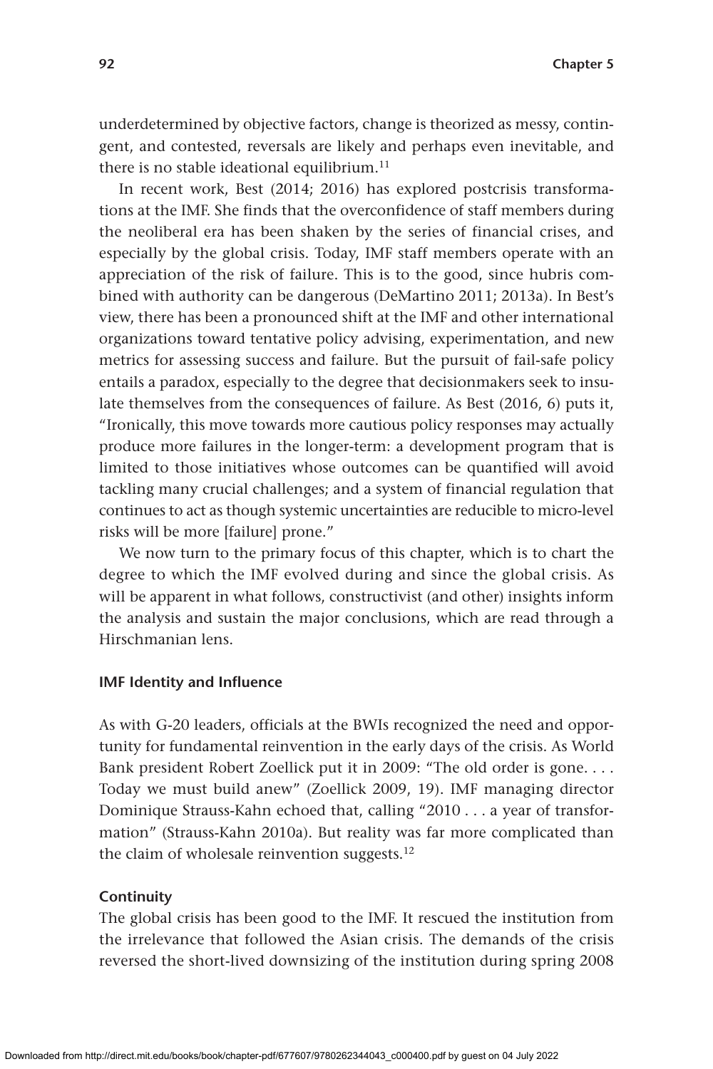underdetermined by objective factors, change is theorized as messy, contingent, and contested, reversals are likely and perhaps even inevitable, and there is no stable ideational equilibrium.[11]

In recent work, Best (2014; 2016) has explored postcrisis transformations at the IMF. She finds that the overconfidence of staff members during the neoliberal era has been shaken by the series of financial crises, and especially by the global crisis. Today, IMF staff members operate with an appreciation of the risk of failure. This is to the good, since hubris combined with authority can be dangerous (DeMartino 2011; 2013a). In Best's view, there has been a pronounced shift at the IMF and other international organizations toward tentative policy advising, experimentation, and new metrics for assessing success and failure. But the pursuit of fail-safe policy entails a paradox, especially to the degree that decisionmakers seek to insulate themselves from the consequences of failure. As Best (2016, 6) puts it, "Ironically, this move towards more cautious policy responses may actually produce more failures in the longer-term: a development program that is limited to those initiatives whose outcomes can be quantified will avoid tackling many crucial challenges; and a system of financial regulation that continues to act as though systemic uncertainties are reducible to micro-level risks will be more [failure] prone."

We now turn to the primary focus of this chapter, which is to chart the degree to which the IMF evolved during and since the global crisis. As will be apparent in what follows, constructivist (and other) insights inform the analysis and sustain the major conclusions, which are read through a Hirschmanian lens.

### IMF Identity and Influence

As with G-20 leaders, officials at the BWIs recognized the need and opportunity for fundamental reinvention in the early days of the crisis. As World Bank president Robert Zoellick put it in 2009: "The old order is gone. . . . Today we must build anew" (Zoellick 2009, 19). IMF managing director Dominique Strauss-Kahn echoed that, calling "2010 . . . a year of transformation" (Strauss-Kahn 2010a). But reality was far more complicated than the claim of wholesale reinvention suggests.[12]

#### Continuity

The global crisis has been good to the IMF. It rescued the institution from the irrelevance that followed the Asian crisis. The demands of the crisis reversed the short-lived downsizing of the institution during spring 2008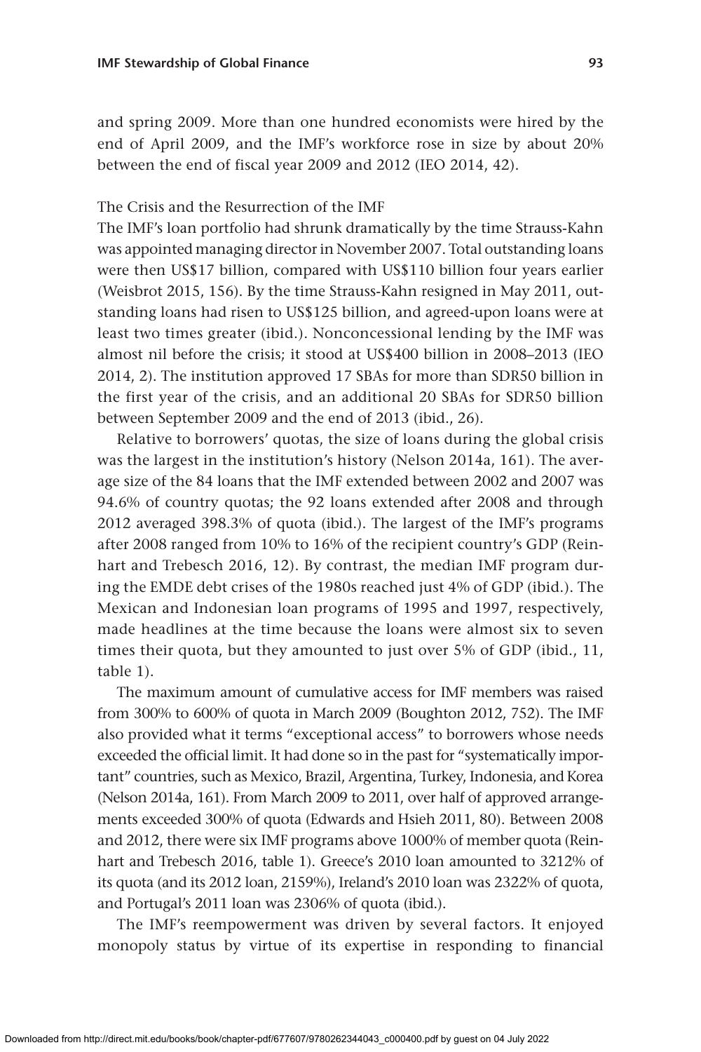and spring 2009. More than one hundred economists were hired by the end of April 2009, and the IMF's workforce rose in size by about 20% between the end of fiscal year 2009 and 2012 (IEO 2014, 42).

### The Crisis and the Resurrection of the IMF

The IMF's loan portfolio had shrunk dramatically by the time Strauss-Kahn was appointed managing director in November 2007. Total outstanding loans were then US$17 billion, compared with US$110 billion four years earlier (Weisbrot 2015, 156). By the time Strauss-Kahn resigned in May 2011, outstanding loans had risen to US$125 billion, and agreed-upon loans were at least two times greater (ibid.). Nonconcessional lending by the IMF was almost nil before the crisis; it stood at US$400 billion in 2008–2013 (IEO 2014, 2). The institution approved 17 SBAs for more than SDR50 billion in the first year of the crisis, and an additional 20 SBAs for SDR50 billion between September 2009 and the end of 2013 (ibid., 26).

Relative to borrowers' quotas, the size of loans during the global crisis was the largest in the institution's history (Nelson 2014a, 161). The average size of the 84 loans that the IMF extended between 2002 and 2007 was 94.6% of country quotas; the 92 loans extended after 2008 and through 2012 averaged 398.3% of quota (ibid.). The largest of the IMF's programs after 2008 ranged from 10% to 16% of the recipient country's GDP (Reinhart and Trebesch 2016, 12). By contrast, the median IMF program during the EMDE debt crises of the 1980s reached just 4% of GDP (ibid.). The Mexican and Indonesian loan programs of 1995 and 1997, respectively, made headlines at the time because the loans were almost six to seven times their quota, but they amounted to just over 5% of GDP (ibid., 11, table 1).

The maximum amount of cumulative access for IMF members was raised from 300% to 600% of quota in March 2009 (Boughton 2012, 752). The IMF also provided what it terms "exceptional access" to borrowers whose needs exceeded the official limit. It had done so in the past for "systematically important" countries, such as Mexico, Brazil, Argentina, Turkey, Indonesia, and Korea (Nelson 2014a, 161). From March 2009 to 2011, over half of approved arrangements exceeded 300% of quota (Edwards and Hsieh 2011, 80). Between 2008 and 2012, there were six IMF programs above 1000% of member quota (Reinhart and Trebesch 2016, table 1). Greece's 2010 loan amounted to 3212% of its quota (and its 2012 loan, 2159%), Ireland's 2010 loan was 2322% of quota, and Portugal's 2011 loan was 2306% of quota (ibid.).

The IMF's reempowerment was driven by several factors. It enjoyed monopoly status by virtue of its expertise in responding to financial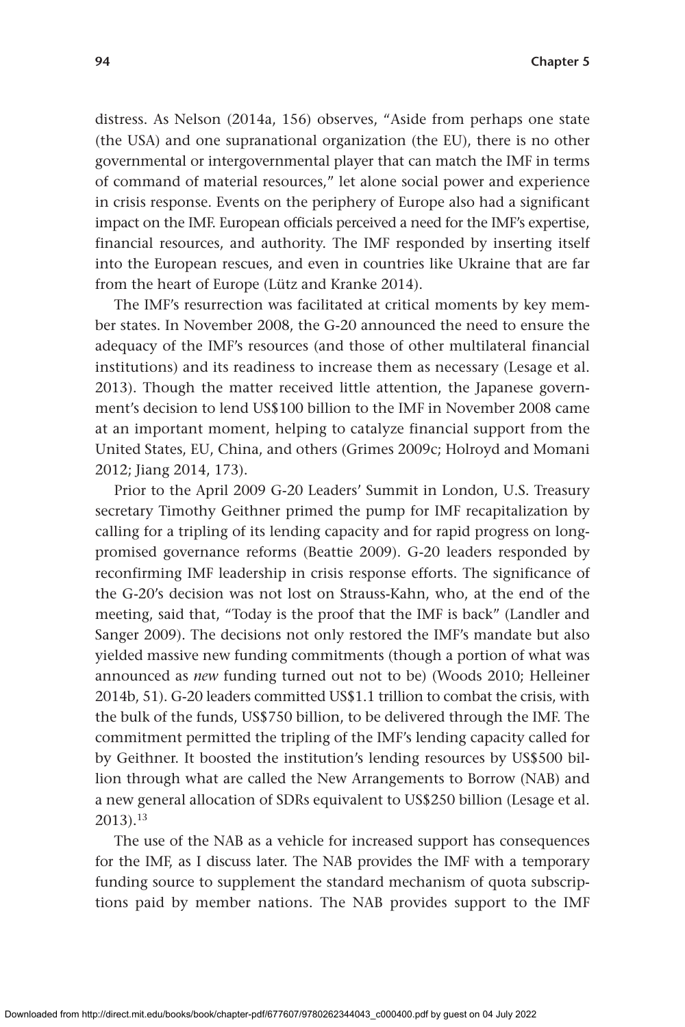distress. As Nelson (2014a, 156) observes, "Aside from perhaps one state (the USA) and one supranational organization (the EU), there is no other governmental or intergovernmental player that can match the IMF in terms of command of material resources," let alone social power and experience in crisis response. Events on the periphery of Europe also had a significant impact on the IMF. European officials perceived a need for the IMF's expertise, financial resources, and authority. The IMF responded by inserting itself into the European rescues, and even in countries like Ukraine that are far from the heart of Europe (Lütz and Kranke 2014).

The IMF's resurrection was facilitated at critical moments by key member states. In November 2008, the G-20 announced the need to ensure the adequacy of the IMF's resources (and those of other multilateral financial institutions) and its readiness to increase them as necessary (Lesage et al. 2013). Though the matter received little attention, the Japanese government's decision to lend US$100 billion to the IMF in November 2008 came at an important moment, helping to catalyze financial support from the United States, EU, China, and others (Grimes 2009c; Holroyd and Momani 2012; Jiang 2014, 173).

Prior to the April 2009 G-20 Leaders' Summit in London, U.S. Treasury secretary Timothy Geithner primed the pump for IMF recapitalization by calling for a tripling of its lending capacity and for rapid progress on long-promised governance reforms (Beattie 2009). G-20 leaders responded by reconfirming IMF leadership in crisis response efforts. The significance of the G-20's decision was not lost on Strauss-Kahn, who, at the end of the meeting, said that, "Today is the proof that the IMF is back" (Landler and Sanger 2009). The decisions not only restored the IMF's mandate but also yielded massive new funding commitments (though a portion of what was announced as *new* funding turned out not to be) (Woods 2010; Helleiner 2014b, 51). G-20 leaders committed US$1.1 trillion to combat the crisis, with the bulk of the funds, US$750 billion, to be delivered through the IMF. The commitment permitted the tripling of the IMF's lending capacity called for by Geithner. It boosted the institution's lending resources by US$500 billion through what are called the New Arrangements to Borrow (NAB) and a new general allocation of SDRs equivalent to US$250 billion (Lesage et al. 2013).[13]

The use of the NAB as a vehicle for increased support has consequences for the IMF, as I discuss later. The NAB provides the IMF with a temporary funding source to supplement the standard mechanism of quota subscriptions paid by member nations. The NAB provides support to the IMF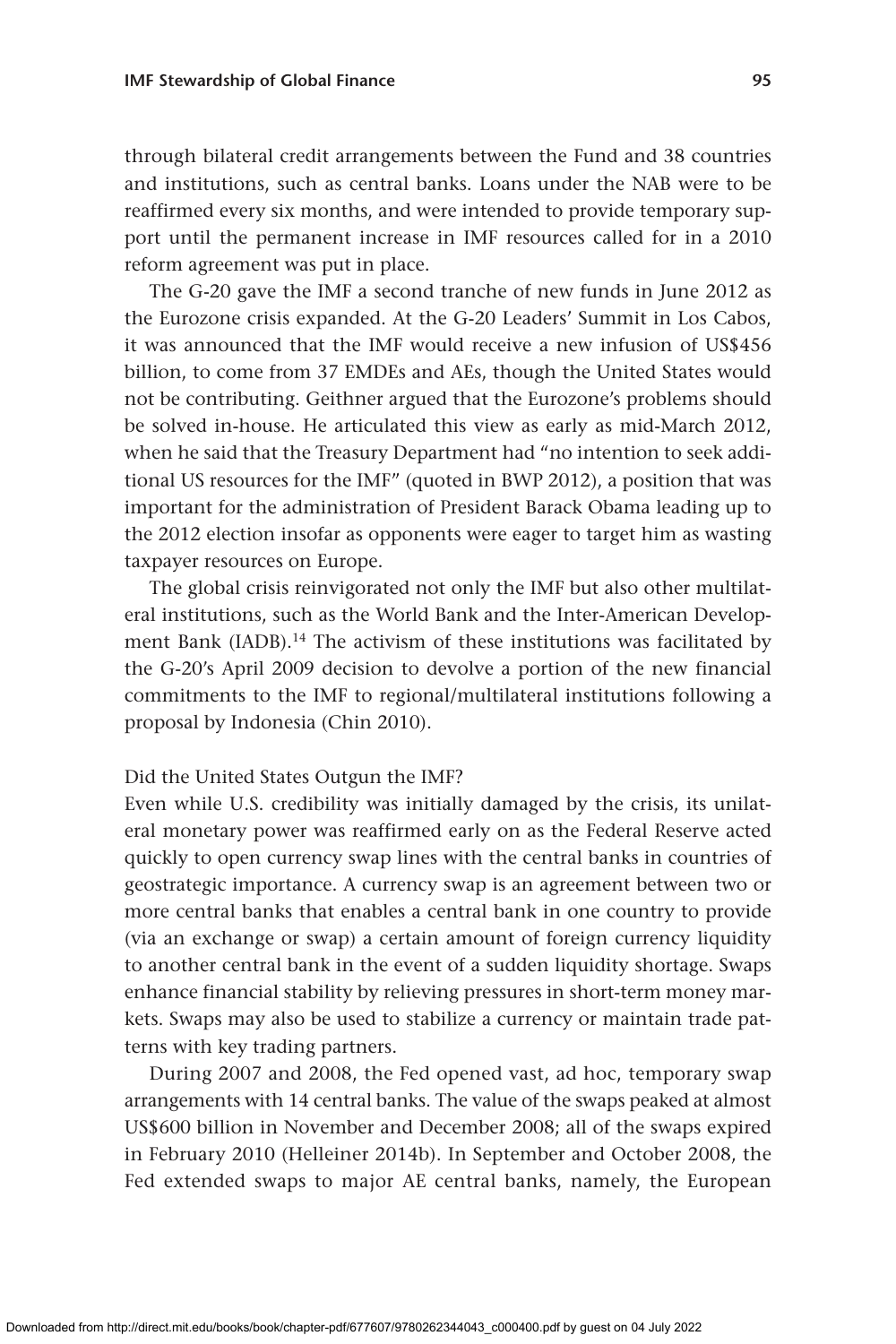through bilateral credit arrangements between the Fund and 38 countries and institutions, such as central banks. Loans under the NAB were to be reaffirmed every six months, and were intended to provide temporary support until the permanent increase in IMF resources called for in a 2010 reform agreement was put in place.

The G-20 gave the IMF a second tranche of new funds in June 2012 as the Eurozone crisis expanded. At the G-20 Leaders' Summit in Los Cabos, it was announced that the IMF would receive a new infusion of US$456 billion, to come from 37 EMDEs and AEs, though the United States would not be contributing. Geithner argued that the Eurozone's problems should be solved in-house. He articulated this view as early as mid-March 2012, when he said that the Treasury Department had "no intention to seek additional US resources for the IMF" (quoted in BWP 2012), a position that was important for the administration of President Barack Obama leading up to the 2012 election insofar as opponents were eager to target him as wasting taxpayer resources on Europe.

The global crisis reinvigorated not only the IMF but also other multilateral institutions, such as the World Bank and the Inter-American Development Bank (IADB).[14] The activism of these institutions was facilitated by the G-20's April 2009 decision to devolve a portion of the new financial commitments to the IMF to regional/multilateral institutions following a proposal by Indonesia (Chin 2010).

### Did the United States Outgun the IMF?

Even while U.S. credibility was initially damaged by the crisis, its unilateral monetary power was reaffirmed early on as the Federal Reserve acted quickly to open currency swap lines with the central banks in countries of geostrategic importance. A currency swap is an agreement between two or more central banks that enables a central bank in one country to provide (via an exchange or swap) a certain amount of foreign currency liquidity to another central bank in the event of a sudden liquidity shortage. Swaps enhance financial stability by relieving pressures in short-term money markets. Swaps may also be used to stabilize a currency or maintain trade patterns with key trading partners.

During 2007 and 2008, the Fed opened vast, ad hoc, temporary swap arrangements with 14 central banks. The value of the swaps peaked at almost US$600 billion in November and December 2008; all of the swaps expired in February 2010 (Helleiner 2014b). In September and October 2008, the Fed extended swaps to major AE central banks, namely, the European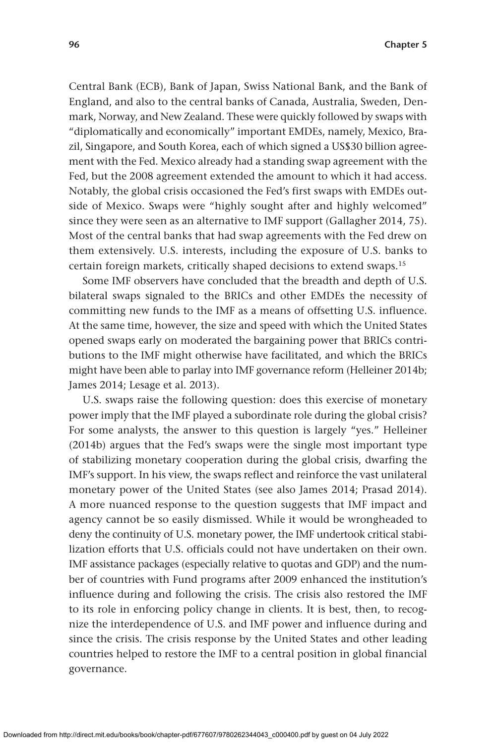Central Bank (ECB), Bank of Japan, Swiss National Bank, and the Bank of England, and also to the central banks of Canada, Australia, Sweden, Denmark, Norway, and New Zealand. These were quickly followed by swaps with "diplomatically and economically" important EMDEs, namely, Mexico, Brazil, Singapore, and South Korea, each of which signed a US$30 billion agreement with the Fed. Mexico already had a standing swap agreement with the Fed, but the 2008 agreement extended the amount to which it had access. Notably, the global crisis occasioned the Fed's first swaps with EMDEs outside of Mexico. Swaps were "highly sought after and highly welcomed" since they were seen as an alternative to IMF support (Gallagher 2014, 75). Most of the central banks that had swap agreements with the Fed drew on them extensively. U.S. interests, including the exposure of U.S. banks to certain foreign markets, critically shaped decisions to extend swaps.[15]

Some IMF observers have concluded that the breadth and depth of U.S. bilateral swaps signaled to the BRICs and other EMDEs the necessity of committing new funds to the IMF as a means of offsetting U.S. influence. At the same time, however, the size and speed with which the United States opened swaps early on moderated the bargaining power that BRICs contributions to the IMF might otherwise have facilitated, and which the BRICs might have been able to parlay into IMF governance reform (Helleiner 2014b; James 2014; Lesage et al. 2013).

U.S. swaps raise the following question: does this exercise of monetary power imply that the IMF played a subordinate role during the global crisis? For some analysts, the answer to this question is largely "yes." Helleiner (2014b) argues that the Fed's swaps were the single most important type of stabilizing monetary cooperation during the global crisis, dwarfing the IMF's support. In his view, the swaps reflect and reinforce the vast unilateral monetary power of the United States (see also James 2014; Prasad 2014). A more nuanced response to the question suggests that IMF impact and agency cannot be so easily dismissed. While it would be wrongheaded to deny the continuity of U.S. monetary power, the IMF undertook critical stabilization efforts that U.S. officials could not have undertaken on their own. IMF assistance packages (especially relative to quotas and GDP) and the number of countries with Fund programs after 2009 enhanced the institution's influence during and following the crisis. The crisis also restored the IMF to its role in enforcing policy change in clients. It is best, then, to recognize the interdependence of U.S. and IMF power and influence during and since the crisis. The crisis response by the United States and other leading countries helped to restore the IMF to a central position in global financial governance.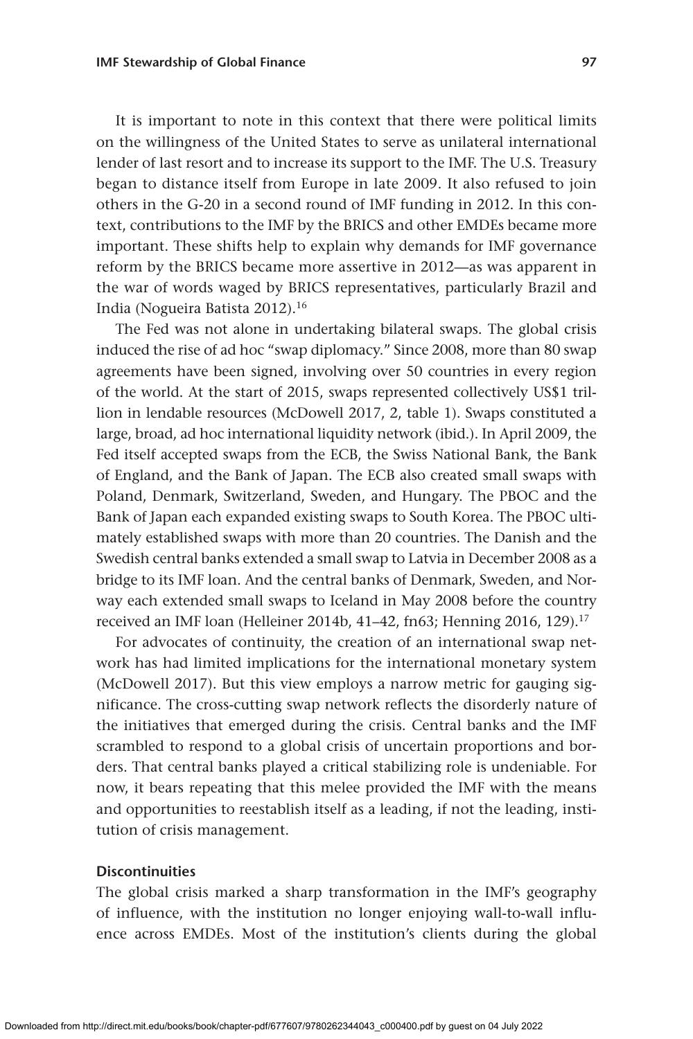It is important to note in this context that there were political limits on the willingness of the United States to serve as unilateral international lender of last resort and to increase its support to the IMF. The U.S. Treasury began to distance itself from Europe in late 2009. It also refused to join others in the G-20 in a second round of IMF funding in 2012. In this context, contributions to the IMF by the BRICS and other EMDEs became more important. These shifts help to explain why demands for IMF governance reform by the BRICS became more assertive in 2012—as was apparent in the war of words waged by BRICS representatives, particularly Brazil and India (Nogueira Batista 2012).[16]

The Fed was not alone in undertaking bilateral swaps. The global crisis induced the rise of ad hoc "swap diplomacy." Since 2008, more than 80 swap agreements have been signed, involving over 50 countries in every region of the world. At the start of 2015, swaps represented collectively US$1 trillion in lendable resources (McDowell 2017, 2, table 1). Swaps constituted a large, broad, ad hoc international liquidity network (ibid.). In April 2009, the Fed itself accepted swaps from the ECB, the Swiss National Bank, the Bank of England, and the Bank of Japan. The ECB also created small swaps with Poland, Denmark, Switzerland, Sweden, and Hungary. The PBOC and the Bank of Japan each expanded existing swaps to South Korea. The PBOC ultimately established swaps with more than 20 countries. The Danish and the Swedish central banks extended a small swap to Latvia in December 2008 as a bridge to its IMF loan. And the central banks of Denmark, Sweden, and Norway each extended small swaps to Iceland in May 2008 before the country received an IMF loan (Helleiner 2014b, 41–42, fn63; Henning 2016, 129).[17]

For advocates of continuity, the creation of an international swap network has had limited implications for the international monetary system (McDowell 2017). But this view employs a narrow metric for gauging significance. The cross-cutting swap network reflects the disorderly nature of the initiatives that emerged during the crisis. Central banks and the IMF scrambled to respond to a global crisis of uncertain proportions and borders. That central banks played a critical stabilizing role is undeniable. For now, it bears repeating that this melee provided the IMF with the means and opportunities to reestablish itself as a leading, if not the leading, institution of crisis management.

### Discontinuities

The global crisis marked a sharp transformation in the IMF's geography of influence, with the institution no longer enjoying wall-to-wall influence across EMDEs. Most of the institution's clients during the global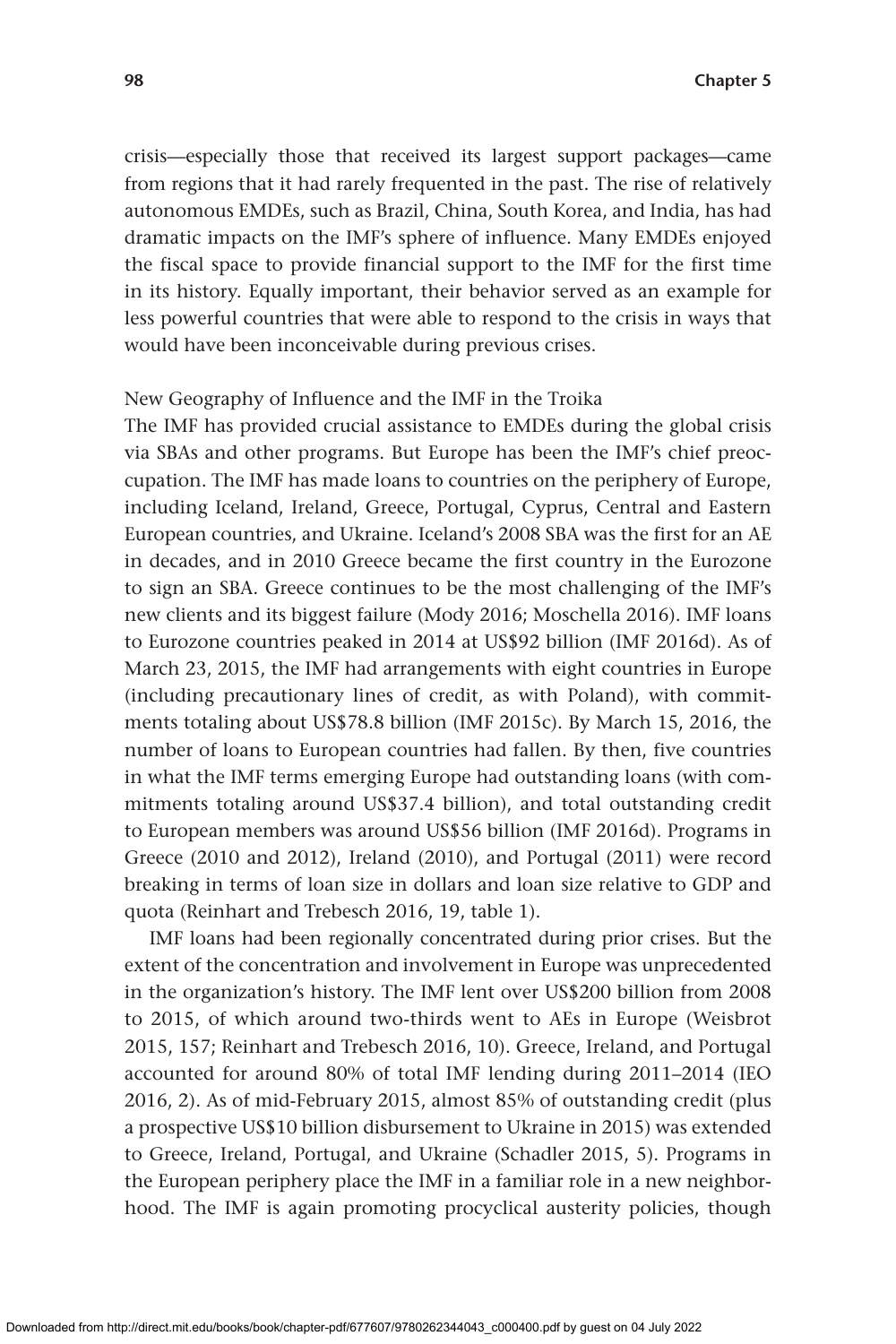crisis—especially those that received its largest support packages—came from regions that it had rarely frequented in the past. The rise of relatively autonomous EMDEs, such as Brazil, China, South Korea, and India, has had dramatic impacts on the IMF's sphere of influence. Many EMDEs enjoyed the fiscal space to provide financial support to the IMF for the first time in its history. Equally important, their behavior served as an example for less powerful countries that were able to respond to the crisis in ways that would have been inconceivable during previous crises.

### New Geography of Influence and the IMF in the Troika

The IMF has provided crucial assistance to EMDEs during the global crisis via SBAs and other programs. But Europe has been the IMF's chief preoccupation. The IMF has made loans to countries on the periphery of Europe, including Iceland, Ireland, Greece, Portugal, Cyprus, Central and Eastern European countries, and Ukraine. Iceland's 2008 SBA was the first for an AE in decades, and in 2010 Greece became the first country in the Eurozone to sign an SBA. Greece continues to be the most challenging of the IMF's new clients and its biggest failure (Mody 2016; Moschella 2016). IMF loans to Eurozone countries peaked in 2014 at US$92 billion (IMF 2016d). As of March 23, 2015, the IMF had arrangements with eight countries in Europe (including precautionary lines of credit, as with Poland), with commitments totaling about US$78.8 billion (IMF 2015c). By March 15, 2016, the number of loans to European countries had fallen. By then, five countries in what the IMF terms emerging Europe had outstanding loans (with commitments totaling around US$37.4 billion), and total outstanding credit to European members was around US$56 billion (IMF 2016d). Programs in Greece (2010 and 2012), Ireland (2010), and Portugal (2011) were record breaking in terms of loan size in dollars and loan size relative to GDP and quota (Reinhart and Trebesch 2016, 19, table 1).

IMF loans had been regionally concentrated during prior crises. But the extent of the concentration and involvement in Europe was unprecedented in the organization's history. The IMF lent over US$200 billion from 2008 to 2015, of which around two-thirds went to AEs in Europe (Weisbrot 2015, 157; Reinhart and Trebesch 2016, 10). Greece, Ireland, and Portugal accounted for around 80% of total IMF lending during 2011–2014 (IEO 2016, 2). As of mid-February 2015, almost 85% of outstanding credit (plus a prospective US$10 billion disbursement to Ukraine in 2015) was extended to Greece, Ireland, Portugal, and Ukraine (Schadler 2015, 5). Programs in the European periphery place the IMF in a familiar role in a new neighborhood. The IMF is again promoting procyclical austerity policies, though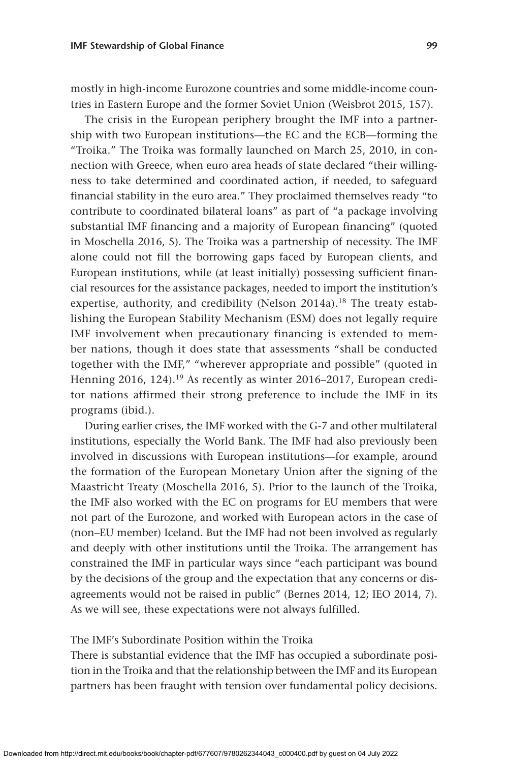mostly in high-income Eurozone countries and some middle-income countries in Eastern Europe and the former Soviet Union (Weisbrot 2015, 157).

The crisis in the European periphery brought the IMF into a partnership with two European institutions—the EC and the ECB—forming the "Troika." The Troika was formally launched on March 25, 2010, in connection with Greece, when euro area heads of state declared "their willingness to take determined and coordinated action, if needed, to safeguard financial stability in the euro area." They proclaimed themselves ready "to contribute to coordinated bilateral loans" as part of "a package involving substantial IMF financing and a majority of European financing" (quoted in Moschella 2016, 5). The Troika was a partnership of necessity. The IMF alone could not fill the borrowing gaps faced by European clients, and European institutions, while (at least initially) possessing sufficient financial resources for the assistance packages, needed to import the institution's expertise, authority, and credibility (Nelson 2014a).[18] The treaty establishing the European Stability Mechanism (ESM) does not legally require IMF involvement when precautionary financing is extended to member nations, though it does state that assessments "shall be conducted together with the IMF," "wherever appropriate and possible" (quoted in Henning 2016, 124).[19] As recently as winter 2016–2017, European creditor nations affirmed their strong preference to include the IMF in its programs (ibid.).

During earlier crises, the IMF worked with the G-7 and other multilateral institutions, especially the World Bank. The IMF had also previously been involved in discussions with European institutions—for example, around the formation of the European Monetary Union after the signing of the Maastricht Treaty (Moschella 2016, 5). Prior to the launch of the Troika, the IMF also worked with the EC on programs for EU members that were not part of the Eurozone, and worked with European actors in the case of (non–EU member) Iceland. But the IMF had not been involved as regularly and deeply with other institutions until the Troika. The arrangement has constrained the IMF in particular ways since "each participant was bound by the decisions of the group and the expectation that any concerns or disagreements would not be raised in public" (Bernes 2014, 12; IEO 2014, 7). As we will see, these expectations were not always fulfilled.

### The IMF's Subordinate Position within the Troika

There is substantial evidence that the IMF has occupied a subordinate position in the Troika and that the relationship between the IMF and its European partners has been fraught with tension over fundamental policy decisions.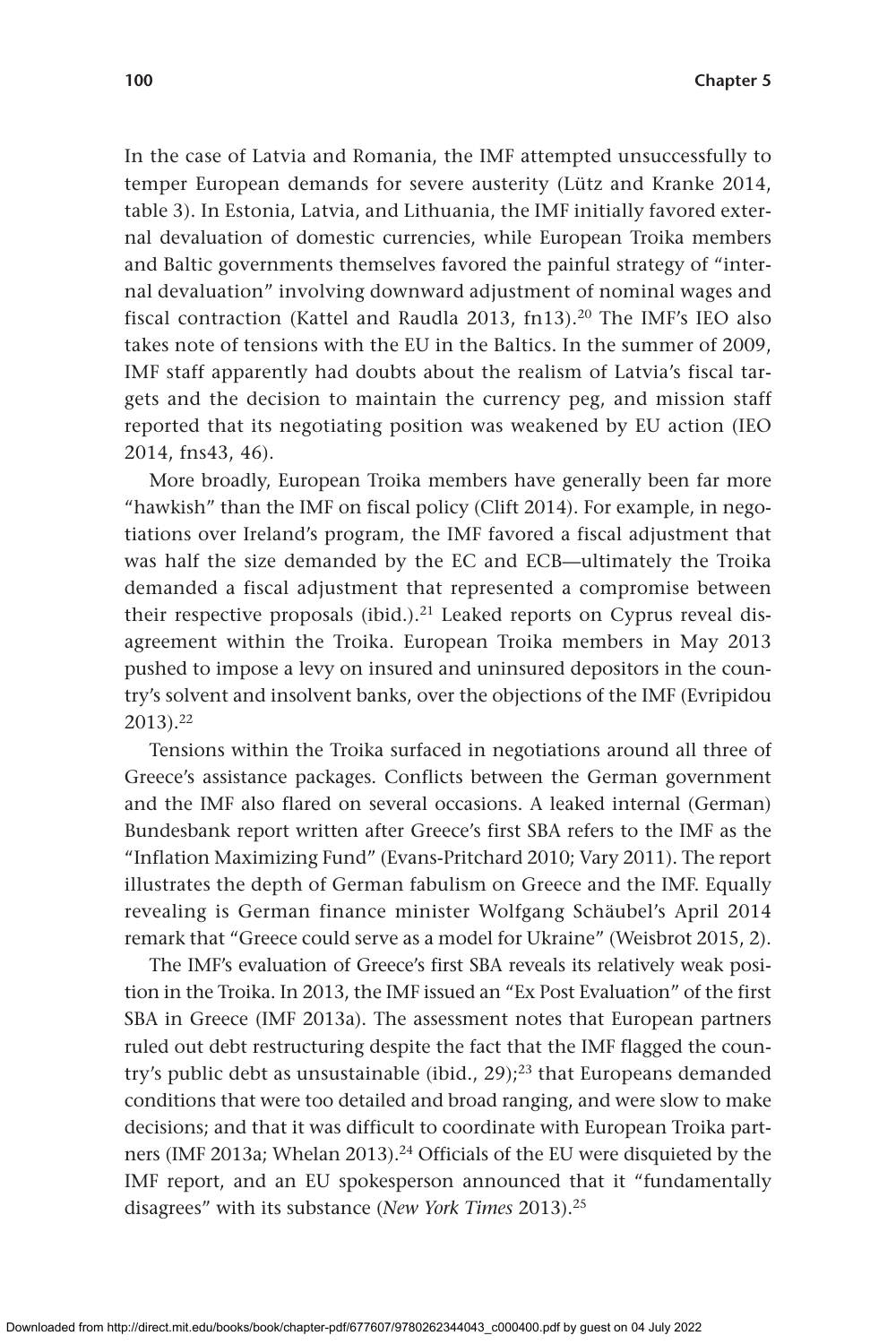In the case of Latvia and Romania, the IMF attempted unsuccessfully to temper European demands for severe austerity (Lütz and Kranke 2014, table 3). In Estonia, Latvia, and Lithuania, the IMF initially favored external devaluation of domestic currencies, while European Troika members and Baltic governments themselves favored the painful strategy of "internal devaluation" involving downward adjustment of nominal wages and fiscal contraction (Kattel and Raudla 2013, fn13).[20] The IMF's IEO also takes note of tensions with the EU in the Baltics. In the summer of 2009, IMF staff apparently had doubts about the realism of Latvia's fiscal targets and the decision to maintain the currency peg, and mission staff reported that its negotiating position was weakened by EU action (IEO 2014, fns43, 46).

More broadly, European Troika members have generally been far more "hawkish" than the IMF on fiscal policy (Clift 2014). For example, in negotiations over Ireland's program, the IMF favored a fiscal adjustment that was half the size demanded by the EC and ECB—ultimately the Troika demanded a fiscal adjustment that represented a compromise between their respective proposals (ibid.).[21] Leaked reports on Cyprus reveal disagreement within the Troika. European Troika members in May 2013 pushed to impose a levy on insured and uninsured depositors in the country's solvent and insolvent banks, over the objections of the IMF (Evripidou 2013).[22]

Tensions within the Troika surfaced in negotiations around all three of Greece's assistance packages. Conflicts between the German government and the IMF also flared on several occasions. A leaked internal (German) Bundesbank report written after Greece's first SBA refers to the IMF as the "Inflation Maximizing Fund" (Evans-Pritchard 2010; Vary 2011). The report illustrates the depth of German fabulism on Greece and the IMF. Equally revealing is German finance minister Wolfgang Schäubel's April 2014 remark that "Greece could serve as a model for Ukraine" (Weisbrot 2015, 2).

The IMF's evaluation of Greece's first SBA reveals its relatively weak position in the Troika. In 2013, the IMF issued an "Ex Post Evaluation" of the first SBA in Greece (IMF 2013a). The assessment notes that European partners ruled out debt restructuring despite the fact that the IMF flagged the country's public debt as unsustainable (ibid., 29);[23] that Europeans demanded conditions that were too detailed and broad ranging, and were slow to make decisions; and that it was difficult to coordinate with European Troika partners (IMF 2013a; Whelan 2013).[24] Officials of the EU were disquieted by the IMF report, and an EU spokesperson announced that it "fundamentally disagrees" with its substance (*New York Times* 2013).[25]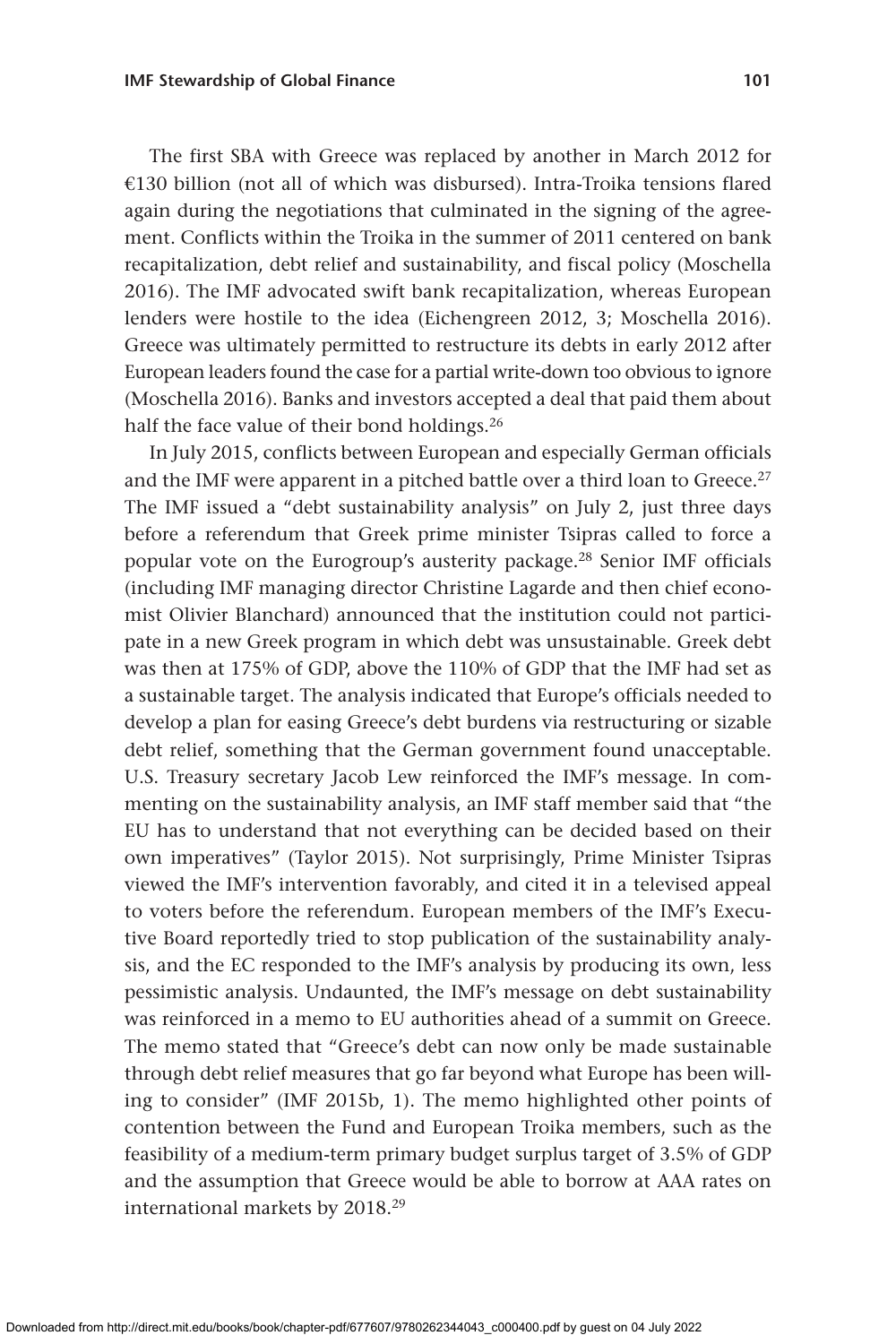The first SBA with Greece was replaced by another in March 2012 for €130 billion (not all of which was disbursed). Intra-Troika tensions flared again during the negotiations that culminated in the signing of the agreement. Conflicts within the Troika in the summer of 2011 centered on bank recapitalization, debt relief and sustainability, and fiscal policy (Moschella 2016). The IMF advocated swift bank recapitalization, whereas European lenders were hostile to the idea (Eichengreen 2012, 3; Moschella 2016). Greece was ultimately permitted to restructure its debts in early 2012 after European leaders found the case for a partial write-down too obvious to ignore (Moschella 2016). Banks and investors accepted a deal that paid them about half the face value of their bond holdings.[26]

In July 2015, conflicts between European and especially German officials and the IMF were apparent in a pitched battle over a third loan to Greece.[27] The IMF issued a "debt sustainability analysis" on July 2, just three days before a referendum that Greek prime minister Tsipras called to force a popular vote on the Eurogroup's austerity package.[28] Senior IMF officials (including IMF managing director Christine Lagarde and then chief economist Olivier Blanchard) announced that the institution could not participate in a new Greek program in which debt was unsustainable. Greek debt was then at 175% of GDP, above the 110% of GDP that the IMF had set as a sustainable target. The analysis indicated that Europe's officials needed to develop a plan for easing Greece's debt burdens via restructuring or sizable debt relief, something that the German government found unacceptable. U.S. Treasury secretary Jacob Lew reinforced the IMF's message. In commenting on the sustainability analysis, an IMF staff member said that "the EU has to understand that not everything can be decided based on their own imperatives" (Taylor 2015). Not surprisingly, Prime Minister Tsipras viewed the IMF's intervention favorably, and cited it in a televised appeal to voters before the referendum. European members of the IMF's Executive Board reportedly tried to stop publication of the sustainability analysis, and the EC responded to the IMF's analysis by producing its own, less pessimistic analysis. Undaunted, the IMF's message on debt sustainability was reinforced in a memo to EU authorities ahead of a summit on Greece. The memo stated that "Greece's debt can now only be made sustainable through debt relief measures that go far beyond what Europe has been willing to consider" (IMF 2015b, 1). The memo highlighted other points of contention between the Fund and European Troika members, such as the feasibility of a medium-term primary budget surplus target of 3.5% of GDP and the assumption that Greece would be able to borrow at AAA rates on international markets by 2018.[29]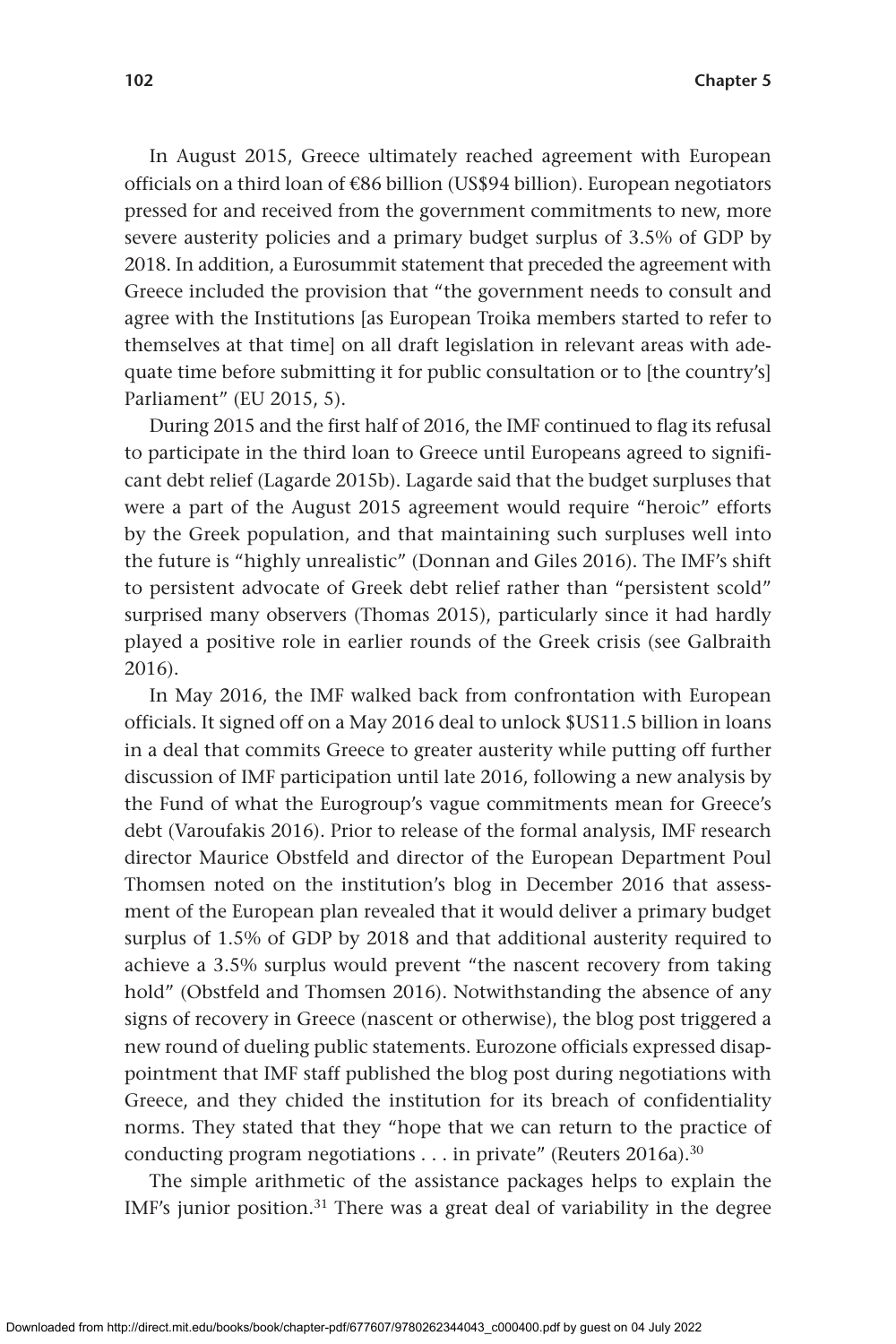In August 2015, Greece ultimately reached agreement with European officials on a third loan of €86 billion (US$94 billion). European negotiators pressed for and received from the government commitments to new, more severe austerity policies and a primary budget surplus of 3.5% of GDP by 2018. In addition, a Eurosummit statement that preceded the agreement with Greece included the provision that "the government needs to consult and agree with the Institutions [as European Troika members started to refer to themselves at that time] on all draft legislation in relevant areas with adequate time before submitting it for public consultation or to [the country's] Parliament" (EU 2015, 5).

During 2015 and the first half of 2016, the IMF continued to flag its refusal to participate in the third loan to Greece until Europeans agreed to significant debt relief (Lagarde 2015b). Lagarde said that the budget surpluses that were a part of the August 2015 agreement would require "heroic" efforts by the Greek population, and that maintaining such surpluses well into the future is "highly unrealistic" (Donnan and Giles 2016). The IMF's shift to persistent advocate of Greek debt relief rather than "persistent scold" surprised many observers (Thomas 2015), particularly since it had hardly played a positive role in earlier rounds of the Greek crisis (see Galbraith 2016).

In May 2016, the IMF walked back from confrontation with European officials. It signed off on a May 2016 deal to unlock $US11.5 billion in loans in a deal that commits Greece to greater austerity while putting off further discussion of IMF participation until late 2016, following a new analysis by the Fund of what the Eurogroup's vague commitments mean for Greece's debt (Varoufakis 2016). Prior to release of the formal analysis, IMF research director Maurice Obstfeld and director of the European Department Poul Thomsen noted on the institution's blog in December 2016 that assessment of the European plan revealed that it would deliver a primary budget surplus of 1.5% of GDP by 2018 and that additional austerity required to achieve a 3.5% surplus would prevent "the nascent recovery from taking hold" (Obstfeld and Thomsen 2016). Notwithstanding the absence of any signs of recovery in Greece (nascent or otherwise), the blog post triggered a new round of dueling public statements. Eurozone officials expressed disappointment that IMF staff published the blog post during negotiations with Greece, and they chided the institution for its breach of confidentiality norms. They stated that they "hope that we can return to the practice of conducting program negotiations . . . in private" (Reuters 2016a).[30]

The simple arithmetic of the assistance packages helps to explain the IMF's junior position.[31] There was a great deal of variability in the degree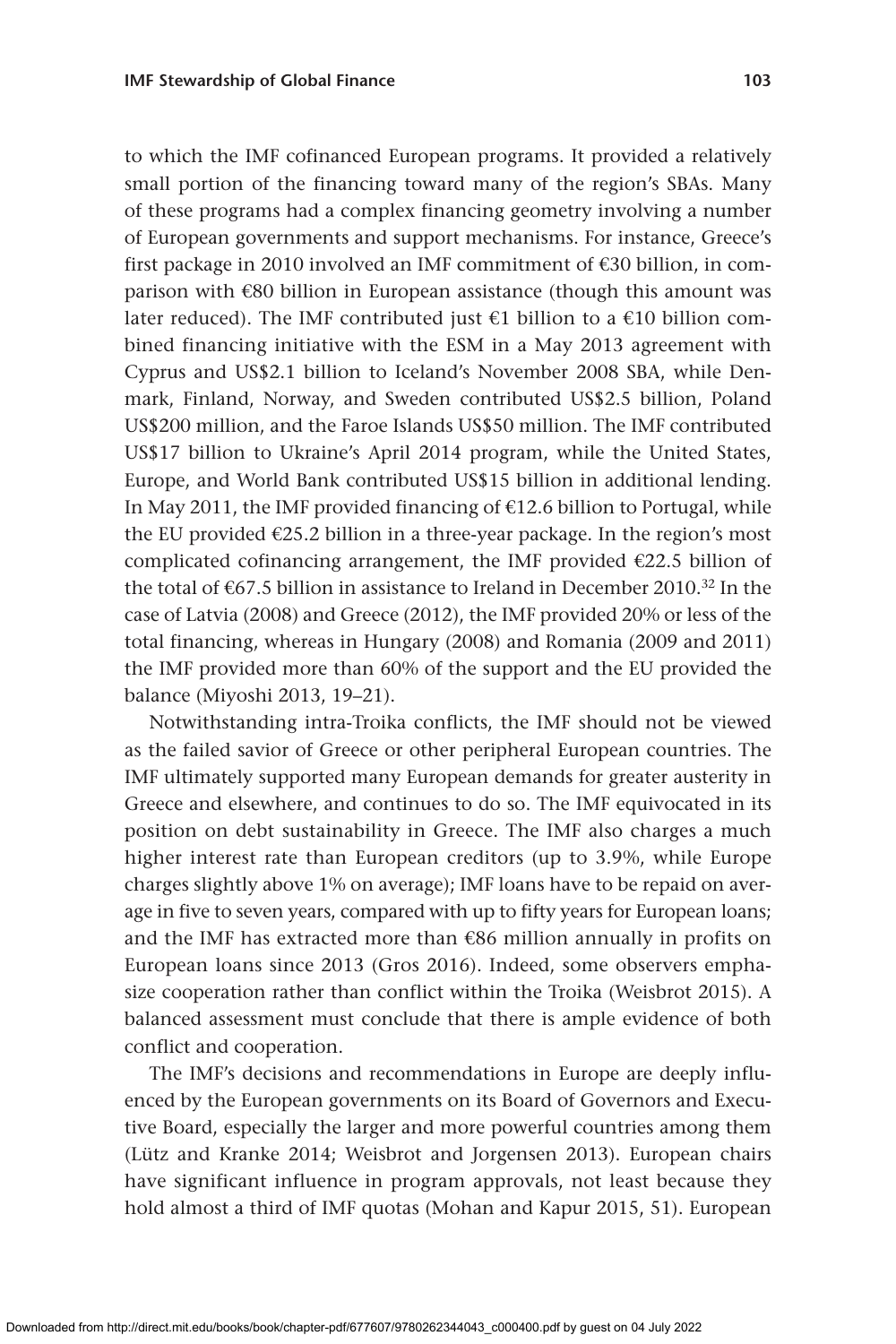to which the IMF cofinanced European programs. It provided a relatively small portion of the financing toward many of the region's SBAs. Many of these programs had a complex financing geometry involving a number of European governments and support mechanisms. For instance, Greece's first package in 2010 involved an IMF commitment of €30 billion, in comparison with €80 billion in European assistance (though this amount was later reduced). The IMF contributed just €1 billion to a €10 billion combined financing initiative with the ESM in a May 2013 agreement with Cyprus and US$2.1 billion to Iceland's November 2008 SBA, while Denmark, Finland, Norway, and Sweden contributed US$2.5 billion, Poland US$200 million, and the Faroe Islands US$50 million. The IMF contributed US$17 billion to Ukraine's April 2014 program, while the United States, Europe, and World Bank contributed US$15 billion in additional lending. In May 2011, the IMF provided financing of €12.6 billion to Portugal, while the EU provided €25.2 billion in a three-year package. In the region's most complicated cofinancing arrangement, the IMF provided €22.5 billion of the total of €67.5 billion in assistance to Ireland in December 2010.[32] In the case of Latvia (2008) and Greece (2012), the IMF provided 20% or less of the total financing, whereas in Hungary (2008) and Romania (2009 and 2011) the IMF provided more than 60% of the support and the EU provided the balance (Miyoshi 2013, 19–21).

Notwithstanding intra-Troika conflicts, the IMF should not be viewed as the failed savior of Greece or other peripheral European countries. The IMF ultimately supported many European demands for greater austerity in Greece and elsewhere, and continues to do so. The IMF equivocated in its position on debt sustainability in Greece. The IMF also charges a much higher interest rate than European creditors (up to 3.9%, while Europe charges slightly above 1% on average); IMF loans have to be repaid on average in five to seven years, compared with up to fifty years for European loans; and the IMF has extracted more than €86 million annually in profits on European loans since 2013 (Gros 2016). Indeed, some observers emphasize cooperation rather than conflict within the Troika (Weisbrot 2015). A balanced assessment must conclude that there is ample evidence of both conflict and cooperation.

The IMF's decisions and recommendations in Europe are deeply influenced by the European governments on its Board of Governors and Executive Board, especially the larger and more powerful countries among them (Lütz and Kranke 2014; Weisbrot and Jorgensen 2013). European chairs have significant influence in program approvals, not least because they hold almost a third of IMF quotas (Mohan and Kapur 2015, 51). European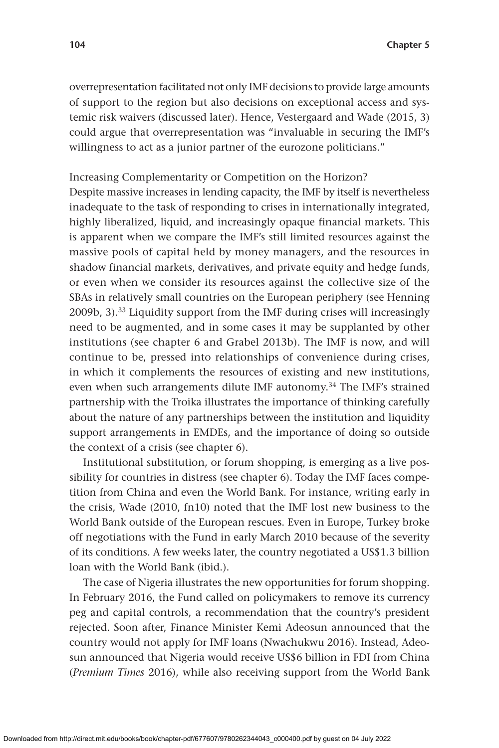overrepresentation facilitated not only IMF decisions to provide large amounts of support to the region but also decisions on exceptional access and systemic risk waivers (discussed later). Hence, Vestergaard and Wade (2015, 3) could argue that overrepresentation was "invaluable in securing the IMF's willingness to act as a junior partner of the eurozone politicians."

### Increasing Complementarity or Competition on the Horizon?

Despite massive increases in lending capacity, the IMF by itself is nevertheless inadequate to the task of responding to crises in internationally integrated, highly liberalized, liquid, and increasingly opaque financial markets. This is apparent when we compare the IMF's still limited resources against the massive pools of capital held by money managers, and the resources in shadow financial markets, derivatives, and private equity and hedge funds, or even when we consider its resources against the collective size of the SBAs in relatively small countries on the European periphery (see Henning 2009b, 3).[33] Liquidity support from the IMF during crises will increasingly need to be augmented, and in some cases it may be supplanted by other institutions (see chapter 6 and Grabel 2013b). The IMF is now, and will continue to be, pressed into relationships of convenience during crises, in which it complements the resources of existing and new institutions, even when such arrangements dilute IMF autonomy.[34] The IMF's strained partnership with the Troika illustrates the importance of thinking carefully about the nature of any partnerships between the institution and liquidity support arrangements in EMDEs, and the importance of doing so outside the context of a crisis (see chapter 6).

Institutional substitution, or forum shopping, is emerging as a live possibility for countries in distress (see chapter 6). Today the IMF faces competition from China and even the World Bank. For instance, writing early in the crisis, Wade (2010, fn10) noted that the IMF lost new business to the World Bank outside of the European rescues. Even in Europe, Turkey broke off negotiations with the Fund in early March 2010 because of the severity of its conditions. A few weeks later, the country negotiated a US$1.3 billion loan with the World Bank (ibid.).

The case of Nigeria illustrates the new opportunities for forum shopping. In February 2016, the Fund called on policymakers to remove its currency peg and capital controls, a recommendation that the country's president rejected. Soon after, Finance Minister Kemi Adeosun announced that the country would not apply for IMF loans (Nwachukwu 2016). Instead, Adeosun announced that Nigeria would receive US$6 billion in FDI from China (*Premium Times* 2016), while also receiving support from the World Bank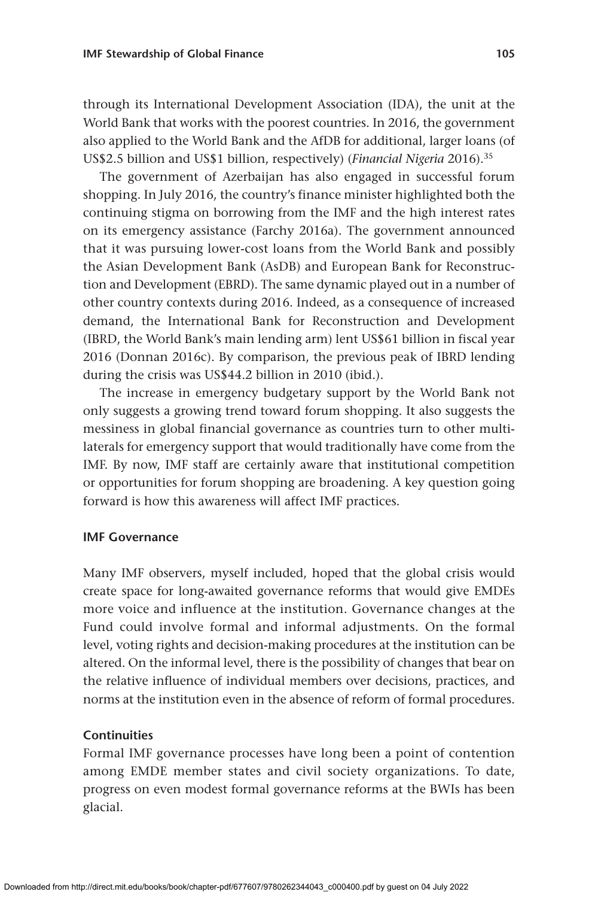through its International Development Association (IDA), the unit at the World Bank that works with the poorest countries. In 2016, the government also applied to the World Bank and the AfDB for additional, larger loans (of US$2.5 billion and US$1 billion, respectively) (*Financial Nigeria* 2016).[35]

The government of Azerbaijan has also engaged in successful forum shopping. In July 2016, the country's finance minister highlighted both the continuing stigma on borrowing from the IMF and the high interest rates on its emergency assistance (Farchy 2016a). The government announced that it was pursuing lower-cost loans from the World Bank and possibly the Asian Development Bank (AsDB) and European Bank for Reconstruction and Development (EBRD). The same dynamic played out in a number of other country contexts during 2016. Indeed, as a consequence of increased demand, the International Bank for Reconstruction and Development (IBRD, the World Bank's main lending arm) lent US$61 billion in fiscal year 2016 (Donnan 2016c). By comparison, the previous peak of IBRD lending during the crisis was US$44.2 billion in 2010 (ibid.).

The increase in emergency budgetary support by the World Bank not only suggests a growing trend toward forum shopping. It also suggests the messiness in global financial governance as countries turn to other multilaterals for emergency support that would traditionally have come from the IMF. By now, IMF staff are certainly aware that institutional competition or opportunities for forum shopping are broadening. A key question going forward is how this awareness will affect IMF practices.

### IMF Governance

Many IMF observers, myself included, hoped that the global crisis would create space for long-awaited governance reforms that would give EMDEs more voice and influence at the institution. Governance changes at the Fund could involve formal and informal adjustments. On the formal level, voting rights and decision-making procedures at the institution can be altered. On the informal level, there is the possibility of changes that bear on the relative influence of individual members over decisions, practices, and norms at the institution even in the absence of reform of formal procedures.

#### Continuities

Formal IMF governance processes have long been a point of contention among EMDE member states and civil society organizations. To date, progress on even modest formal governance reforms at the BWIs has been glacial.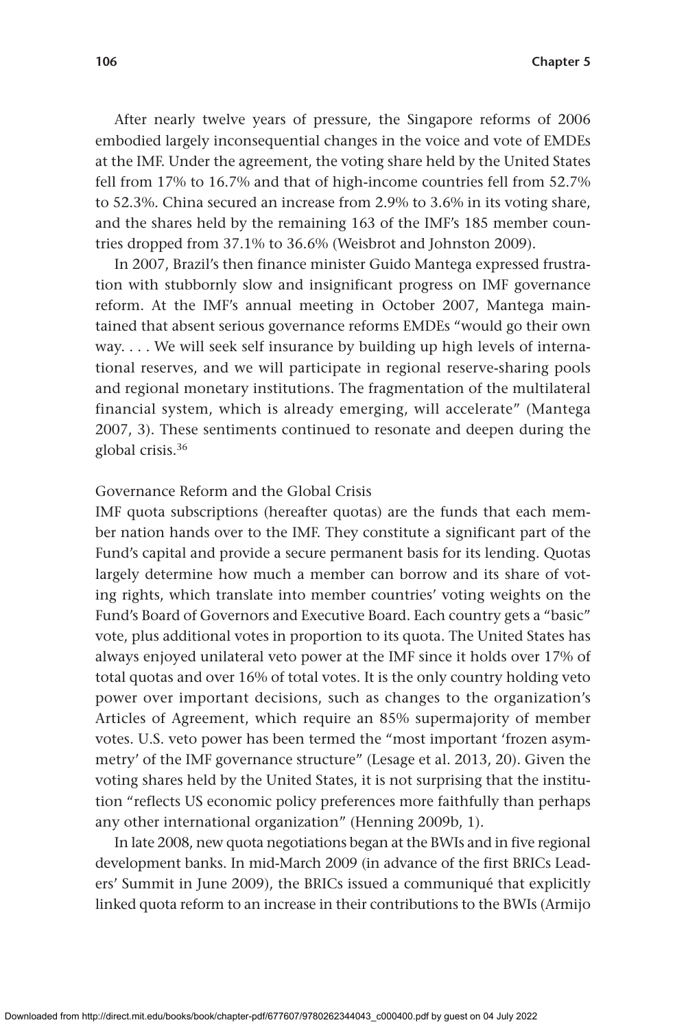After nearly twelve years of pressure, the Singapore reforms of 2006 embodied largely inconsequential changes in the voice and vote of EMDEs at the IMF. Under the agreement, the voting share held by the United States fell from 17% to 16.7% and that of high-income countries fell from 52.7% to 52.3%. China secured an increase from 2.9% to 3.6% in its voting share, and the shares held by the remaining 163 of the IMF's 185 member countries dropped from 37.1% to 36.6% (Weisbrot and Johnston 2009).

In 2007, Brazil's then finance minister Guido Mantega expressed frustration with stubbornly slow and insignificant progress on IMF governance reform. At the IMF's annual meeting in October 2007, Mantega maintained that absent serious governance reforms EMDEs "would go their own way. . . . We will seek self insurance by building up high levels of international reserves, and we will participate in regional reserve-sharing pools and regional monetary institutions. The fragmentation of the multilateral financial system, which is already emerging, will accelerate" (Mantega 2007, 3). These sentiments continued to resonate and deepen during the global crisis.[36]

### Governance Reform and the Global Crisis

IMF quota subscriptions (hereafter quotas) are the funds that each member nation hands over to the IMF. They constitute a significant part of the Fund's capital and provide a secure permanent basis for its lending. Quotas largely determine how much a member can borrow and its share of voting rights, which translate into member countries' voting weights on the Fund's Board of Governors and Executive Board. Each country gets a "basic" vote, plus additional votes in proportion to its quota. The United States has always enjoyed unilateral veto power at the IMF since it holds over 17% of total quotas and over 16% of total votes. It is the only country holding veto power over important decisions, such as changes to the organization's Articles of Agreement, which require an 85% supermajority of member votes. U.S. veto power has been termed the "most important 'frozen asymmetry' of the IMF governance structure" (Lesage et al. 2013, 20). Given the voting shares held by the United States, it is not surprising that the institution "reflects US economic policy preferences more faithfully than perhaps any other international organization" (Henning 2009b, 1).

In late 2008, new quota negotiations began at the BWIs and in five regional development banks. In mid-March 2009 (in advance of the first BRICs Leaders' Summit in June 2009), the BRICs issued a communiqué that explicitly linked quota reform to an increase in their contributions to the BWIs (Armijo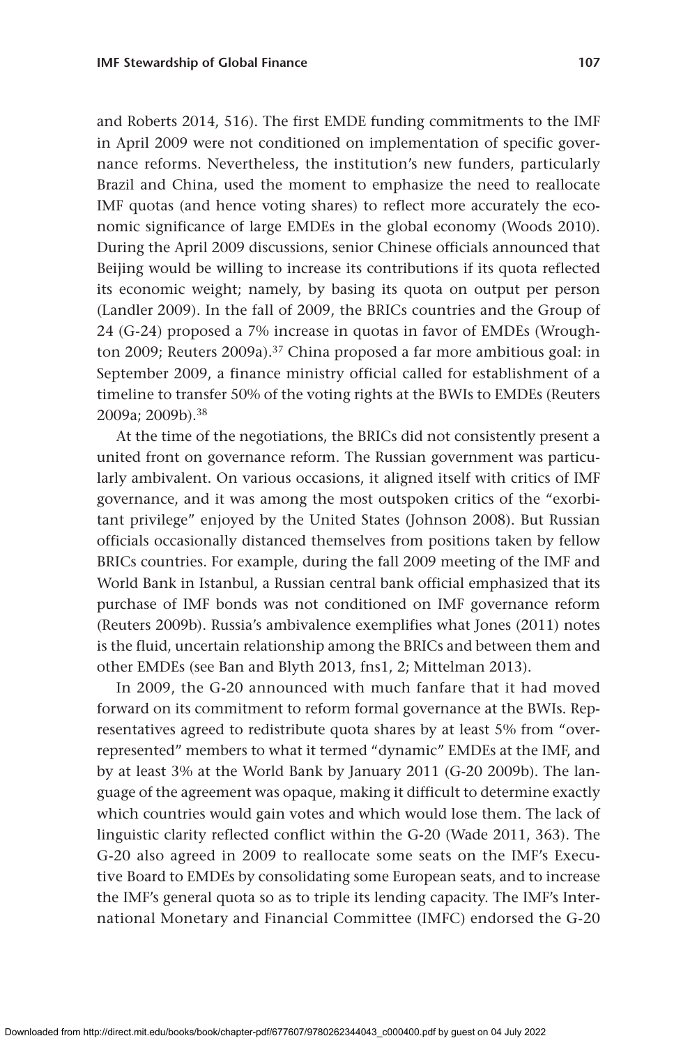and Roberts 2014, 516). The first EMDE funding commitments to the IMF in April 2009 were not conditioned on implementation of specific governance reforms. Nevertheless, the institution's new funders, particularly Brazil and China, used the moment to emphasize the need to reallocate IMF quotas (and hence voting shares) to reflect more accurately the economic significance of large EMDEs in the global economy (Woods 2010). During the April 2009 discussions, senior Chinese officials announced that Beijing would be willing to increase its contributions if its quota reflected its economic weight; namely, by basing its quota on output per person (Landler 2009). In the fall of 2009, the BRICs countries and the Group of 24 (G-24) proposed a 7% increase in quotas in favor of EMDEs (Wroughton 2009; Reuters 2009a).[37] China proposed a far more ambitious goal: in September 2009, a finance ministry official called for establishment of a timeline to transfer 50% of the voting rights at the BWIs to EMDEs (Reuters 2009a; 2009b).[38]

At the time of the negotiations, the BRICs did not consistently present a united front on governance reform. The Russian government was particularly ambivalent. On various occasions, it aligned itself with critics of IMF governance, and it was among the most outspoken critics of the "exorbitant privilege" enjoyed by the United States (Johnson 2008). But Russian officials occasionally distanced themselves from positions taken by fellow BRICs countries. For example, during the fall 2009 meeting of the IMF and World Bank in Istanbul, a Russian central bank official emphasized that its purchase of IMF bonds was not conditioned on IMF governance reform (Reuters 2009b). Russia's ambivalence exemplifies what Jones (2011) notes is the fluid, uncertain relationship among the BRICs and between them and other EMDEs (see Ban and Blyth 2013, fns1, 2; Mittelman 2013).

In 2009, the G-20 announced with much fanfare that it had moved forward on its commitment to reform formal governance at the BWIs. Representatives agreed to redistribute quota shares by at least 5% from "overrepresented" members to what it termed "dynamic" EMDEs at the IMF, and by at least 3% at the World Bank by January 2011 (G-20 2009b). The language of the agreement was opaque, making it difficult to determine exactly which countries would gain votes and which would lose them. The lack of linguistic clarity reflected conflict within the G-20 (Wade 2011, 363). The G-20 also agreed in 2009 to reallocate some seats on the IMF's Executive Board to EMDEs by consolidating some European seats, and to increase the IMF's general quota so as to triple its lending capacity. The IMF's International Monetary and Financial Committee (IMFC) endorsed the G-20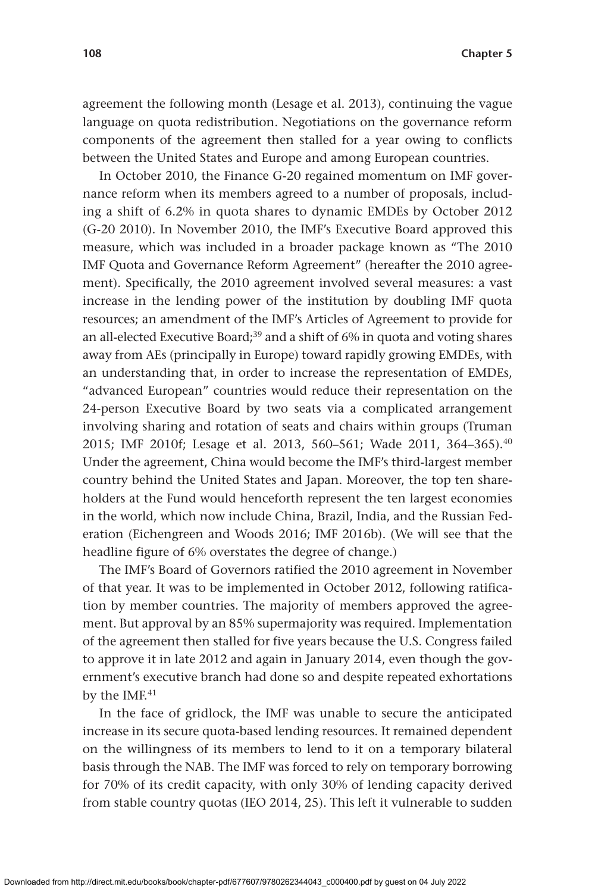agreement the following month (Lesage et al. 2013), continuing the vague language on quota redistribution. Negotiations on the governance reform components of the agreement then stalled for a year owing to conflicts between the United States and Europe and among European countries.

In October 2010, the Finance G-20 regained momentum on IMF governance reform when its members agreed to a number of proposals, including a shift of 6.2% in quota shares to dynamic EMDEs by October 2012 (G-20 2010). In November 2010, the IMF's Executive Board approved this measure, which was included in a broader package known as "The 2010 IMF Quota and Governance Reform Agreement" (hereafter the 2010 agreement). Specifically, the 2010 agreement involved several measures: a vast increase in the lending power of the institution by doubling IMF quota resources; an amendment of the IMF's Articles of Agreement to provide for an all-elected Executive Board;[39] and a shift of 6% in quota and voting shares away from AEs (principally in Europe) toward rapidly growing EMDEs, with an understanding that, in order to increase the representation of EMDEs, "advanced European" countries would reduce their representation on the 24-person Executive Board by two seats via a complicated arrangement involving sharing and rotation of seats and chairs within groups (Truman 2015; IMF 2010f; Lesage et al. 2013, 560–561; Wade 2011, 364–365).[40] Under the agreement, China would become the IMF's third-largest member country behind the United States and Japan. Moreover, the top ten shareholders at the Fund would henceforth represent the ten largest economies in the world, which now include China, Brazil, India, and the Russian Federation (Eichengreen and Woods 2016; IMF 2016b). (We will see that the headline figure of 6% overstates the degree of change.)

The IMF's Board of Governors ratified the 2010 agreement in November of that year. It was to be implemented in October 2012, following ratification by member countries. The majority of members approved the agreement. But approval by an 85% supermajority was required. Implementation of the agreement then stalled for five years because the U.S. Congress failed to approve it in late 2012 and again in January 2014, even though the government's executive branch had done so and despite repeated exhortations by the IMF.[41]

In the face of gridlock, the IMF was unable to secure the anticipated increase in its secure quota-based lending resources. It remained dependent on the willingness of its members to lend to it on a temporary bilateral basis through the NAB. The IMF was forced to rely on temporary borrowing for 70% of its credit capacity, with only 30% of lending capacity derived from stable country quotas (IEO 2014, 25). This left it vulnerable to sudden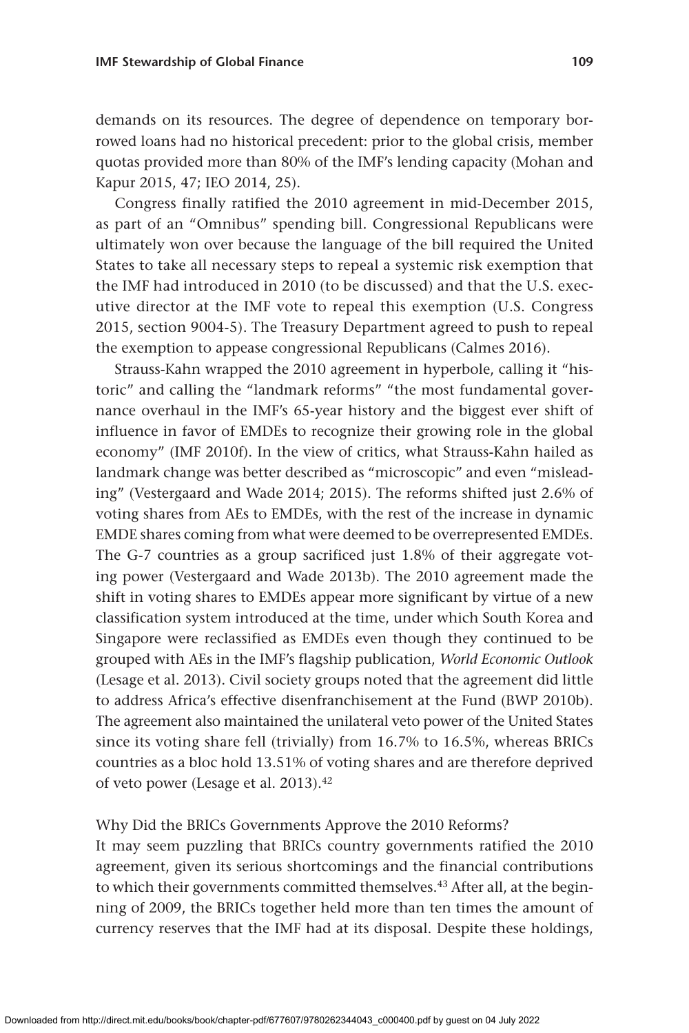demands on its resources. The degree of dependence on temporary borrowed loans had no historical precedent: prior to the global crisis, member quotas provided more than 80% of the IMF's lending capacity (Mohan and Kapur 2015, 47; IEO 2014, 25).

Congress finally ratified the 2010 agreement in mid-December 2015, as part of an "Omnibus" spending bill. Congressional Republicans were ultimately won over because the language of the bill required the United States to take all necessary steps to repeal a systemic risk exemption that the IMF had introduced in 2010 (to be discussed) and that the U.S. executive director at the IMF vote to repeal this exemption (U.S. Congress 2015, section 9004-5). The Treasury Department agreed to push to repeal the exemption to appease congressional Republicans (Calmes 2016).

Strauss-Kahn wrapped the 2010 agreement in hyperbole, calling it "historic" and calling the "landmark reforms" "the most fundamental governance overhaul in the IMF's 65-year history and the biggest ever shift of influence in favor of EMDEs to recognize their growing role in the global economy" (IMF 2010f). In the view of critics, what Strauss-Kahn hailed as landmark change was better described as "microscopic" and even "misleading" (Vestergaard and Wade 2014; 2015). The reforms shifted just 2.6% of voting shares from AEs to EMDEs, with the rest of the increase in dynamic EMDE shares coming from what were deemed to be overrepresented EMDEs. The G-7 countries as a group sacrificed just 1.8% of their aggregate voting power (Vestergaard and Wade 2013b). The 2010 agreement made the shift in voting shares to EMDEs appear more significant by virtue of a new classification system introduced at the time, under which South Korea and Singapore were reclassified as EMDEs even though they continued to be grouped with AEs in the IMF's flagship publication, *World Economic Outlook* (Lesage et al. 2013). Civil society groups noted that the agreement did little to address Africa's effective disenfranchisement at the Fund (BWP 2010b). The agreement also maintained the unilateral veto power of the United States since its voting share fell (trivially) from 16.7% to 16.5%, whereas BRICs countries as a bloc hold 13.51% of voting shares and are therefore deprived of veto power (Lesage et al. 2013).[42]

Why Did the BRICs Governments Approve the 2010 Reforms?

It may seem puzzling that BRICs country governments ratified the 2010 agreement, given its serious shortcomings and the financial contributions to which their governments committed themselves.[43] After all, at the beginning of 2009, the BRICs together held more than ten times the amount of currency reserves that the IMF had at its disposal. Despite these holdings,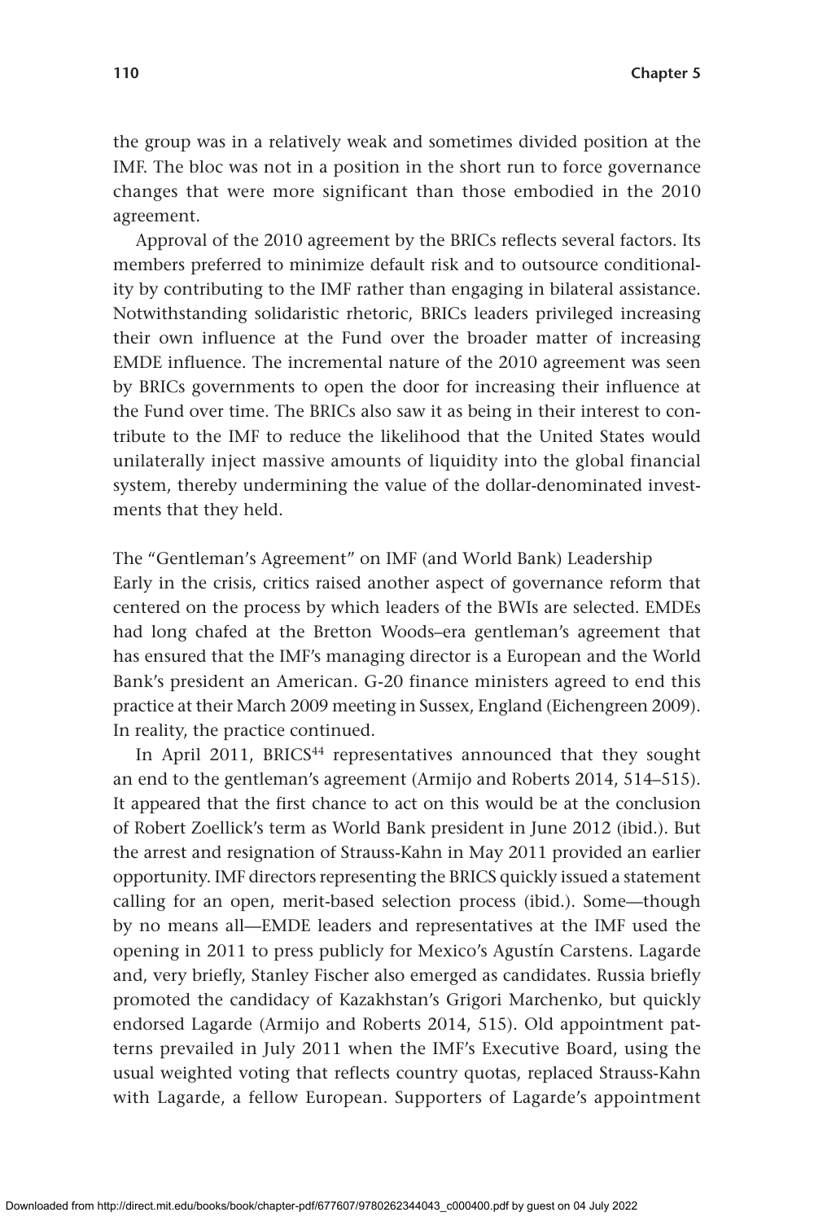the group was in a relatively weak and sometimes divided position at the IMF. The bloc was not in a position in the short run to force governance changes that were more significant than those embodied in the 2010 agreement.

Approval of the 2010 agreement by the BRICs reflects several factors. Its members preferred to minimize default risk and to outsource conditionality by contributing to the IMF rather than engaging in bilateral assistance. Notwithstanding solidaristic rhetoric, BRICs leaders privileged increasing their own influence at the Fund over the broader matter of increasing EMDE influence. The incremental nature of the 2010 agreement was seen by BRICs governments to open the door for increasing their influence at the Fund over time. The BRICs also saw it as being in their interest to contribute to the IMF to reduce the likelihood that the United States would unilaterally inject massive amounts of liquidity into the global financial system, thereby undermining the value of the dollar-denominated investments that they held.

### The "Gentleman's Agreement" on IMF (and World Bank) Leadership

Early in the crisis, critics raised another aspect of governance reform that centered on the process by which leaders of the BWIs are selected. EMDEs had long chafed at the Bretton Woods–era gentleman's agreement that has ensured that the IMF's managing director is a European and the World Bank's president an American. G-20 finance ministers agreed to end this practice at their March 2009 meeting in Sussex, England (Eichengreen 2009). In reality, the practice continued.

In April 2011, BRICS[44] representatives announced that they sought an end to the gentleman's agreement (Armijo and Roberts 2014, 514–515). It appeared that the first chance to act on this would be at the conclusion of Robert Zoellick's term as World Bank president in June 2012 (ibid.). But the arrest and resignation of Strauss-Kahn in May 2011 provided an earlier opportunity. IMF directors representing the BRICS quickly issued a statement calling for an open, merit-based selection process (ibid.). Some—though by no means all—EMDE leaders and representatives at the IMF used the opening in 2011 to press publicly for Mexico's Agustín Carstens. Lagarde and, very briefly, Stanley Fischer also emerged as candidates. Russia briefly promoted the candidacy of Kazakhstan's Grigori Marchenko, but quickly endorsed Lagarde (Armijo and Roberts 2014, 515). Old appointment patterns prevailed in July 2011 when the IMF's Executive Board, using the usual weighted voting that reflects country quotas, replaced Strauss-Kahn with Lagarde, a fellow European. Supporters of Lagarde's appointment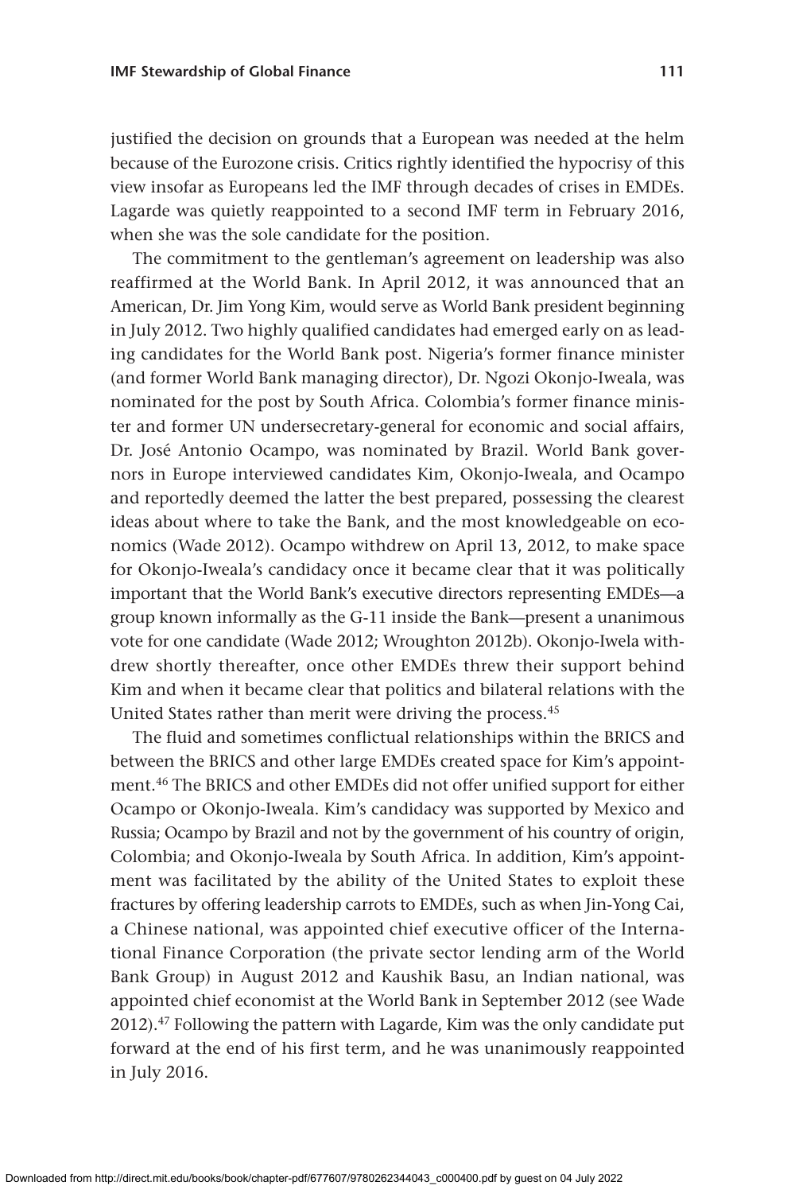justified the decision on grounds that a European was needed at the helm because of the Eurozone crisis. Critics rightly identified the hypocrisy of this view insofar as Europeans led the IMF through decades of crises in EMDEs. Lagarde was quietly reappointed to a second IMF term in February 2016, when she was the sole candidate for the position.

The commitment to the gentleman's agreement on leadership was also reaffirmed at the World Bank. In April 2012, it was announced that an American, Dr. Jim Yong Kim, would serve as World Bank president beginning in July 2012. Two highly qualified candidates had emerged early on as leading candidates for the World Bank post. Nigeria's former finance minister (and former World Bank managing director), Dr. Ngozi Okonjo-Iweala, was nominated for the post by South Africa. Colombia's former finance minister and former UN undersecretary-general for economic and social affairs, Dr. José Antonio Ocampo, was nominated by Brazil. World Bank governors in Europe interviewed candidates Kim, Okonjo-Iweala, and Ocampo and reportedly deemed the latter the best prepared, possessing the clearest ideas about where to take the Bank, and the most knowledgeable on economics (Wade 2012). Ocampo withdrew on April 13, 2012, to make space for Okonjo-Iweala's candidacy once it became clear that it was politically important that the World Bank's executive directors representing EMDEs—a group known informally as the G-11 inside the Bank—present a unanimous vote for one candidate (Wade 2012; Wroughton 2012b). Okonjo-Iwela withdrew shortly thereafter, once other EMDEs threw their support behind Kim and when it became clear that politics and bilateral relations with the United States rather than merit were driving the process.[45]

The fluid and sometimes conflictual relationships within the BRICS and between the BRICS and other large EMDEs created space for Kim's appointment.[46] The BRICS and other EMDEs did not offer unified support for either Ocampo or Okonjo-Iweala. Kim's candidacy was supported by Mexico and Russia; Ocampo by Brazil and not by the government of his country of origin, Colombia; and Okonjo-Iweala by South Africa. In addition, Kim's appointment was facilitated by the ability of the United States to exploit these fractures by offering leadership carrots to EMDEs, such as when Jin-Yong Cai, a Chinese national, was appointed chief executive officer of the International Finance Corporation (the private sector lending arm of the World Bank Group) in August 2012 and Kaushik Basu, an Indian national, was appointed chief economist at the World Bank in September 2012 (see Wade 2012).[47] Following the pattern with Lagarde, Kim was the only candidate put forward at the end of his first term, and he was unanimously reappointed in July 2016.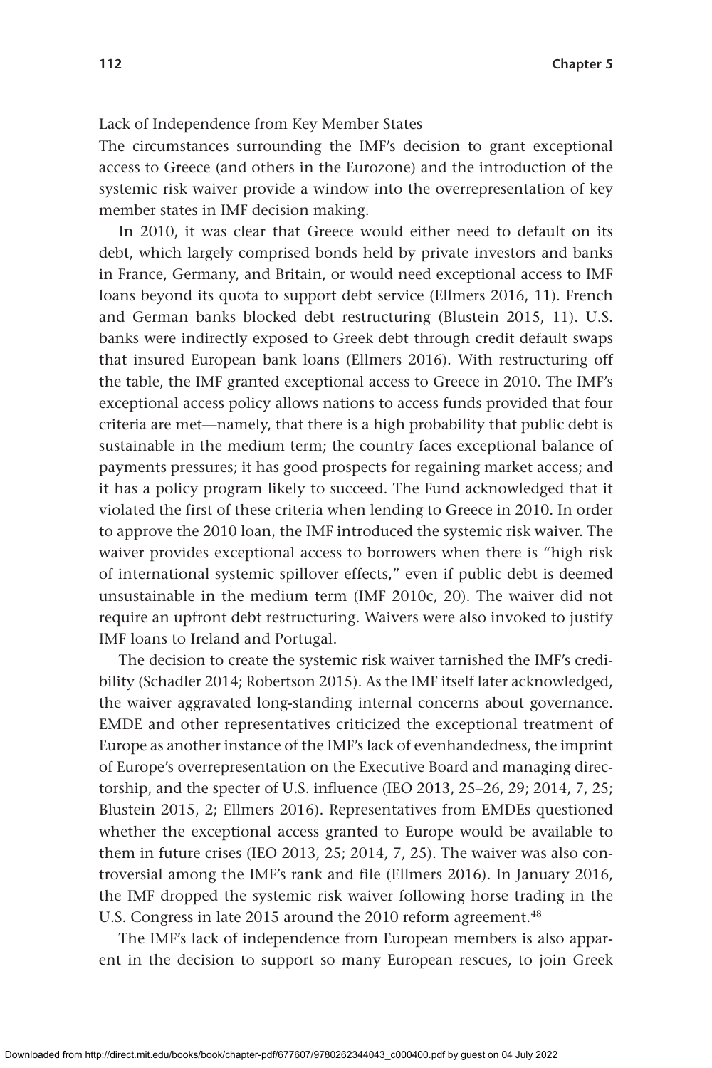### Lack of Independence from Key Member States

The circumstances surrounding the IMF's decision to grant exceptional access to Greece (and others in the Eurozone) and the introduction of the systemic risk waiver provide a window into the overrepresentation of key member states in IMF decision making.

In 2010, it was clear that Greece would either need to default on its debt, which largely comprised bonds held by private investors and banks in France, Germany, and Britain, or would need exceptional access to IMF loans beyond its quota to support debt service (Ellmers 2016, 11). French and German banks blocked debt restructuring (Blustein 2015, 11). U.S. banks were indirectly exposed to Greek debt through credit default swaps that insured European bank loans (Ellmers 2016). With restructuring off the table, the IMF granted exceptional access to Greece in 2010. The IMF's exceptional access policy allows nations to access funds provided that four criteria are met—namely, that there is a high probability that public debt is sustainable in the medium term; the country faces exceptional balance of payments pressures; it has good prospects for regaining market access; and it has a policy program likely to succeed. The Fund acknowledged that it violated the first of these criteria when lending to Greece in 2010. In order to approve the 2010 loan, the IMF introduced the systemic risk waiver. The waiver provides exceptional access to borrowers when there is "high risk of international systemic spillover effects," even if public debt is deemed unsustainable in the medium term (IMF 2010c, 20). The waiver did not require an upfront debt restructuring. Waivers were also invoked to justify IMF loans to Ireland and Portugal.

The decision to create the systemic risk waiver tarnished the IMF's credibility (Schadler 2014; Robertson 2015). As the IMF itself later acknowledged, the waiver aggravated long-standing internal concerns about governance. EMDE and other representatives criticized the exceptional treatment of Europe as another instance of the IMF's lack of evenhandedness, the imprint of Europe's overrepresentation on the Executive Board and managing directorship, and the specter of U.S. influence (IEO 2013, 25–26, 29; 2014, 7, 25; Blustein 2015, 2; Ellmers 2016). Representatives from EMDEs questioned whether the exceptional access granted to Europe would be available to them in future crises (IEO 2013, 25; 2014, 7, 25). The waiver was also controversial among the IMF's rank and file (Ellmers 2016). In January 2016, the IMF dropped the systemic risk waiver following horse trading in the U.S. Congress in late 2015 around the 2010 reform agreement.[48]

The IMF's lack of independence from European members is also apparent in the decision to support so many European rescues, to join Greek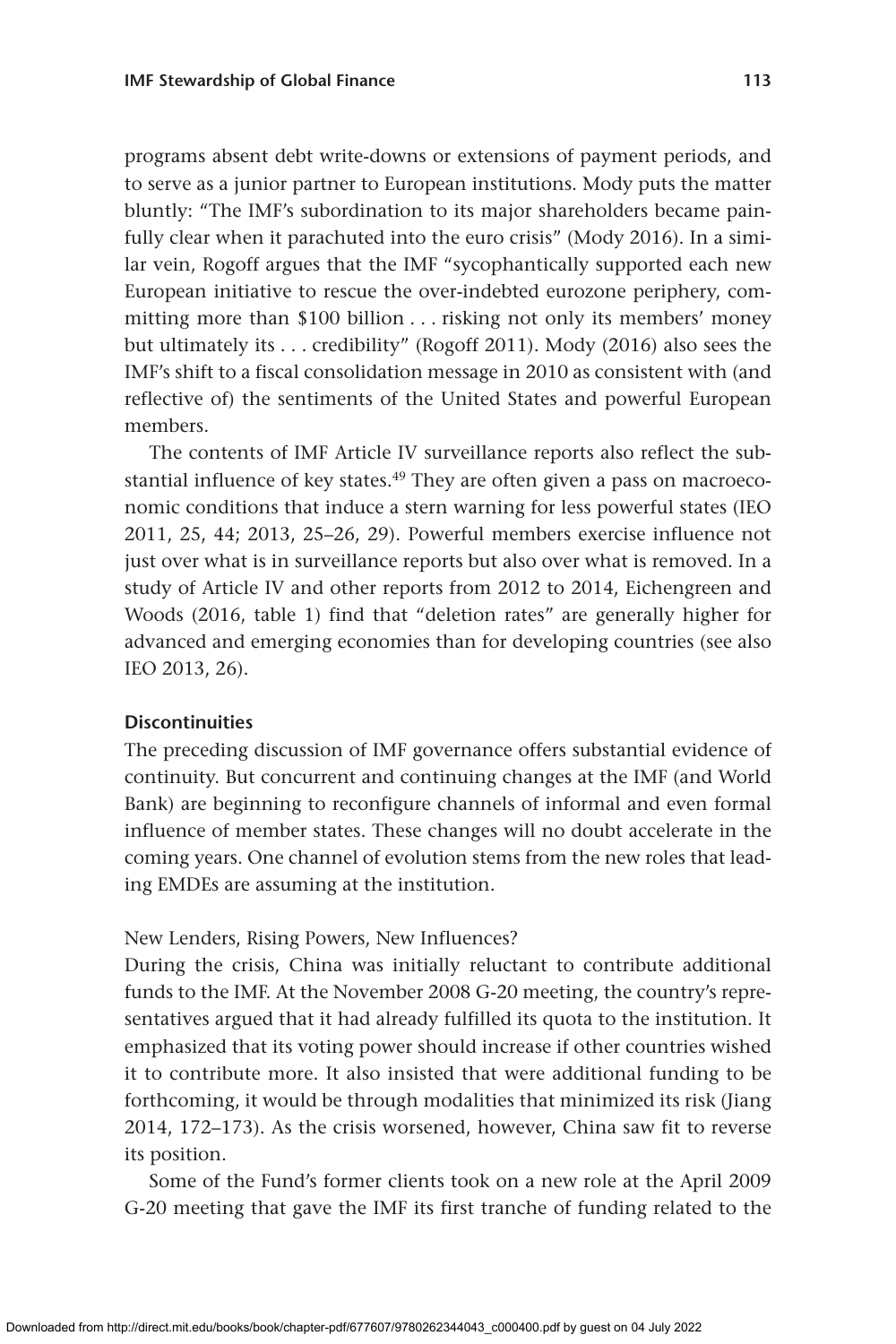programs absent debt write-downs or extensions of payment periods, and to serve as a junior partner to European institutions. Mody puts the matter bluntly: "The IMF's subordination to its major shareholders became painfully clear when it parachuted into the euro crisis" (Mody 2016). In a similar vein, Rogoff argues that the IMF "sycophantically supported each new European initiative to rescue the over-indebted eurozone periphery, committing more than $100 billion . . . risking not only its members' money but ultimately its . . . credibility" (Rogoff 2011). Mody (2016) also sees the IMF's shift to a fiscal consolidation message in 2010 as consistent with (and reflective of) the sentiments of the United States and powerful European members.

The contents of IMF Article IV surveillance reports also reflect the substantial influence of key states.[49] They are often given a pass on macroeconomic conditions that induce a stern warning for less powerful states (IEO 2011, 25, 44; 2013, 25–26, 29). Powerful members exercise influence not just over what is in surveillance reports but also over what is removed. In a study of Article IV and other reports from 2012 to 2014, Eichengreen and Woods (2016, table 1) find that "deletion rates" are generally higher for advanced and emerging economies than for developing countries (see also IEO 2013, 26).

### Discontinuities

The preceding discussion of IMF governance offers substantial evidence of continuity. But concurrent and continuing changes at the IMF (and World Bank) are beginning to reconfigure channels of informal and even formal influence of member states. These changes will no doubt accelerate in the coming years. One channel of evolution stems from the new roles that leading EMDEs are assuming at the institution.

#### New Lenders, Rising Powers, New Influences?

During the crisis, China was initially reluctant to contribute additional funds to the IMF. At the November 2008 G-20 meeting, the country's representatives argued that it had already fulfilled its quota to the institution. It emphasized that its voting power should increase if other countries wished it to contribute more. It also insisted that were additional funding to be forthcoming, it would be through modalities that minimized its risk (Jiang 2014, 172–173). As the crisis worsened, however, China saw fit to reverse its position.

Some of the Fund's former clients took on a new role at the April 2009 G-20 meeting that gave the IMF its first tranche of funding related to the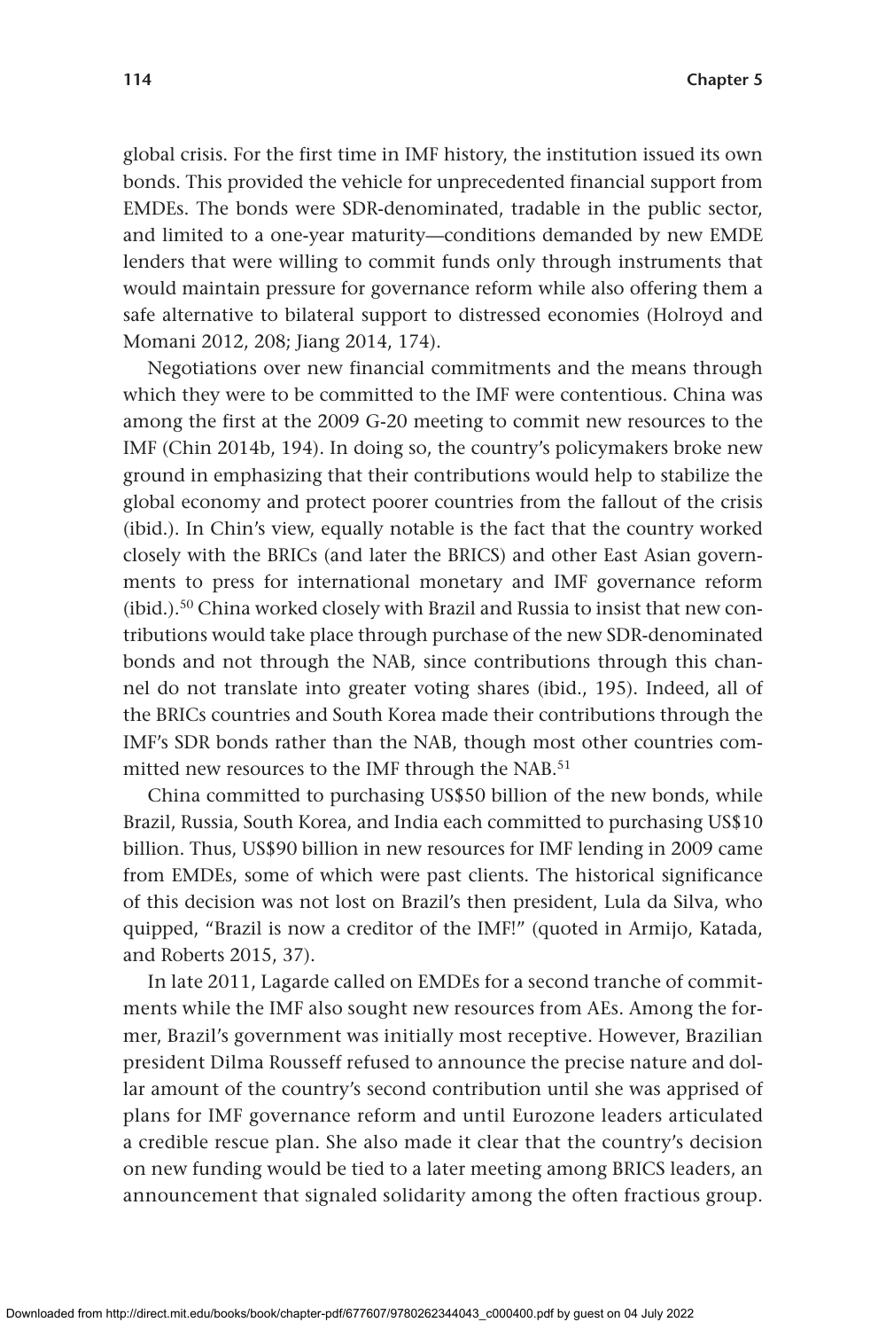global crisis. For the first time in IMF history, the institution issued its own bonds. This provided the vehicle for unprecedented financial support from EMDEs. The bonds were SDR-denominated, tradable in the public sector, and limited to a one-year maturity—conditions demanded by new EMDE lenders that were willing to commit funds only through instruments that would maintain pressure for governance reform while also offering them a safe alternative to bilateral support to distressed economies (Holroyd and Momani 2012, 208; Jiang 2014, 174).

Negotiations over new financial commitments and the means through which they were to be committed to the IMF were contentious. China was among the first at the 2009 G-20 meeting to commit new resources to the IMF (Chin 2014b, 194). In doing so, the country's policymakers broke new ground in emphasizing that their contributions would help to stabilize the global economy and protect poorer countries from the fallout of the crisis (ibid.). In Chin's view, equally notable is the fact that the country worked closely with the BRICs (and later the BRICS) and other East Asian governments to press for international monetary and IMF governance reform (ibid.).[50] China worked closely with Brazil and Russia to insist that new contributions would take place through purchase of the new SDR-denominated bonds and not through the NAB, since contributions through this channel do not translate into greater voting shares (ibid., 195). Indeed, all of the BRICs countries and South Korea made their contributions through the IMF's SDR bonds rather than the NAB, though most other countries committed new resources to the IMF through the NAB.[51]

China committed to purchasing US$50 billion of the new bonds, while Brazil, Russia, South Korea, and India each committed to purchasing US$10 billion. Thus, US$90 billion in new resources for IMF lending in 2009 came from EMDEs, some of which were past clients. The historical significance of this decision was not lost on Brazil's then president, Lula da Silva, who quipped, "Brazil is now a creditor of the IMF!" (quoted in Armijo, Katada, and Roberts 2015, 37).

In late 2011, Lagarde called on EMDEs for a second tranche of commitments while the IMF also sought new resources from AEs. Among the former, Brazil's government was initially most receptive. However, Brazilian president Dilma Rousseff refused to announce the precise nature and dollar amount of the country's second contribution until she was apprised of plans for IMF governance reform and until Eurozone leaders articulated a credible rescue plan. She also made it clear that the country's decision on new funding would be tied to a later meeting among BRICS leaders, an announcement that signaled solidarity among the often fractious group.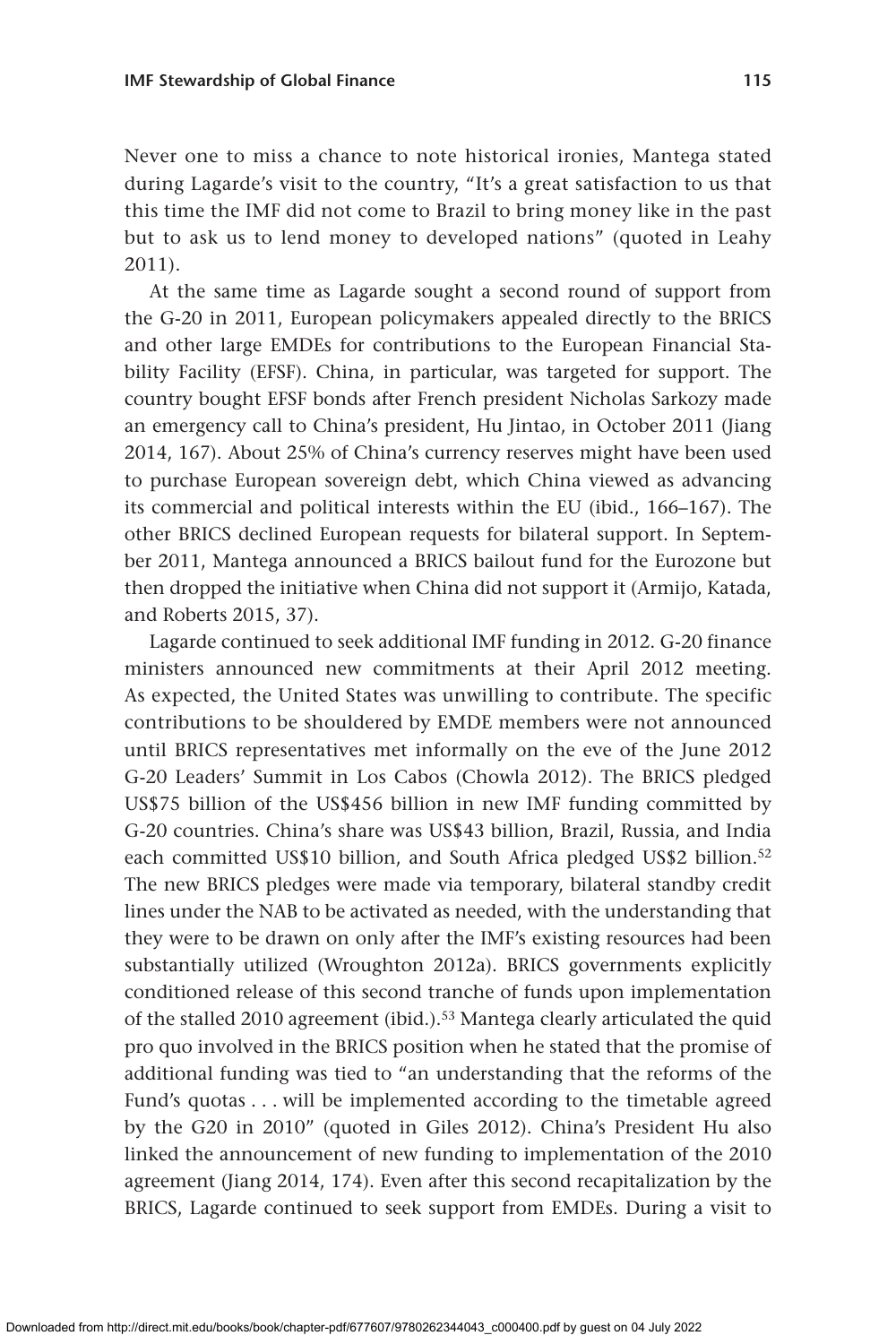Never one to miss a chance to note historical ironies, Mantega stated during Lagarde's visit to the country, "It's a great satisfaction to us that this time the IMF did not come to Brazil to bring money like in the past but to ask us to lend money to developed nations" (quoted in Leahy 2011).

At the same time as Lagarde sought a second round of support from the G-20 in 2011, European policymakers appealed directly to the BRICS and other large EMDEs for contributions to the European Financial Stability Facility (EFSF). China, in particular, was targeted for support. The country bought EFSF bonds after French president Nicholas Sarkozy made an emergency call to China's president, Hu Jintao, in October 2011 (Jiang 2014, 167). About 25% of China's currency reserves might have been used to purchase European sovereign debt, which China viewed as advancing its commercial and political interests within the EU (ibid., 166–167). The other BRICS declined European requests for bilateral support. In September 2011, Mantega announced a BRICS bailout fund for the Eurozone but then dropped the initiative when China did not support it (Armijo, Katada, and Roberts 2015, 37).

Lagarde continued to seek additional IMF funding in 2012. G-20 finance ministers announced new commitments at their April 2012 meeting. As expected, the United States was unwilling to contribute. The specific contributions to be shouldered by EMDE members were not announced until BRICS representatives met informally on the eve of the June 2012 G-20 Leaders' Summit in Los Cabos (Chowla 2012). The BRICS pledged US$75 billion of the US$456 billion in new IMF funding committed by G-20 countries. China's share was US$43 billion, Brazil, Russia, and India each committed US$10 billion, and South Africa pledged US$2 billion.[52] The new BRICS pledges were made via temporary, bilateral standby credit lines under the NAB to be activated as needed, with the understanding that they were to be drawn on only after the IMF's existing resources had been substantially utilized (Wroughton 2012a). BRICS governments explicitly conditioned release of this second tranche of funds upon implementation of the stalled 2010 agreement (ibid.).[53] Mantega clearly articulated the quid pro quo involved in the BRICS position when he stated that the promise of additional funding was tied to "an understanding that the reforms of the Fund's quotas . . . will be implemented according to the timetable agreed by the G20 in 2010" (quoted in Giles 2012). China's President Hu also linked the announcement of new funding to implementation of the 2010 agreement (Jiang 2014, 174). Even after this second recapitalization by the BRICS, Lagarde continued to seek support from EMDEs. During a visit to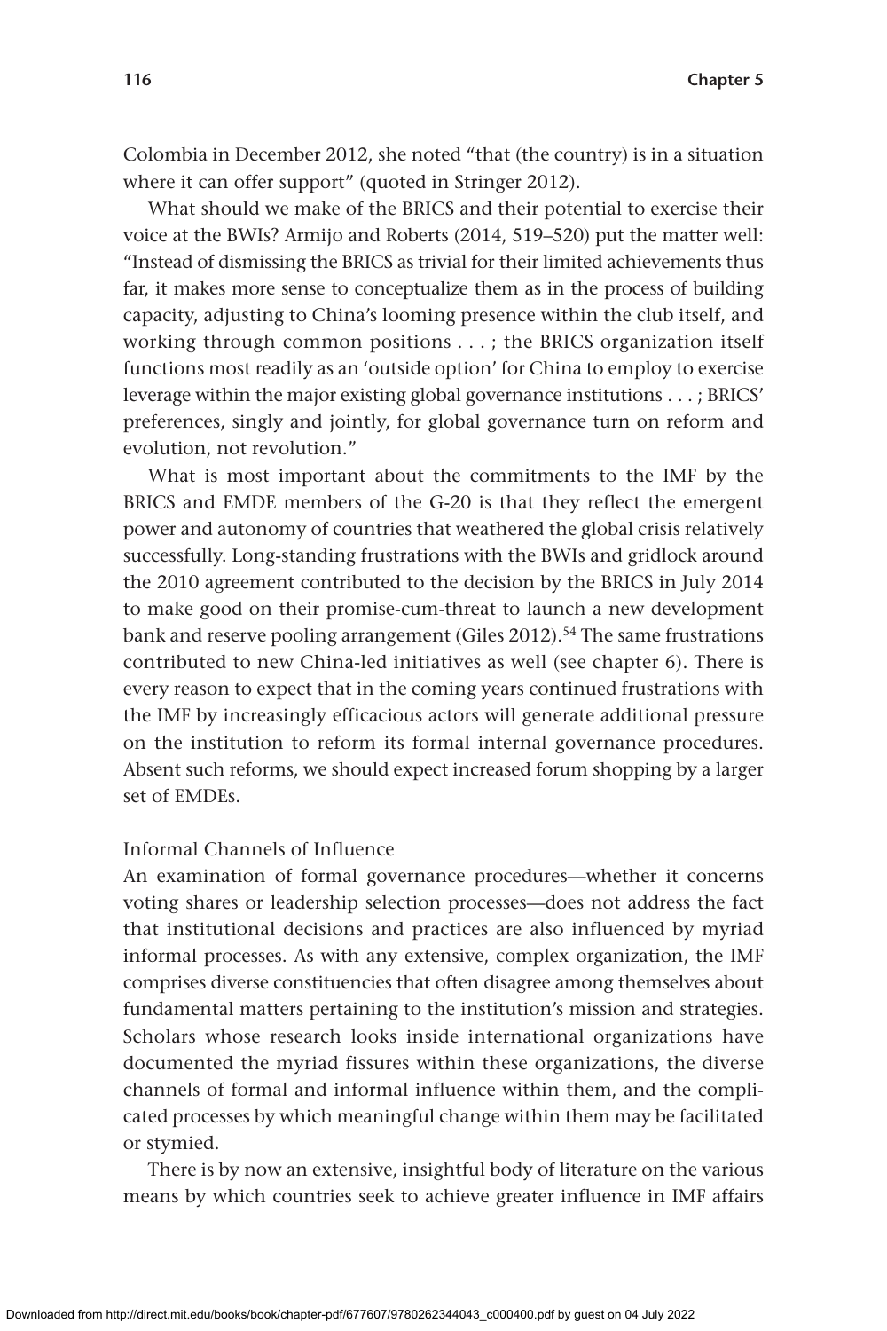Colombia in December 2012, she noted "that (the country) is in a situation where it can offer support" (quoted in Stringer 2012).

What should we make of the BRICS and their potential to exercise their voice at the BWIs? Armijo and Roberts (2014, 519–520) put the matter well: "Instead of dismissing the BRICS as trivial for their limited achievements thus far, it makes more sense to conceptualize them as in the process of building capacity, adjusting to China's looming presence within the club itself, and working through common positions . . . ; the BRICS organization itself functions most readily as an 'outside option' for China to employ to exercise leverage within the major existing global governance institutions . . . ; BRICS' preferences, singly and jointly, for global governance turn on reform and evolution, not revolution."

What is most important about the commitments to the IMF by the BRICS and EMDE members of the G-20 is that they reflect the emergent power and autonomy of countries that weathered the global crisis relatively successfully. Long-standing frustrations with the BWIs and gridlock around the 2010 agreement contributed to the decision by the BRICS in July 2014 to make good on their promise-cum-threat to launch a new development bank and reserve pooling arrangement (Giles 2012).[54] The same frustrations contributed to new China-led initiatives as well (see chapter 6). There is every reason to expect that in the coming years continued frustrations with the IMF by increasingly efficacious actors will generate additional pressure on the institution to reform its formal internal governance procedures. Absent such reforms, we should expect increased forum shopping by a larger set of EMDEs.

### Informal Channels of Influence

An examination of formal governance procedures—whether it concerns voting shares or leadership selection processes—does not address the fact that institutional decisions and practices are also influenced by myriad informal processes. As with any extensive, complex organization, the IMF comprises diverse constituencies that often disagree among themselves about fundamental matters pertaining to the institution's mission and strategies. Scholars whose research looks inside international organizations have documented the myriad fissures within these organizations, the diverse channels of formal and informal influence within them, and the complicated processes by which meaningful change within them may be facilitated or stymied.

There is by now an extensive, insightful body of literature on the various means by which countries seek to achieve greater influence in IMF affairs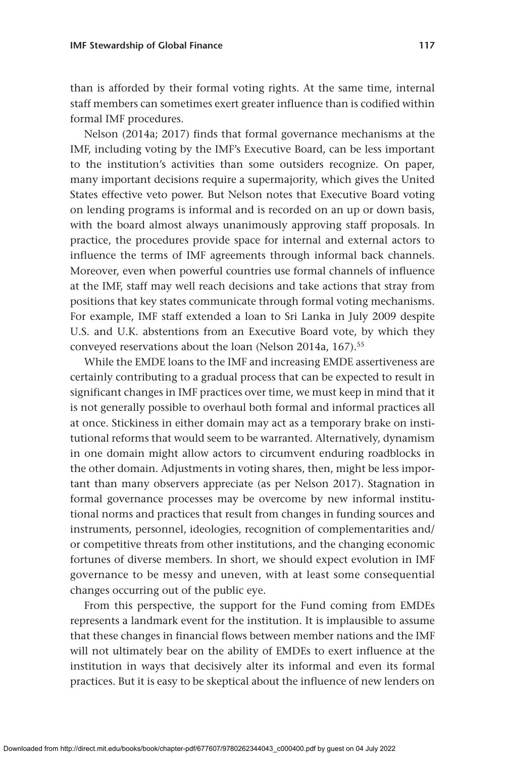than is afforded by their formal voting rights. At the same time, internal staff members can sometimes exert greater influence than is codified within formal IMF procedures.

Nelson (2014a; 2017) finds that formal governance mechanisms at the IMF, including voting by the IMF's Executive Board, can be less important to the institution's activities than some outsiders recognize. On paper, many important decisions require a supermajority, which gives the United States effective veto power. But Nelson notes that Executive Board voting on lending programs is informal and is recorded on an up or down basis, with the board almost always unanimously approving staff proposals. In practice, the procedures provide space for internal and external actors to influence the terms of IMF agreements through informal back channels. Moreover, even when powerful countries use formal channels of influence at the IMF, staff may well reach decisions and take actions that stray from positions that key states communicate through formal voting mechanisms. For example, IMF staff extended a loan to Sri Lanka in July 2009 despite U.S. and U.K. abstentions from an Executive Board vote, by which they conveyed reservations about the loan (Nelson 2014a, 167).[55]

While the EMDE loans to the IMF and increasing EMDE assertiveness are certainly contributing to a gradual process that can be expected to result in significant changes in IMF practices over time, we must keep in mind that it is not generally possible to overhaul both formal and informal practices all at once. Stickiness in either domain may act as a temporary brake on institutional reforms that would seem to be warranted. Alternatively, dynamism in one domain might allow actors to circumvent enduring roadblocks in the other domain. Adjustments in voting shares, then, might be less important than many observers appreciate (as per Nelson 2017). Stagnation in formal governance processes may be overcome by new informal institutional norms and practices that result from changes in funding sources and instruments, personnel, ideologies, recognition of complementarities and/or competitive threats from other institutions, and the changing economic fortunes of diverse members. In short, we should expect evolution in IMF governance to be messy and uneven, with at least some consequential changes occurring out of the public eye.

From this perspective, the support for the Fund coming from EMDEs represents a landmark event for the institution. It is implausible to assume that these changes in financial flows between member nations and the IMF will not ultimately bear on the ability of EMDEs to exert influence at the institution in ways that decisively alter its informal and even its formal practices. But it is easy to be skeptical about the influence of new lenders on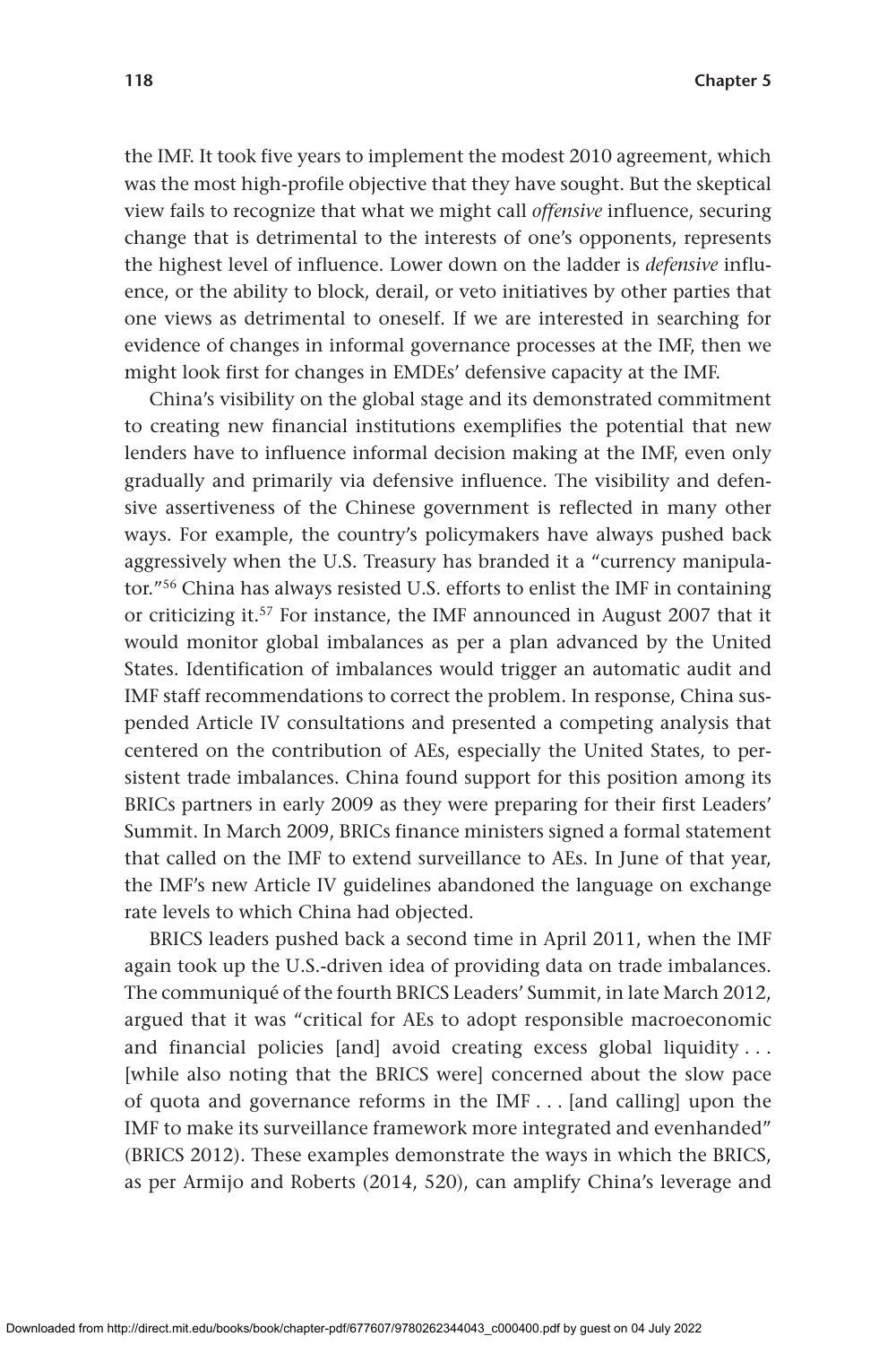the IMF. It took five years to implement the modest 2010 agreement, which was the most high-profile objective that they have sought. But the skeptical view fails to recognize that what we might call *offensive* influence, securing change that is detrimental to the interests of one's opponents, represents the highest level of influence. Lower down on the ladder is *defensive* influence, or the ability to block, derail, or veto initiatives by other parties that one views as detrimental to oneself. If we are interested in searching for evidence of changes in informal governance processes at the IMF, then we might look first for changes in EMDEs' defensive capacity at the IMF.

China's visibility on the global stage and its demonstrated commitment to creating new financial institutions exemplifies the potential that new lenders have to influence informal decision making at the IMF, even only gradually and primarily via defensive influence. The visibility and defensive assertiveness of the Chinese government is reflected in many other ways. For example, the country's policymakers have always pushed back aggressively when the U.S. Treasury has branded it a "currency manipulator."[56] China has always resisted U.S. efforts to enlist the IMF in containing or criticizing it.[57] For instance, the IMF announced in August 2007 that it would monitor global imbalances as per a plan advanced by the United States. Identification of imbalances would trigger an automatic audit and IMF staff recommendations to correct the problem. In response, China suspended Article IV consultations and presented a competing analysis that centered on the contribution of AEs, especially the United States, to persistent trade imbalances. China found support for this position among its BRICs partners in early 2009 as they were preparing for their first Leaders' Summit. In March 2009, BRICs finance ministers signed a formal statement that called on the IMF to extend surveillance to AEs. In June of that year, the IMF's new Article IV guidelines abandoned the language on exchange rate levels to which China had objected.

BRICS leaders pushed back a second time in April 2011, when the IMF again took up the U.S.-driven idea of providing data on trade imbalances. The communiqué of the fourth BRICS Leaders' Summit, in late March 2012, argued that it was "critical for AEs to adopt responsible macroeconomic and financial policies [and] avoid creating excess global liquidity . . . [while also noting that the BRICS were] concerned about the slow pace of quota and governance reforms in the IMF . . . [and calling] upon the IMF to make its surveillance framework more integrated and evenhanded" (BRICS 2012). These examples demonstrate the ways in which the BRICS, as per Armijo and Roberts (2014, 520), can amplify China's leverage and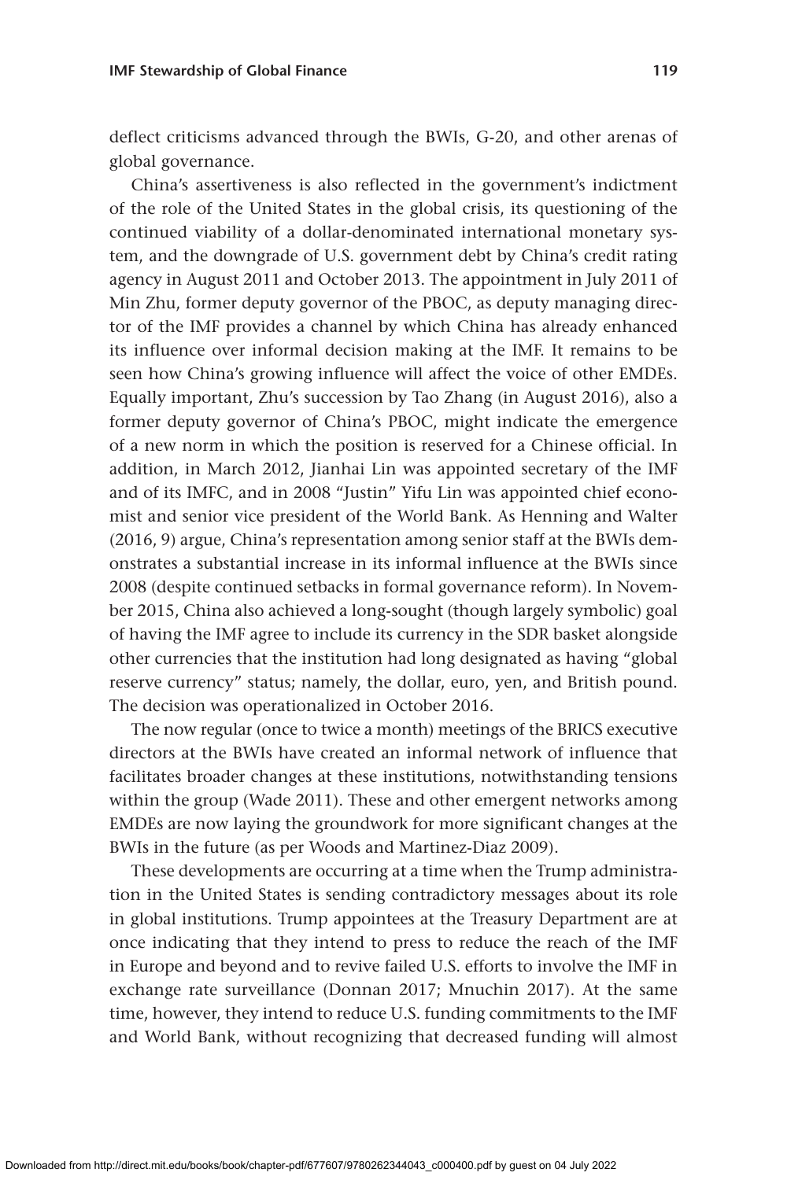deflect criticisms advanced through the BWIs, G-20, and other arenas of global governance.

China's assertiveness is also reflected in the government's indictment of the role of the United States in the global crisis, its questioning of the continued viability of a dollar-denominated international monetary system, and the downgrade of U.S. government debt by China's credit rating agency in August 2011 and October 2013. The appointment in July 2011 of Min Zhu, former deputy governor of the PBOC, as deputy managing director of the IMF provides a channel by which China has already enhanced its influence over informal decision making at the IMF. It remains to be seen how China's growing influence will affect the voice of other EMDEs. Equally important, Zhu's succession by Tao Zhang (in August 2016), also a former deputy governor of China's PBOC, might indicate the emergence of a new norm in which the position is reserved for a Chinese official. In addition, in March 2012, Jianhai Lin was appointed secretary of the IMF and of its IMFC, and in 2008 "Justin" Yifu Lin was appointed chief economist and senior vice president of the World Bank. As Henning and Walter (2016, 9) argue, China's representation among senior staff at the BWIs demonstrates a substantial increase in its informal influence at the BWIs since 2008 (despite continued setbacks in formal governance reform). In November 2015, China also achieved a long-sought (though largely symbolic) goal of having the IMF agree to include its currency in the SDR basket alongside other currencies that the institution had long designated as having "global reserve currency" status; namely, the dollar, euro, yen, and British pound. The decision was operationalized in October 2016.

The now regular (once to twice a month) meetings of the BRICS executive directors at the BWIs have created an informal network of influence that facilitates broader changes at these institutions, notwithstanding tensions within the group (Wade 2011). These and other emergent networks among EMDEs are now laying the groundwork for more significant changes at the BWIs in the future (as per Woods and Martinez-Diaz 2009).

These developments are occurring at a time when the Trump administration in the United States is sending contradictory messages about its role in global institutions. Trump appointees at the Treasury Department are at once indicating that they intend to press to reduce the reach of the IMF in Europe and beyond and to revive failed U.S. efforts to involve the IMF in exchange rate surveillance (Donnan 2017; Mnuchin 2017). At the same time, however, they intend to reduce U.S. funding commitments to the IMF and World Bank, without recognizing that decreased funding will almost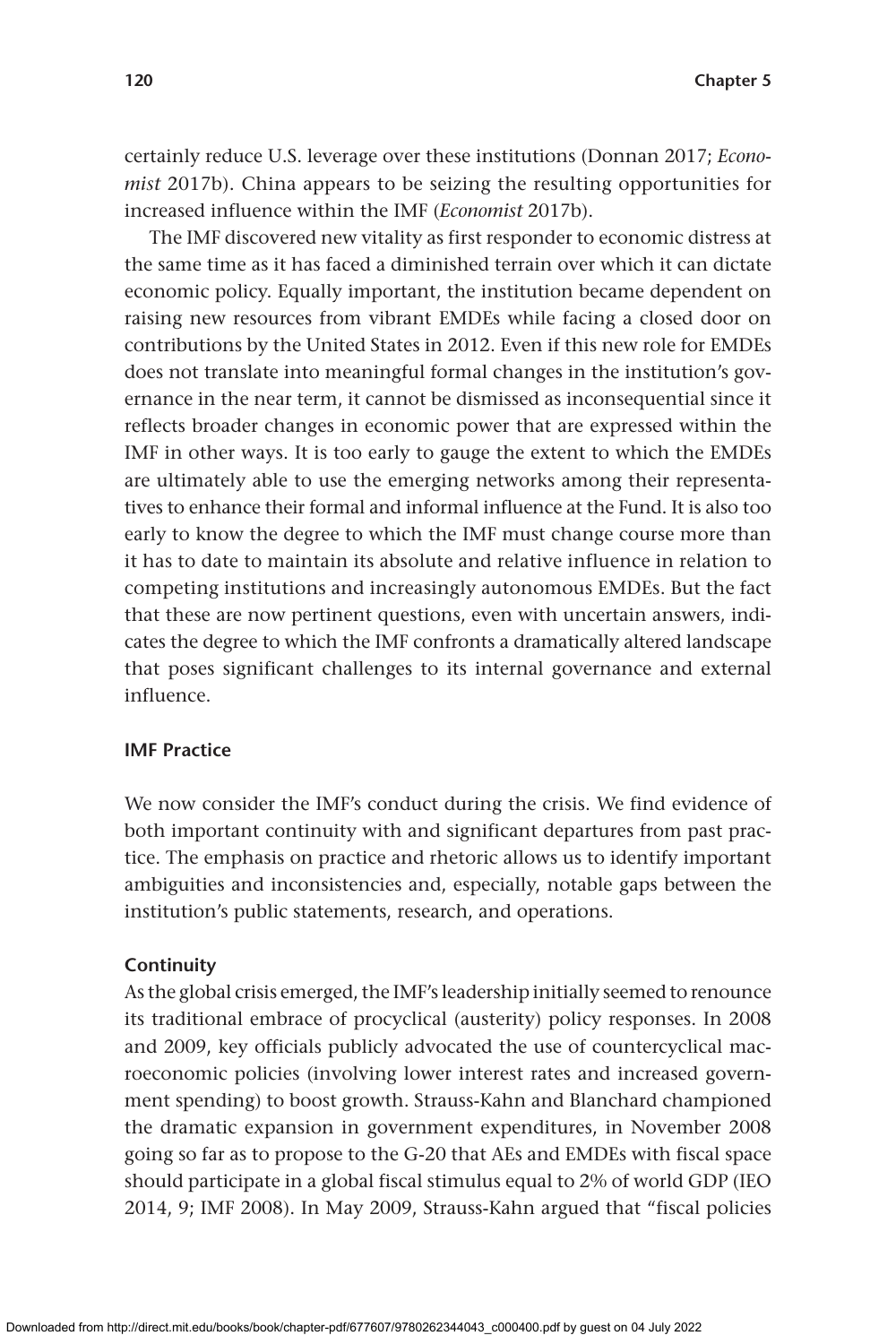certainly reduce U.S. leverage over these institutions (Donnan 2017; *Economist* 2017b). China appears to be seizing the resulting opportunities for increased influence within the IMF (*Economist* 2017b).

The IMF discovered new vitality as first responder to economic distress at the same time as it has faced a diminished terrain over which it can dictate economic policy. Equally important, the institution became dependent on raising new resources from vibrant EMDEs while facing a closed door on contributions by the United States in 2012. Even if this new role for EMDEs does not translate into meaningful formal changes in the institution's governance in the near term, it cannot be dismissed as inconsequential since it reflects broader changes in economic power that are expressed within the IMF in other ways. It is too early to gauge the extent to which the EMDEs are ultimately able to use the emerging networks among their representatives to enhance their formal and informal influence at the Fund. It is also too early to know the degree to which the IMF must change course more than it has to date to maintain its absolute and relative influence in relation to competing institutions and increasingly autonomous EMDEs. But the fact that these are now pertinent questions, even with uncertain answers, indicates the degree to which the IMF confronts a dramatically altered landscape that poses significant challenges to its internal governance and external influence.

## IMF Practice

We now consider the IMF's conduct during the crisis. We find evidence of both important continuity with and significant departures from past practice. The emphasis on practice and rhetoric allows us to identify important ambiguities and inconsistencies and, especially, notable gaps between the institution's public statements, research, and operations.

### Continuity

As the global crisis emerged, the IMF's leadership initially seemed to renounce its traditional embrace of procyclical (austerity) policy responses. In 2008 and 2009, key officials publicly advocated the use of countercyclical macroeconomic policies (involving lower interest rates and increased government spending) to boost growth. Strauss-Kahn and Blanchard championed the dramatic expansion in government expenditures, in November 2008 going so far as to propose to the G-20 that AEs and EMDEs with fiscal space should participate in a global fiscal stimulus equal to 2% of world GDP (IEO 2014, 9; IMF 2008). In May 2009, Strauss-Kahn argued that "fiscal policies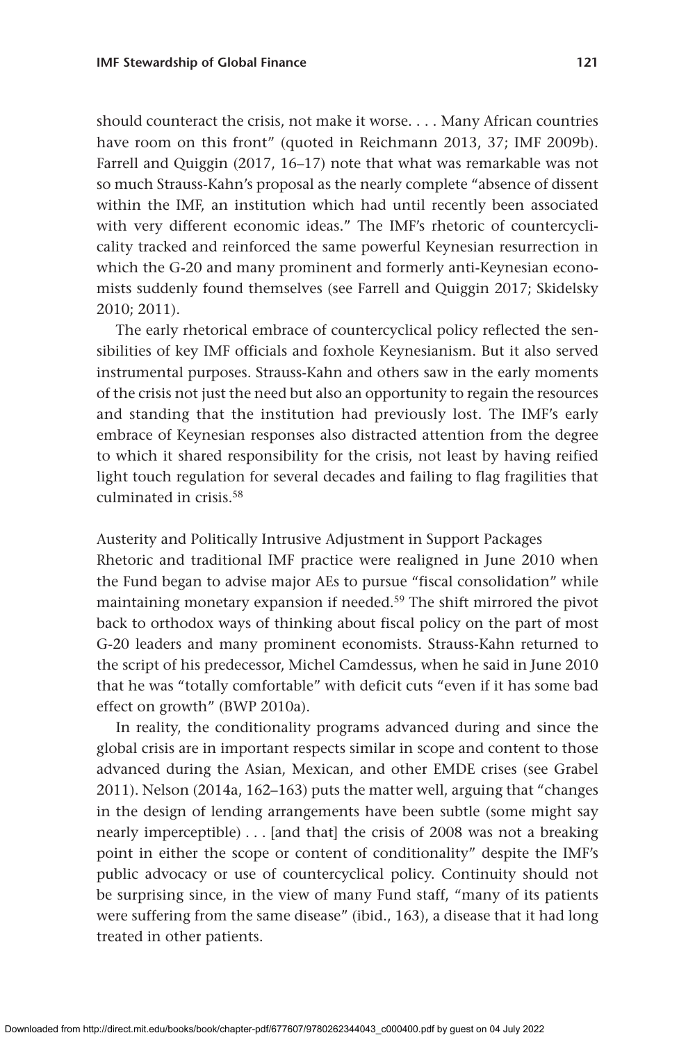should counteract the crisis, not make it worse. . . . Many African countries have room on this front" (quoted in Reichmann 2013, 37; IMF 2009b). Farrell and Quiggin (2017, 16–17) note that what was remarkable was not so much Strauss-Kahn's proposal as the nearly complete "absence of dissent within the IMF, an institution which had until recently been associated with very different economic ideas." The IMF's rhetoric of countercyclicality tracked and reinforced the same powerful Keynesian resurrection in which the G-20 and many prominent and formerly anti-Keynesian economists suddenly found themselves (see Farrell and Quiggin 2017; Skidelsky 2010; 2011).

The early rhetorical embrace of countercyclical policy reflected the sensibilities of key IMF officials and foxhole Keynesianism. But it also served instrumental purposes. Strauss-Kahn and others saw in the early moments of the crisis not just the need but also an opportunity to regain the resources and standing that the institution had previously lost. The IMF's early embrace of Keynesian responses also distracted attention from the degree to which it shared responsibility for the crisis, not least by having reified light touch regulation for several decades and failing to flag fragilities that culminated in crisis.[58]

### Austerity and Politically Intrusive Adjustment in Support Packages

Rhetoric and traditional IMF practice were realigned in June 2010 when the Fund began to advise major AEs to pursue "fiscal consolidation" while maintaining monetary expansion if needed.[59] The shift mirrored the pivot back to orthodox ways of thinking about fiscal policy on the part of most G-20 leaders and many prominent economists. Strauss-Kahn returned to the script of his predecessor, Michel Camdessus, when he said in June 2010 that he was "totally comfortable" with deficit cuts "even if it has some bad effect on growth" (BWP 2010a).

In reality, the conditionality programs advanced during and since the global crisis are in important respects similar in scope and content to those advanced during the Asian, Mexican, and other EMDE crises (see Grabel 2011). Nelson (2014a, 162–163) puts the matter well, arguing that "changes in the design of lending arrangements have been subtle (some might say nearly imperceptible) . . . [and that] the crisis of 2008 was not a breaking point in either the scope or content of conditionality" despite the IMF's public advocacy or use of countercyclical policy. Continuity should not be surprising since, in the view of many Fund staff, "many of its patients were suffering from the same disease" (ibid., 163), a disease that it had long treated in other patients.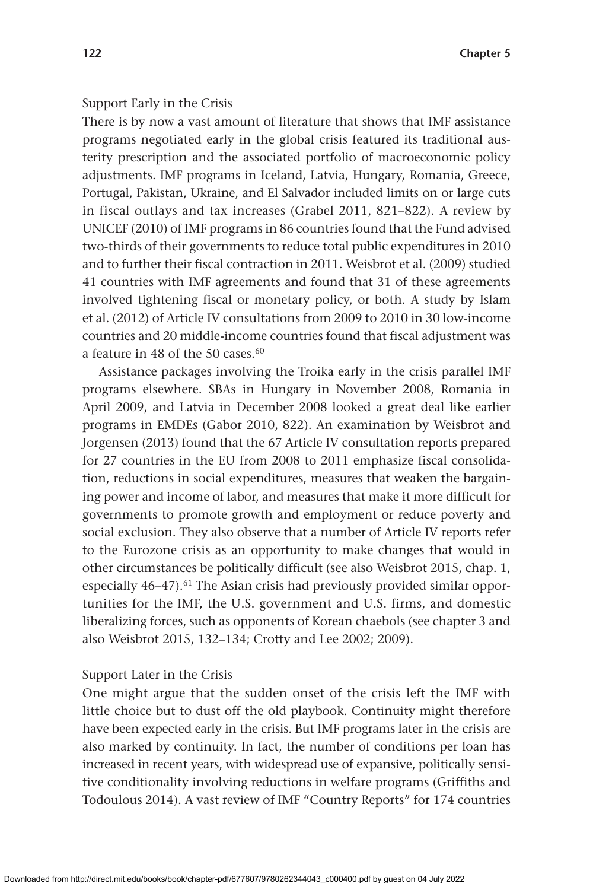### Support Early in the Crisis

There is by now a vast amount of literature that shows that IMF assistance programs negotiated early in the global crisis featured its traditional austerity prescription and the associated portfolio of macroeconomic policy adjustments. IMF programs in Iceland, Latvia, Hungary, Romania, Greece, Portugal, Pakistan, Ukraine, and El Salvador included limits on or large cuts in fiscal outlays and tax increases (Grabel 2011, 821–822). A review by UNICEF (2010) of IMF programs in 86 countries found that the Fund advised two-thirds of their governments to reduce total public expenditures in 2010 and to further their fiscal contraction in 2011. Weisbrot et al. (2009) studied 41 countries with IMF agreements and found that 31 of these agreements involved tightening fiscal or monetary policy, or both. A study by Islam et al. (2012) of Article IV consultations from 2009 to 2010 in 30 low-income countries and 20 middle-income countries found that fiscal adjustment was a feature in 48 of the 50 cases.[60]

Assistance packages involving the Troika early in the crisis parallel IMF programs elsewhere. SBAs in Hungary in November 2008, Romania in April 2009, and Latvia in December 2008 looked a great deal like earlier programs in EMDEs (Gabor 2010, 822). An examination by Weisbrot and Jorgensen (2013) found that the 67 Article IV consultation reports prepared for 27 countries in the EU from 2008 to 2011 emphasize fiscal consolidation, reductions in social expenditures, measures that weaken the bargaining power and income of labor, and measures that make it more difficult for governments to promote growth and employment or reduce poverty and social exclusion. They also observe that a number of Article IV reports refer to the Eurozone crisis as an opportunity to make changes that would in other circumstances be politically difficult (see also Weisbrot 2015, chap. 1, especially 46–47).[61] The Asian crisis had previously provided similar opportunities for the IMF, the U.S. government and U.S. firms, and domestic liberalizing forces, such as opponents of Korean chaebols (see chapter 3 and also Weisbrot 2015, 132–134; Crotty and Lee 2002; 2009).

### Support Later in the Crisis

One might argue that the sudden onset of the crisis left the IMF with little choice but to dust off the old playbook. Continuity might therefore have been expected early in the crisis. But IMF programs later in the crisis are also marked by continuity. In fact, the number of conditions per loan has increased in recent years, with widespread use of expansive, politically sensitive conditionality involving reductions in welfare programs (Griffiths and Todoulous 2014). A vast review of IMF "Country Reports" for 174 countries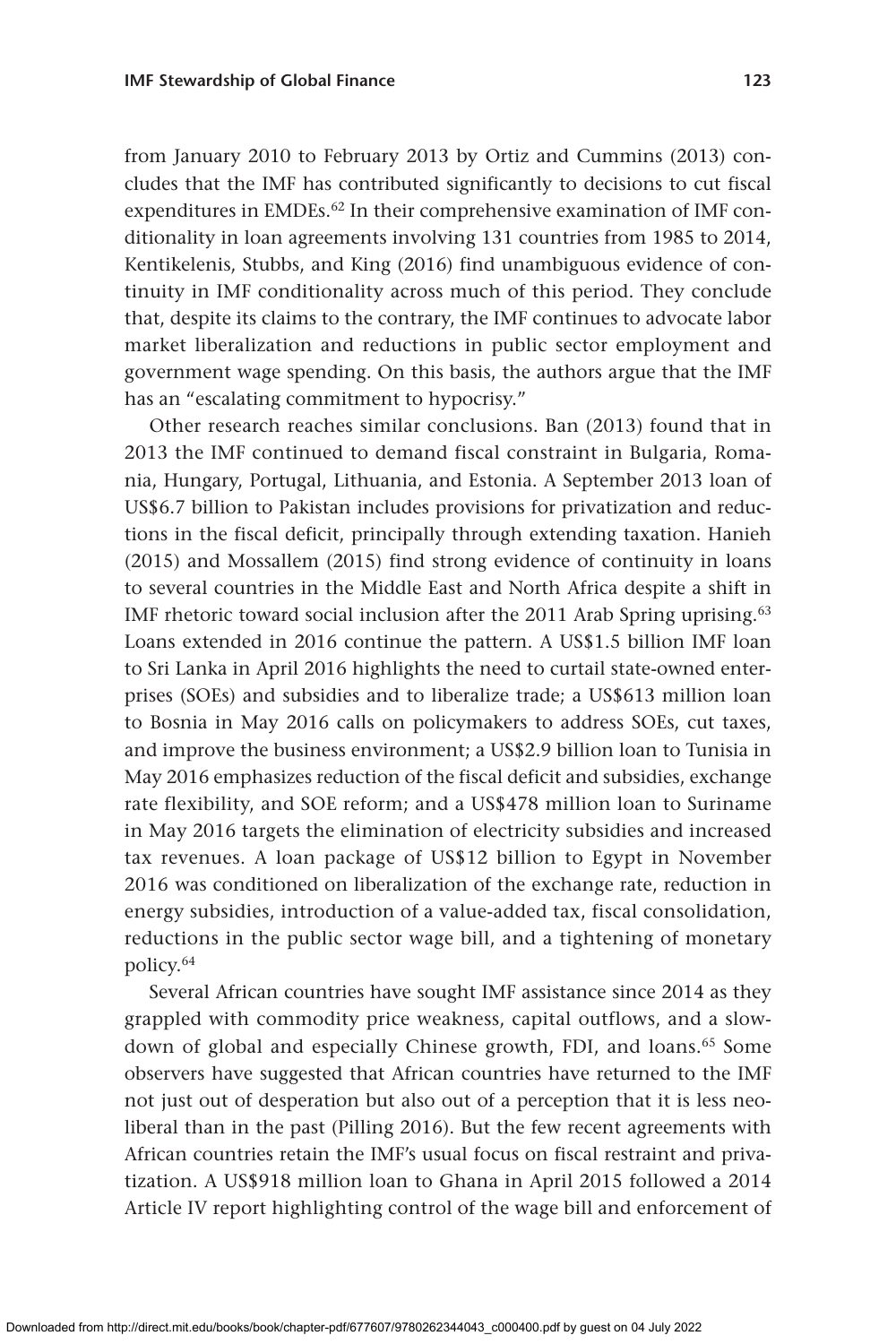from January 2010 to February 2013 by Ortiz and Cummins (2013) concludes that the IMF has contributed significantly to decisions to cut fiscal expenditures in EMDEs.[62] In their comprehensive examination of IMF conditionality in loan agreements involving 131 countries from 1985 to 2014, Kentikelenis, Stubbs, and King (2016) find unambiguous evidence of continuity in IMF conditionality across much of this period. They conclude that, despite its claims to the contrary, the IMF continues to advocate labor market liberalization and reductions in public sector employment and government wage spending. On this basis, the authors argue that the IMF has an "escalating commitment to hypocrisy."

Other research reaches similar conclusions. Ban (2013) found that in 2013 the IMF continued to demand fiscal constraint in Bulgaria, Romania, Hungary, Portugal, Lithuania, and Estonia. A September 2013 loan of US$6.7 billion to Pakistan includes provisions for privatization and reductions in the fiscal deficit, principally through extending taxation. Hanieh (2015) and Mossallem (2015) find strong evidence of continuity in loans to several countries in the Middle East and North Africa despite a shift in IMF rhetoric toward social inclusion after the 2011 Arab Spring uprising.[63] Loans extended in 2016 continue the pattern. A US$1.5 billion IMF loan to Sri Lanka in April 2016 highlights the need to curtail state-owned enterprises (SOEs) and subsidies and to liberalize trade; a US$613 million loan to Bosnia in May 2016 calls on policymakers to address SOEs, cut taxes, and improve the business environment; a US$2.9 billion loan to Tunisia in May 2016 emphasizes reduction of the fiscal deficit and subsidies, exchange rate flexibility, and SOE reform; and a US$478 million loan to Suriname in May 2016 targets the elimination of electricity subsidies and increased tax revenues. A loan package of US$12 billion to Egypt in November 2016 was conditioned on liberalization of the exchange rate, reduction in energy subsidies, introduction of a value-added tax, fiscal consolidation, reductions in the public sector wage bill, and a tightening of monetary policy.[64]

Several African countries have sought IMF assistance since 2014 as they grappled with commodity price weakness, capital outflows, and a slowdown of global and especially Chinese growth, FDI, and loans.[65] Some observers have suggested that African countries have returned to the IMF not just out of desperation but also out of a perception that it is less neoliberal than in the past (Pilling 2016). But the few recent agreements with African countries retain the IMF's usual focus on fiscal restraint and privatization. A US$918 million loan to Ghana in April 2015 followed a 2014 Article IV report highlighting control of the wage bill and enforcement of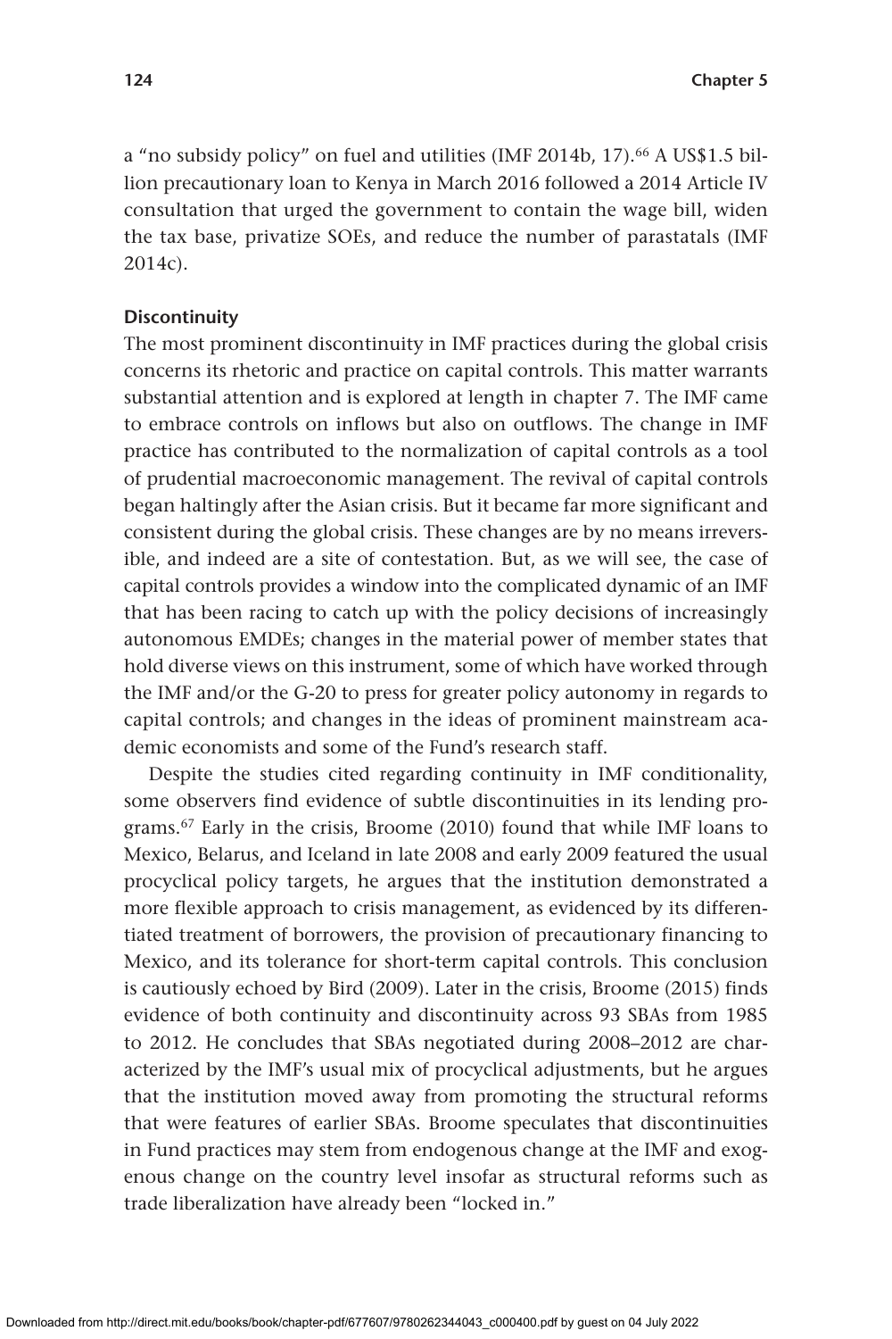a "no subsidy policy" on fuel and utilities (IMF 2014b, 17).[66] A US$1.5 billion precautionary loan to Kenya in March 2016 followed a 2014 Article IV consultation that urged the government to contain the wage bill, widen the tax base, privatize SOEs, and reduce the number of parastatals (IMF 2014c).

### Discontinuity

The most prominent discontinuity in IMF practices during the global crisis concerns its rhetoric and practice on capital controls. This matter warrants substantial attention and is explored at length in chapter 7. The IMF came to embrace controls on inflows but also on outflows. The change in IMF practice has contributed to the normalization of capital controls as a tool of prudential macroeconomic management. The revival of capital controls began haltingly after the Asian crisis. But it became far more significant and consistent during the global crisis. These changes are by no means irreversible, and indeed are a site of contestation. But, as we will see, the case of capital controls provides a window into the complicated dynamic of an IMF that has been racing to catch up with the policy decisions of increasingly autonomous EMDEs; changes in the material power of member states that hold diverse views on this instrument, some of which have worked through the IMF and/or the G-20 to press for greater policy autonomy in regards to capital controls; and changes in the ideas of prominent mainstream academic economists and some of the Fund's research staff.

Despite the studies cited regarding continuity in IMF conditionality, some observers find evidence of subtle discontinuities in its lending programs.[67] Early in the crisis, Broome (2010) found that while IMF loans to Mexico, Belarus, and Iceland in late 2008 and early 2009 featured the usual procyclical policy targets, he argues that the institution demonstrated a more flexible approach to crisis management, as evidenced by its differentiated treatment of borrowers, the provision of precautionary financing to Mexico, and its tolerance for short-term capital controls. This conclusion is cautiously echoed by Bird (2009). Later in the crisis, Broome (2015) finds evidence of both continuity and discontinuity across 93 SBAs from 1985 to 2012. He concludes that SBAs negotiated during 2008–2012 are characterized by the IMF's usual mix of procyclical adjustments, but he argues that the institution moved away from promoting the structural reforms that were features of earlier SBAs. Broome speculates that discontinuities in Fund practices may stem from endogenous change at the IMF and exogenous change on the country level insofar as structural reforms such as trade liberalization have already been "locked in."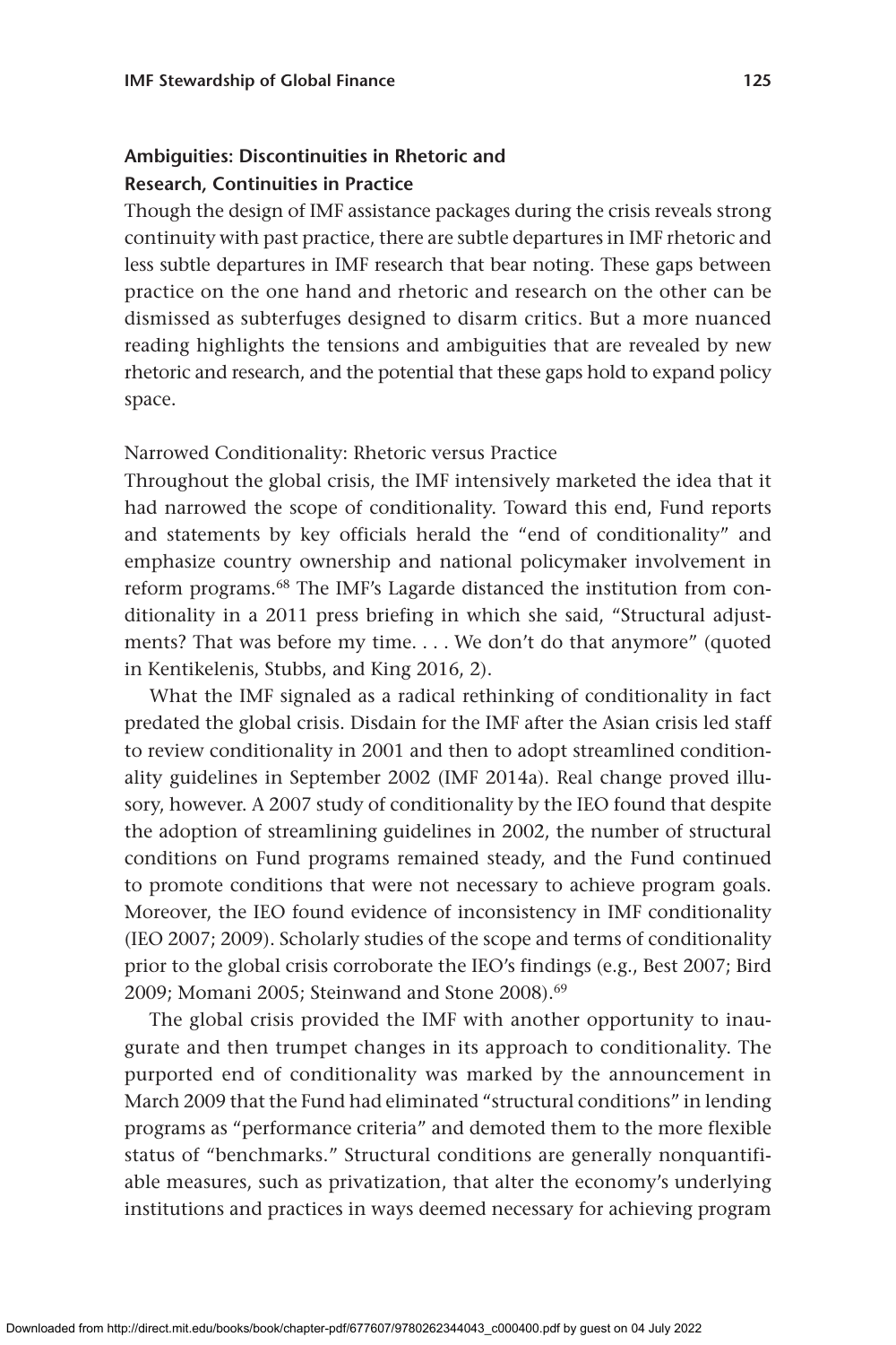### Ambiguities: Discontinuities in Rhetoric and Research, Continuities in Practice

Though the design of IMF assistance packages during the crisis reveals strong continuity with past practice, there are subtle departures in IMF rhetoric and less subtle departures in IMF research that bear noting. These gaps between practice on the one hand and rhetoric and research on the other can be dismissed as subterfuges designed to disarm critics. But a more nuanced reading highlights the tensions and ambiguities that are revealed by new rhetoric and research, and the potential that these gaps hold to expand policy space.

#### Narrowed Conditionality: Rhetoric versus Practice

Throughout the global crisis, the IMF intensively marketed the idea that it had narrowed the scope of conditionality. Toward this end, Fund reports and statements by key officials herald the "end of conditionality" and emphasize country ownership and national policymaker involvement in reform programs.[68] The IMF's Lagarde distanced the institution from conditionality in a 2011 press briefing in which she said, "Structural adjustments? That was before my time. . . . We don't do that anymore" (quoted in Kentikelenis, Stubbs, and King 2016, 2).

What the IMF signaled as a radical rethinking of conditionality in fact predated the global crisis. Disdain for the IMF after the Asian crisis led staff to review conditionality in 2001 and then to adopt streamlined conditionality guidelines in September 2002 (IMF 2014a). Real change proved illusory, however. A 2007 study of conditionality by the IEO found that despite the adoption of streamlining guidelines in 2002, the number of structural conditions on Fund programs remained steady, and the Fund continued to promote conditions that were not necessary to achieve program goals. Moreover, the IEO found evidence of inconsistency in IMF conditionality (IEO 2007; 2009). Scholarly studies of the scope and terms of conditionality prior to the global crisis corroborate the IEO's findings (e.g., Best 2007; Bird 2009; Momani 2005; Steinwand and Stone 2008).[69]

The global crisis provided the IMF with another opportunity to inaugurate and then trumpet changes in its approach to conditionality. The purported end of conditionality was marked by the announcement in March 2009 that the Fund had eliminated "structural conditions" in lending programs as "performance criteria" and demoted them to the more flexible status of "benchmarks." Structural conditions are generally nonquantifiable measures, such as privatization, that alter the economy's underlying institutions and practices in ways deemed necessary for achieving program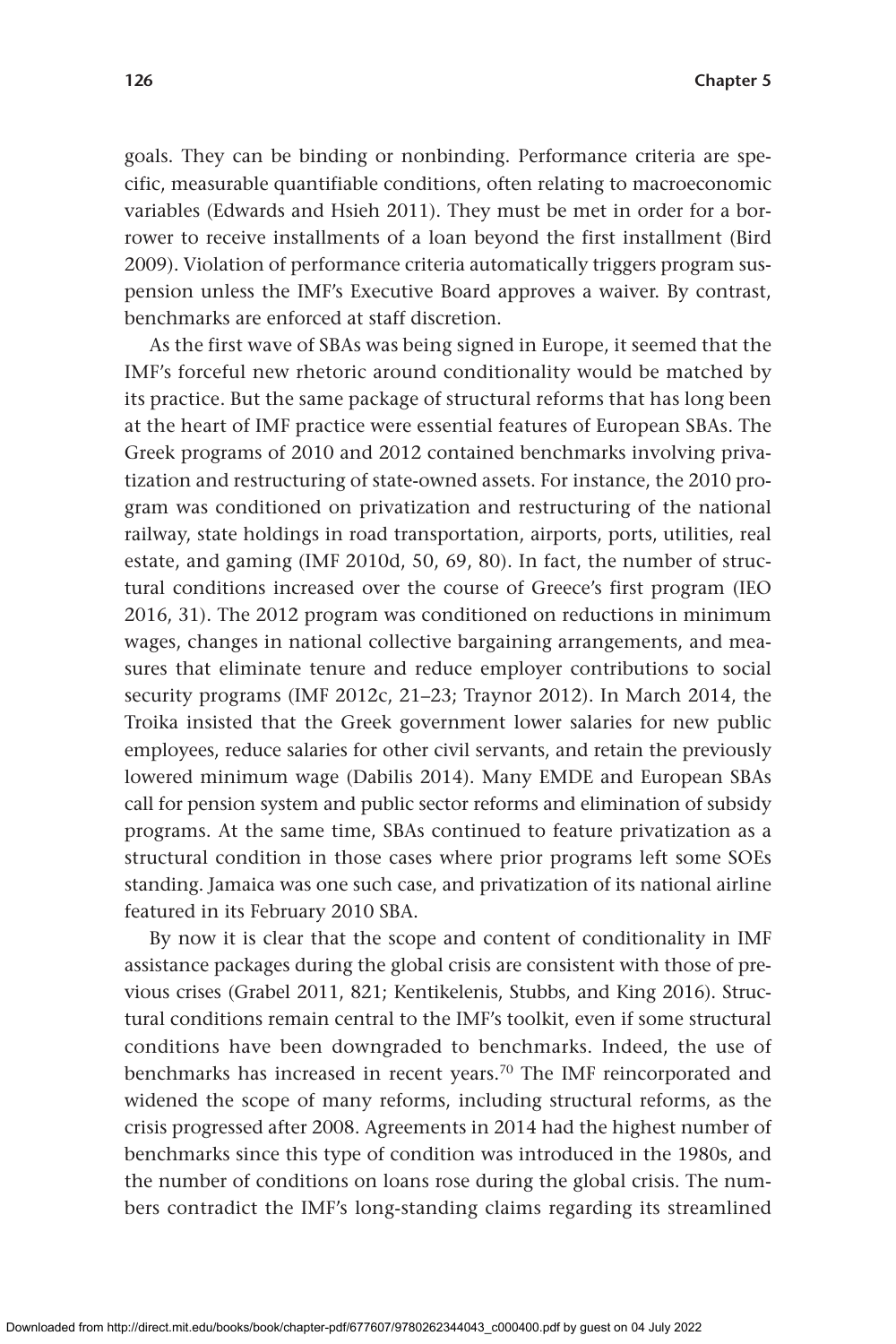goals. They can be binding or nonbinding. Performance criteria are specific, measurable quantifiable conditions, often relating to macroeconomic variables (Edwards and Hsieh 2011). They must be met in order for a borrower to receive installments of a loan beyond the first installment (Bird 2009). Violation of performance criteria automatically triggers program suspension unless the IMF's Executive Board approves a waiver. By contrast, benchmarks are enforced at staff discretion.

As the first wave of SBAs was being signed in Europe, it seemed that the IMF's forceful new rhetoric around conditionality would be matched by its practice. But the same package of structural reforms that has long been at the heart of IMF practice were essential features of European SBAs. The Greek programs of 2010 and 2012 contained benchmarks involving privatization and restructuring of state-owned assets. For instance, the 2010 program was conditioned on privatization and restructuring of the national railway, state holdings in road transportation, airports, ports, utilities, real estate, and gaming (IMF 2010d, 50, 69, 80). In fact, the number of structural conditions increased over the course of Greece's first program (IEO 2016, 31). The 2012 program was conditioned on reductions in minimum wages, changes in national collective bargaining arrangements, and measures that eliminate tenure and reduce employer contributions to social security programs (IMF 2012c, 21–23; Traynor 2012). In March 2014, the Troika insisted that the Greek government lower salaries for new public employees, reduce salaries for other civil servants, and retain the previously lowered minimum wage (Dabilis 2014). Many EMDE and European SBAs call for pension system and public sector reforms and elimination of subsidy programs. At the same time, SBAs continued to feature privatization as a structural condition in those cases where prior programs left some SOEs standing. Jamaica was one such case, and privatization of its national airline featured in its February 2010 SBA.

By now it is clear that the scope and content of conditionality in IMF assistance packages during the global crisis are consistent with those of previous crises (Grabel 2011, 821; Kentikelenis, Stubbs, and King 2016). Structural conditions remain central to the IMF's toolkit, even if some structural conditions have been downgraded to benchmarks. Indeed, the use of benchmarks has increased in recent years.[70] The IMF reincorporated and widened the scope of many reforms, including structural reforms, as the crisis progressed after 2008. Agreements in 2014 had the highest number of benchmarks since this type of condition was introduced in the 1980s, and the number of conditions on loans rose during the global crisis. The numbers contradict the IMF's long-standing claims regarding its streamlined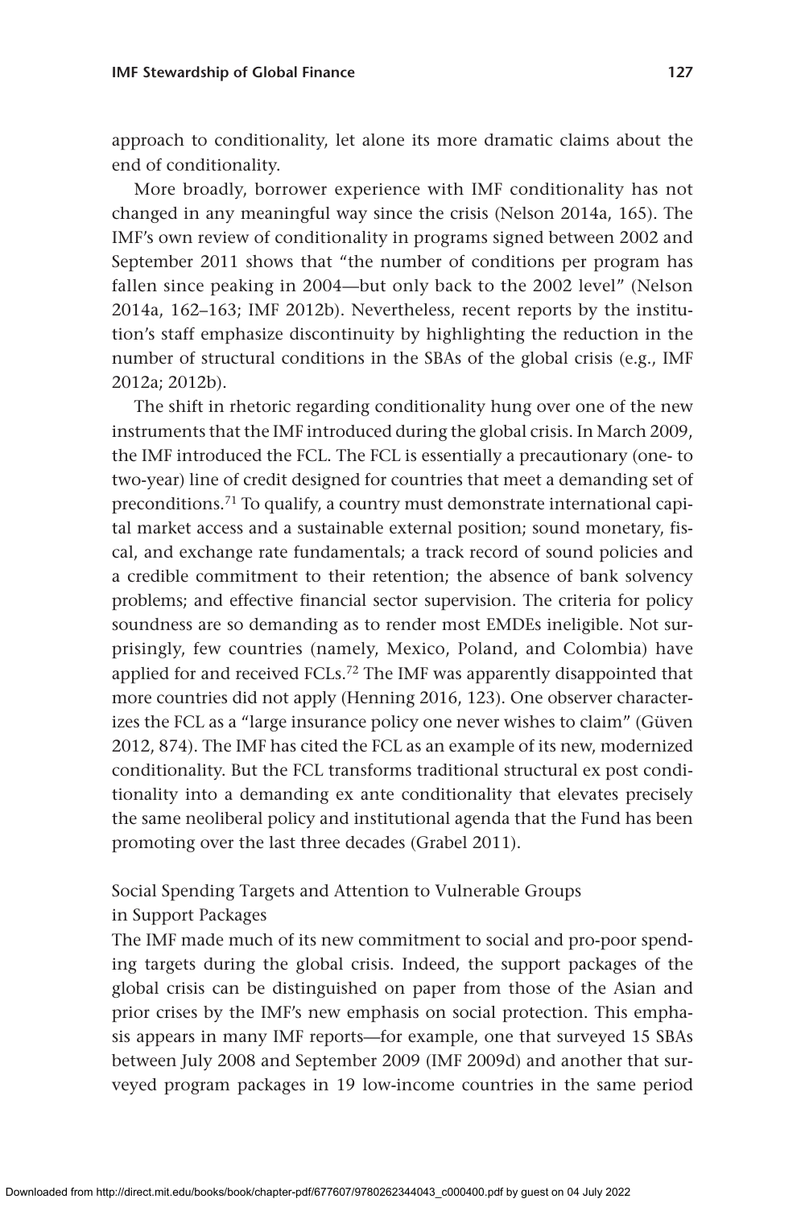approach to conditionality, let alone its more dramatic claims about the end of conditionality.

More broadly, borrower experience with IMF conditionality has not changed in any meaningful way since the crisis (Nelson 2014a, 165). The IMF's own review of conditionality in programs signed between 2002 and September 2011 shows that "the number of conditions per program has fallen since peaking in 2004—but only back to the 2002 level" (Nelson 2014a, 162–163; IMF 2012b). Nevertheless, recent reports by the institution's staff emphasize discontinuity by highlighting the reduction in the number of structural conditions in the SBAs of the global crisis (e.g., IMF 2012a; 2012b).

The shift in rhetoric regarding conditionality hung over one of the new instruments that the IMF introduced during the global crisis. In March 2009, the IMF introduced the FCL. The FCL is essentially a precautionary (one- to two-year) line of credit designed for countries that meet a demanding set of preconditions.[71] To qualify, a country must demonstrate international capital market access and a sustainable external position; sound monetary, fiscal, and exchange rate fundamentals; a track record of sound policies and a credible commitment to their retention; the absence of bank solvency problems; and effective financial sector supervision. The criteria for policy soundness are so demanding as to render most EMDEs ineligible. Not surprisingly, few countries (namely, Mexico, Poland, and Colombia) have applied for and received FCLs.[72] The IMF was apparently disappointed that more countries did not apply (Henning 2016, 123). One observer characterizes the FCL as a "large insurance policy one never wishes to claim" (Güven 2012, 874). The IMF has cited the FCL as an example of its new, modernized conditionality. But the FCL transforms traditional structural ex post conditionality into a demanding ex ante conditionality that elevates precisely the same neoliberal policy and institutional agenda that the Fund has been promoting over the last three decades (Grabel 2011).

### Social Spending Targets and Attention to Vulnerable Groups in Support Packages

The IMF made much of its new commitment to social and pro-poor spending targets during the global crisis. Indeed, the support packages of the global crisis can be distinguished on paper from those of the Asian and prior crises by the IMF's new emphasis on social protection. This emphasis appears in many IMF reports—for example, one that surveyed 15 SBAs between July 2008 and September 2009 (IMF 2009d) and another that surveyed program packages in 19 low-income countries in the same period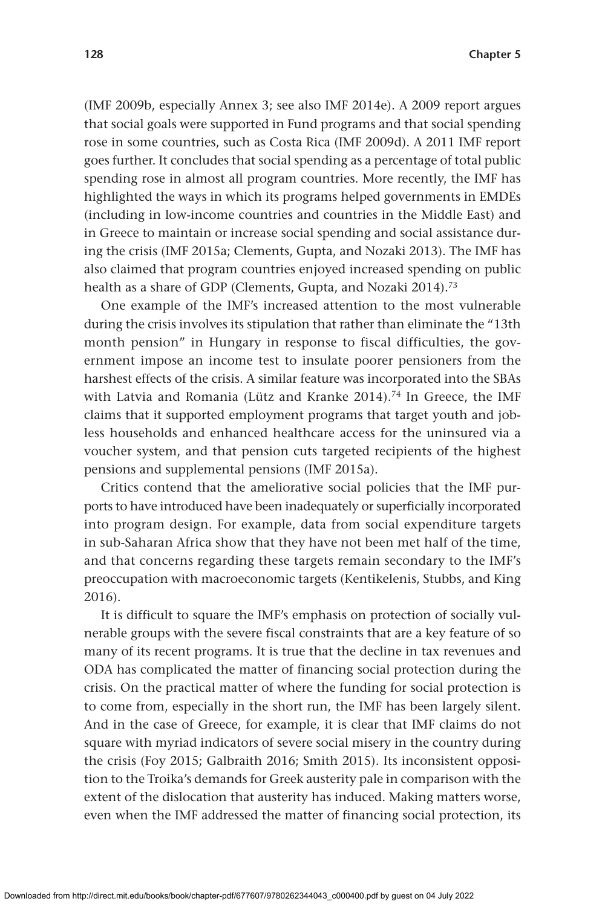(IMF 2009b, especially Annex 3; see also IMF 2014e). A 2009 report argues that social goals were supported in Fund programs and that social spending rose in some countries, such as Costa Rica (IMF 2009d). A 2011 IMF report goes further. It concludes that social spending as a percentage of total public spending rose in almost all program countries. More recently, the IMF has highlighted the ways in which its programs helped governments in EMDEs (including in low-income countries and countries in the Middle East) and in Greece to maintain or increase social spending and social assistance during the crisis (IMF 2015a; Clements, Gupta, and Nozaki 2013). The IMF has also claimed that program countries enjoyed increased spending on public health as a share of GDP (Clements, Gupta, and Nozaki 2014).[73]

One example of the IMF's increased attention to the most vulnerable during the crisis involves its stipulation that rather than eliminate the "13th month pension" in Hungary in response to fiscal difficulties, the government impose an income test to insulate poorer pensioners from the harshest effects of the crisis. A similar feature was incorporated into the SBAs with Latvia and Romania (Lütz and Kranke 2014).[74] In Greece, the IMF claims that it supported employment programs that target youth and jobless households and enhanced healthcare access for the uninsured via a voucher system, and that pension cuts targeted recipients of the highest pensions and supplemental pensions (IMF 2015a).

Critics contend that the ameliorative social policies that the IMF purports to have introduced have been inadequately or superficially incorporated into program design. For example, data from social expenditure targets in sub-Saharan Africa show that they have not been met half of the time, and that concerns regarding these targets remain secondary to the IMF's preoccupation with macroeconomic targets (Kentikelenis, Stubbs, and King 2016).

It is difficult to square the IMF's emphasis on protection of socially vulnerable groups with the severe fiscal constraints that are a key feature of so many of its recent programs. It is true that the decline in tax revenues and ODA has complicated the matter of financing social protection during the crisis. On the practical matter of where the funding for social protection is to come from, especially in the short run, the IMF has been largely silent. And in the case of Greece, for example, it is clear that IMF claims do not square with myriad indicators of severe social misery in the country during the crisis (Foy 2015; Galbraith 2016; Smith 2015). Its inconsistent opposition to the Troika's demands for Greek austerity pale in comparison with the extent of the dislocation that austerity has induced. Making matters worse, even when the IMF addressed the matter of financing social protection, its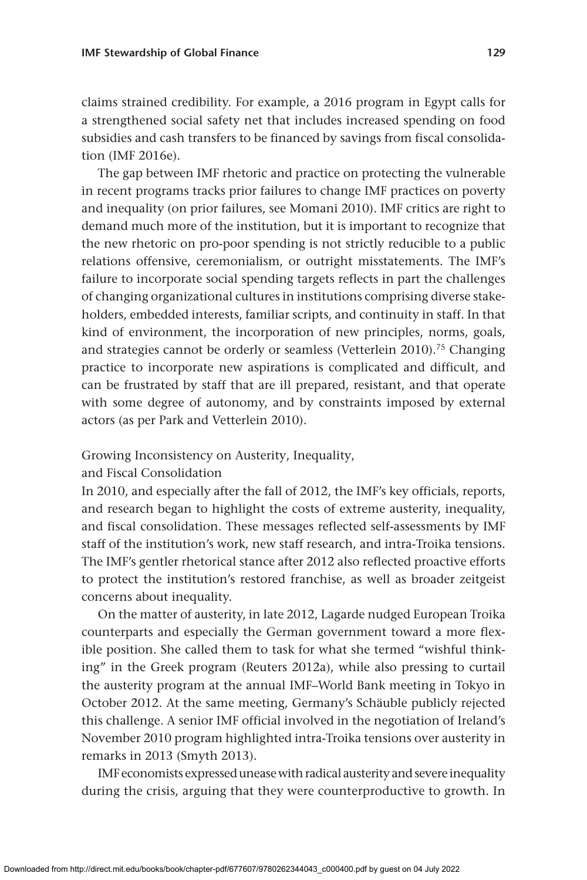claims strained credibility. For example, a 2016 program in Egypt calls for a strengthened social safety net that includes increased spending on food subsidies and cash transfers to be financed by savings from fiscal consolidation (IMF 2016e).

The gap between IMF rhetoric and practice on protecting the vulnerable in recent programs tracks prior failures to change IMF practices on poverty and inequality (on prior failures, see Momani 2010). IMF critics are right to demand much more of the institution, but it is important to recognize that the new rhetoric on pro-poor spending is not strictly reducible to a public relations offensive, ceremonialism, or outright misstatements. The IMF's failure to incorporate social spending targets reflects in part the challenges of changing organizational cultures in institutions comprising diverse stakeholders, embedded interests, familiar scripts, and continuity in staff. In that kind of environment, the incorporation of new principles, norms, goals, and strategies cannot be orderly or seamless (Vetterlein 2010).[75] Changing practice to incorporate new aspirations is complicated and difficult, and can be frustrated by staff that are ill prepared, resistant, and that operate with some degree of autonomy, and by constraints imposed by external actors (as per Park and Vetterlein 2010).

### Growing Inconsistency on Austerity, Inequality, and Fiscal Consolidation

In 2010, and especially after the fall of 2012, the IMF's key officials, reports, and research began to highlight the costs of extreme austerity, inequality, and fiscal consolidation. These messages reflected self-assessments by IMF staff of the institution's work, new staff research, and intra-Troika tensions. The IMF's gentler rhetorical stance after 2012 also reflected proactive efforts to protect the institution's restored franchise, as well as broader zeitgeist concerns about inequality.

On the matter of austerity, in late 2012, Lagarde nudged European Troika counterparts and especially the German government toward a more flexible position. She called them to task for what she termed "wishful thinking" in the Greek program (Reuters 2012a), while also pressing to curtail the austerity program at the annual IMF–World Bank meeting in Tokyo in October 2012. At the same meeting, Germany's Schäuble publicly rejected this challenge. A senior IMF official involved in the negotiation of Ireland's November 2010 program highlighted intra-Troika tensions over austerity in remarks in 2013 (Smyth 2013).

IMF economists expressed unease with radical austerity and severe inequality during the crisis, arguing that they were counterproductive to growth. In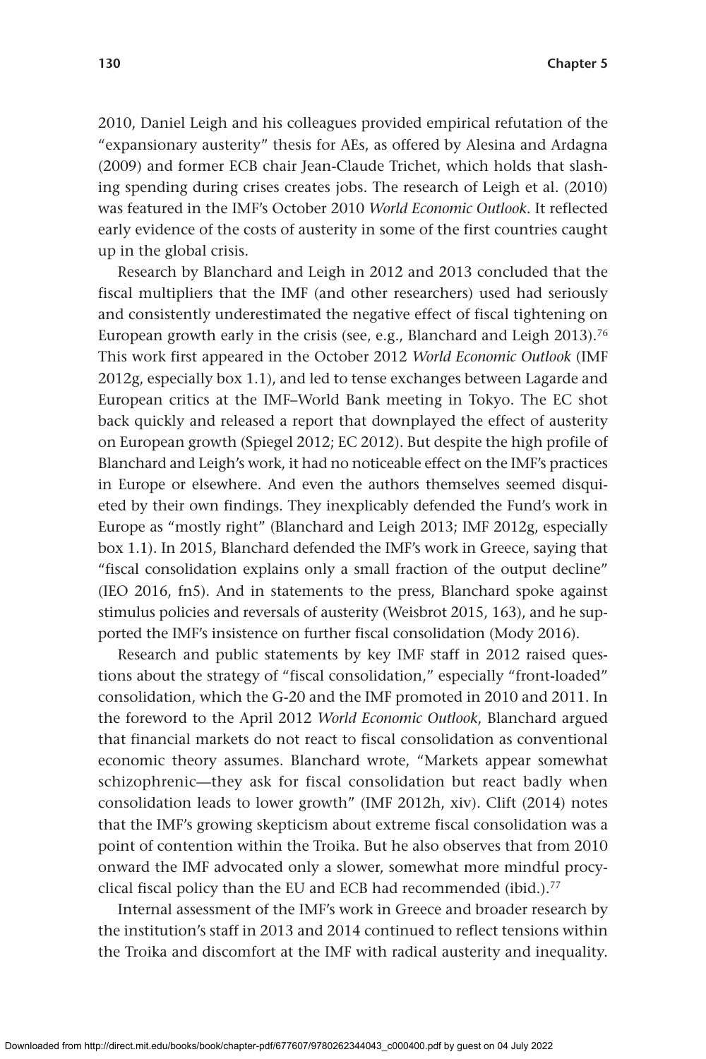2010, Daniel Leigh and his colleagues provided empirical refutation of the "expansionary austerity" thesis for AEs, as offered by Alesina and Ardagna (2009) and former ECB chair Jean-Claude Trichet, which holds that slashing spending during crises creates jobs. The research of Leigh et al. (2010) was featured in the IMF's October 2010 *World Economic Outlook*. It reflected early evidence of the costs of austerity in some of the first countries caught up in the global crisis.

Research by Blanchard and Leigh in 2012 and 2013 concluded that the fiscal multipliers that the IMF (and other researchers) used had seriously and consistently underestimated the negative effect of fiscal tightening on European growth early in the crisis (see, e.g., Blanchard and Leigh 2013).[76] This work first appeared in the October 2012 *World Economic Outlook* (IMF 2012g, especially box 1.1), and led to tense exchanges between Lagarde and European critics at the IMF–World Bank meeting in Tokyo. The EC shot back quickly and released a report that downplayed the effect of austerity on European growth (Spiegel 2012; EC 2012). But despite the high profile of Blanchard and Leigh's work, it had no noticeable effect on the IMF's practices in Europe or elsewhere. And even the authors themselves seemed disquieted by their own findings. They inexplicably defended the Fund's work in Europe as "mostly right" (Blanchard and Leigh 2013; IMF 2012g, especially box 1.1). In 2015, Blanchard defended the IMF's work in Greece, saying that "fiscal consolidation explains only a small fraction of the output decline" (IEO 2016, fn5). And in statements to the press, Blanchard spoke against stimulus policies and reversals of austerity (Weisbrot 2015, 163), and he supported the IMF's insistence on further fiscal consolidation (Mody 2016).

Research and public statements by key IMF staff in 2012 raised questions about the strategy of "fiscal consolidation," especially "front-loaded" consolidation, which the G-20 and the IMF promoted in 2010 and 2011. In the foreword to the April 2012 *World Economic Outlook*, Blanchard argued that financial markets do not react to fiscal consolidation as conventional economic theory assumes. Blanchard wrote, "Markets appear somewhat schizophrenic—they ask for fiscal consolidation but react badly when consolidation leads to lower growth" (IMF 2012h, xiv). Clift (2014) notes that the IMF's growing skepticism about extreme fiscal consolidation was a point of contention within the Troika. But he also observes that from 2010 onward the IMF advocated only a slower, somewhat more mindful procyclical fiscal policy than the EU and ECB had recommended (ibid.).[77]

Internal assessment of the IMF's work in Greece and broader research by the institution's staff in 2013 and 2014 continued to reflect tensions within the Troika and discomfort at the IMF with radical austerity and inequality.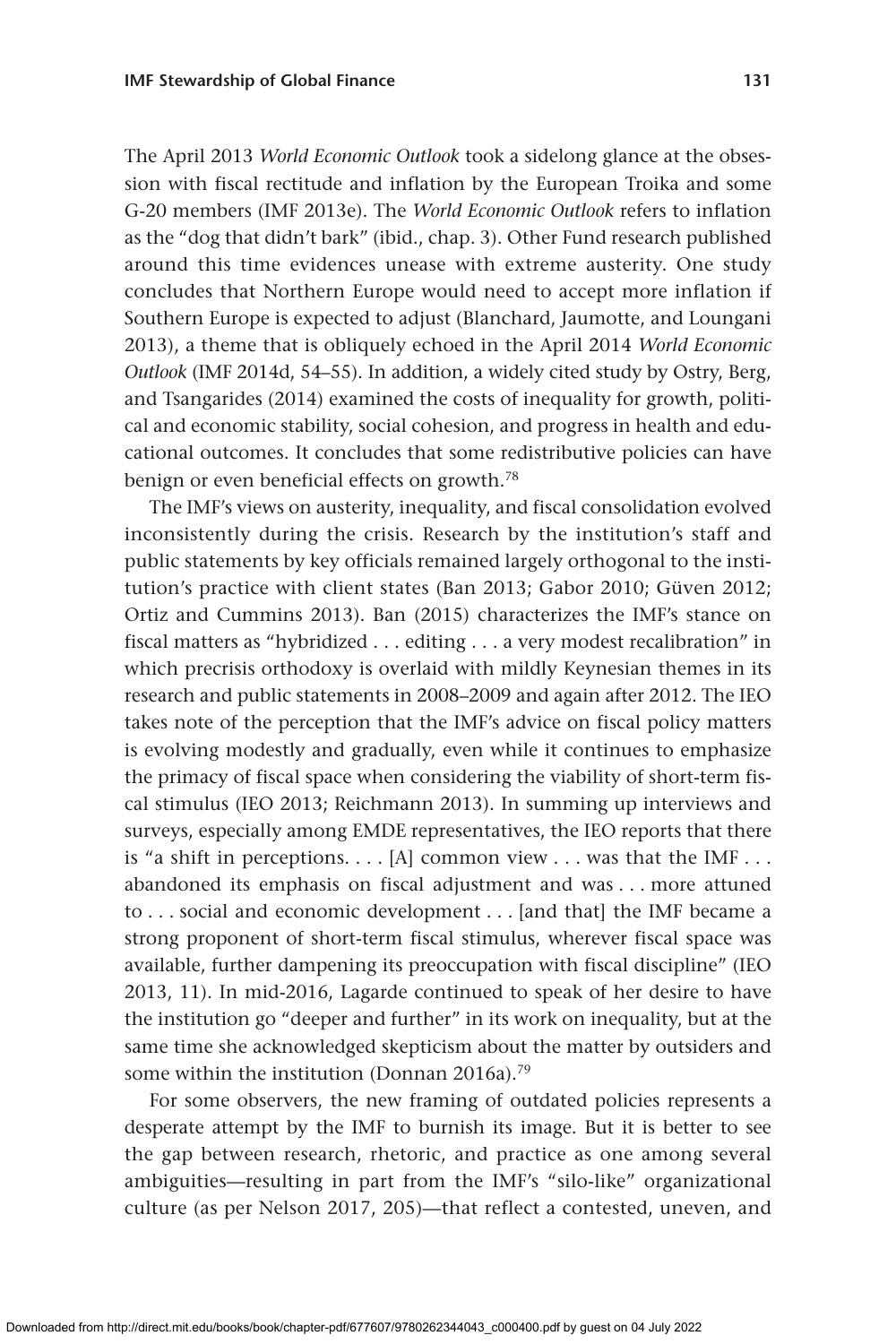The April 2013 *World Economic Outlook* took a sidelong glance at the obsession with fiscal rectitude and inflation by the European Troika and some G-20 members (IMF 2013e). The *World Economic Outlook* refers to inflation as the "dog that didn't bark" (ibid., chap. 3). Other Fund research published around this time evidences unease with extreme austerity. One study concludes that Northern Europe would need to accept more inflation if Southern Europe is expected to adjust (Blanchard, Jaumotte, and Loungani 2013), a theme that is obliquely echoed in the April 2014 *World Economic Outlook* (IMF 2014d, 54–55). In addition, a widely cited study by Ostry, Berg, and Tsangarides (2014) examined the costs of inequality for growth, political and economic stability, social cohesion, and progress in health and educational outcomes. It concludes that some redistributive policies can have benign or even beneficial effects on growth.[78]

The IMF's views on austerity, inequality, and fiscal consolidation evolved inconsistently during the crisis. Research by the institution's staff and public statements by key officials remained largely orthogonal to the institution's practice with client states (Ban 2013; Gabor 2010; Güven 2012; Ortiz and Cummins 2013). Ban (2015) characterizes the IMF's stance on fiscal matters as "hybridized . . . editing . . . a very modest recalibration" in which precrisis orthodoxy is overlaid with mildly Keynesian themes in its research and public statements in 2008–2009 and again after 2012. The IEO takes note of the perception that the IMF's advice on fiscal policy matters is evolving modestly and gradually, even while it continues to emphasize the primacy of fiscal space when considering the viability of short-term fiscal stimulus (IEO 2013; Reichmann 2013). In summing up interviews and surveys, especially among EMDE representatives, the IEO reports that there is "a shift in perceptions. . . . [A] common view . . . was that the IMF . . . abandoned its emphasis on fiscal adjustment and was . . . more attuned to . . . social and economic development . . . [and that] the IMF became a strong proponent of short-term fiscal stimulus, wherever fiscal space was available, further dampening its preoccupation with fiscal discipline" (IEO 2013, 11). In mid-2016, Lagarde continued to speak of her desire to have the institution go "deeper and further" in its work on inequality, but at the same time she acknowledged skepticism about the matter by outsiders and some within the institution (Donnan 2016a).[79]

For some observers, the new framing of outdated policies represents a desperate attempt by the IMF to burnish its image. But it is better to see the gap between research, rhetoric, and practice as one among several ambiguities—resulting in part from the IMF's "silo-like" organizational culture (as per Nelson 2017, 205)—that reflect a contested, uneven, and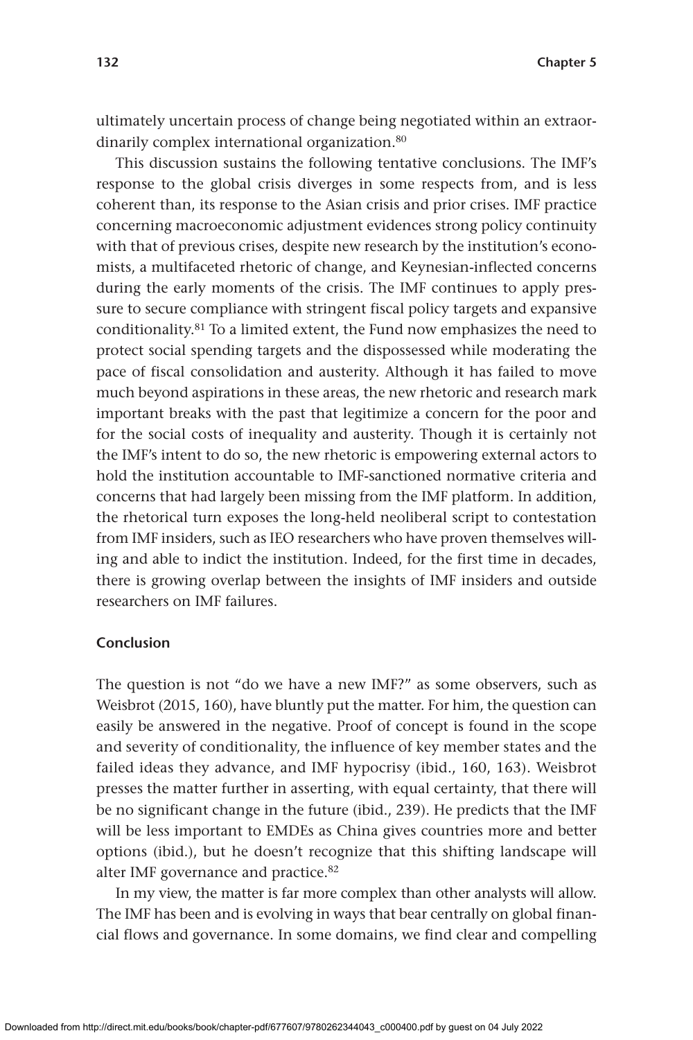ultimately uncertain process of change being negotiated within an extraordinarily complex international organization.[80]

This discussion sustains the following tentative conclusions. The IMF's response to the global crisis diverges in some respects from, and is less coherent than, its response to the Asian crisis and prior crises. IMF practice concerning macroeconomic adjustment evidences strong policy continuity with that of previous crises, despite new research by the institution's economists, a multifaceted rhetoric of change, and Keynesian-inflected concerns during the early moments of the crisis. The IMF continues to apply pressure to secure compliance with stringent fiscal policy targets and expansive conditionality.[81] To a limited extent, the Fund now emphasizes the need to protect social spending targets and the dispossessed while moderating the pace of fiscal consolidation and austerity. Although it has failed to move much beyond aspirations in these areas, the new rhetoric and research mark important breaks with the past that legitimize a concern for the poor and for the social costs of inequality and austerity. Though it is certainly not the IMF's intent to do so, the new rhetoric is empowering external actors to hold the institution accountable to IMF-sanctioned normative criteria and concerns that had largely been missing from the IMF platform. In addition, the rhetorical turn exposes the long-held neoliberal script to contestation from IMF insiders, such as IEO researchers who have proven themselves willing and able to indict the institution. Indeed, for the first time in decades, there is growing overlap between the insights of IMF insiders and outside researchers on IMF failures.

## Conclusion

The question is not "do we have a new IMF?" as some observers, such as Weisbrot (2015, 160), have bluntly put the matter. For him, the question can easily be answered in the negative. Proof of concept is found in the scope and severity of conditionality, the influence of key member states and the failed ideas they advance, and IMF hypocrisy (ibid., 160, 163). Weisbrot presses the matter further in asserting, with equal certainty, that there will be no significant change in the future (ibid., 239). He predicts that the IMF will be less important to EMDEs as China gives countries more and better options (ibid.), but he doesn't recognize that this shifting landscape will alter IMF governance and practice.[82]

In my view, the matter is far more complex than other analysts will allow. The IMF has been and is evolving in ways that bear centrally on global financial flows and governance. In some domains, we find clear and compelling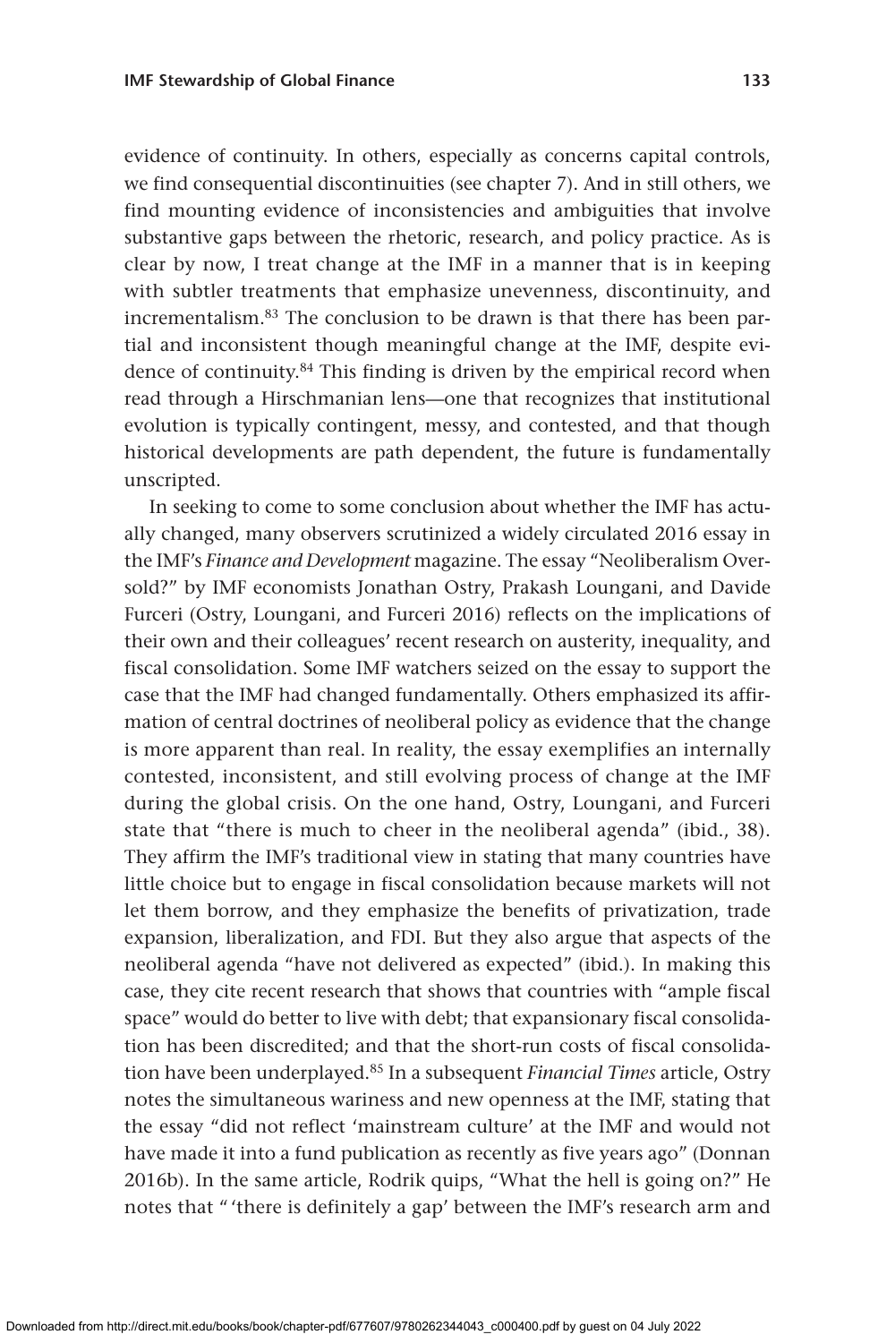evidence of continuity. In others, especially as concerns capital controls, we find consequential discontinuities (see chapter 7). And in still others, we find mounting evidence of inconsistencies and ambiguities that involve substantive gaps between the rhetoric, research, and policy practice. As is clear by now, I treat change at the IMF in a manner that is in keeping with subtler treatments that emphasize unevenness, discontinuity, and incrementalism.[83] The conclusion to be drawn is that there has been partial and inconsistent though meaningful change at the IMF, despite evidence of continuity.[84] This finding is driven by the empirical record when read through a Hirschmanian lens—one that recognizes that institutional evolution is typically contingent, messy, and contested, and that though historical developments are path dependent, the future is fundamentally unscripted.

In seeking to come to some conclusion about whether the IMF has actually changed, many observers scrutinized a widely circulated 2016 essay in the IMF's *Finance and Development* magazine. The essay "Neoliberalism Oversold?" by IMF economists Jonathan Ostry, Prakash Loungani, and Davide Furceri (Ostry, Loungani, and Furceri 2016) reflects on the implications of their own and their colleagues' recent research on austerity, inequality, and fiscal consolidation. Some IMF watchers seized on the essay to support the case that the IMF had changed fundamentally. Others emphasized its affirmation of central doctrines of neoliberal policy as evidence that the change is more apparent than real. In reality, the essay exemplifies an internally contested, inconsistent, and still evolving process of change at the IMF during the global crisis. On the one hand, Ostry, Loungani, and Furceri state that "there is much to cheer in the neoliberal agenda" (ibid., 38). They affirm the IMF's traditional view in stating that many countries have little choice but to engage in fiscal consolidation because markets will not let them borrow, and they emphasize the benefits of privatization, trade expansion, liberalization, and FDI. But they also argue that aspects of the neoliberal agenda "have not delivered as expected" (ibid.). In making this case, they cite recent research that shows that countries with "ample fiscal space" would do better to live with debt; that expansionary fiscal consolidation has been discredited; and that the short-run costs of fiscal consolidation have been underplayed.[85] In a subsequent *Financial Times* article, Ostry notes the simultaneous wariness and new openness at the IMF, stating that the essay "did not reflect 'mainstream culture' at the IMF and would not have made it into a fund publication as recently as five years ago" (Donnan 2016b). In the same article, Rodrik quips, "What the hell is going on?" He notes that " 'there is definitely a gap' between the IMF's research arm and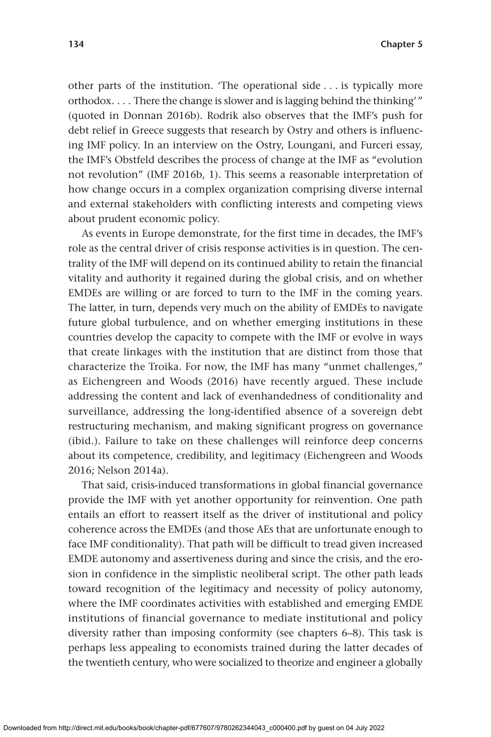other parts of the institution. 'The operational side . . . is typically more orthodox. . . . There the change is slower and is lagging behind the thinking' " (quoted in Donnan 2016b). Rodrik also observes that the IMF's push for debt relief in Greece suggests that research by Ostry and others is influencing IMF policy. In an interview on the Ostry, Loungani, and Furceri essay, the IMF's Obstfeld describes the process of change at the IMF as "evolution not revolution" (IMF 2016b, 1). This seems a reasonable interpretation of how change occurs in a complex organization comprising diverse internal and external stakeholders with conflicting interests and competing views about prudent economic policy.

As events in Europe demonstrate, for the first time in decades, the IMF's role as the central driver of crisis response activities is in question. The centrality of the IMF will depend on its continued ability to retain the financial vitality and authority it regained during the global crisis, and on whether EMDEs are willing or are forced to turn to the IMF in the coming years. The latter, in turn, depends very much on the ability of EMDEs to navigate future global turbulence, and on whether emerging institutions in these countries develop the capacity to compete with the IMF or evolve in ways that create linkages with the institution that are distinct from those that characterize the Troika. For now, the IMF has many "unmet challenges," as Eichengreen and Woods (2016) have recently argued. These include addressing the content and lack of evenhandedness of conditionality and surveillance, addressing the long-identified absence of a sovereign debt restructuring mechanism, and making significant progress on governance (ibid.). Failure to take on these challenges will reinforce deep concerns about its competence, credibility, and legitimacy (Eichengreen and Woods 2016; Nelson 2014a).

That said, crisis-induced transformations in global financial governance provide the IMF with yet another opportunity for reinvention. One path entails an effort to reassert itself as the driver of institutional and policy coherence across the EMDEs (and those AEs that are unfortunate enough to face IMF conditionality). That path will be difficult to tread given increased EMDE autonomy and assertiveness during and since the crisis, and the erosion in confidence in the simplistic neoliberal script. The other path leads toward recognition of the legitimacy and necessity of policy autonomy, where the IMF coordinates activities with established and emerging EMDE institutions of financial governance to mediate institutional and policy diversity rather than imposing conformity (see chapters 6–8). This task is perhaps less appealing to economists trained during the latter decades of the twentieth century, who were socialized to theorize and engineer a globally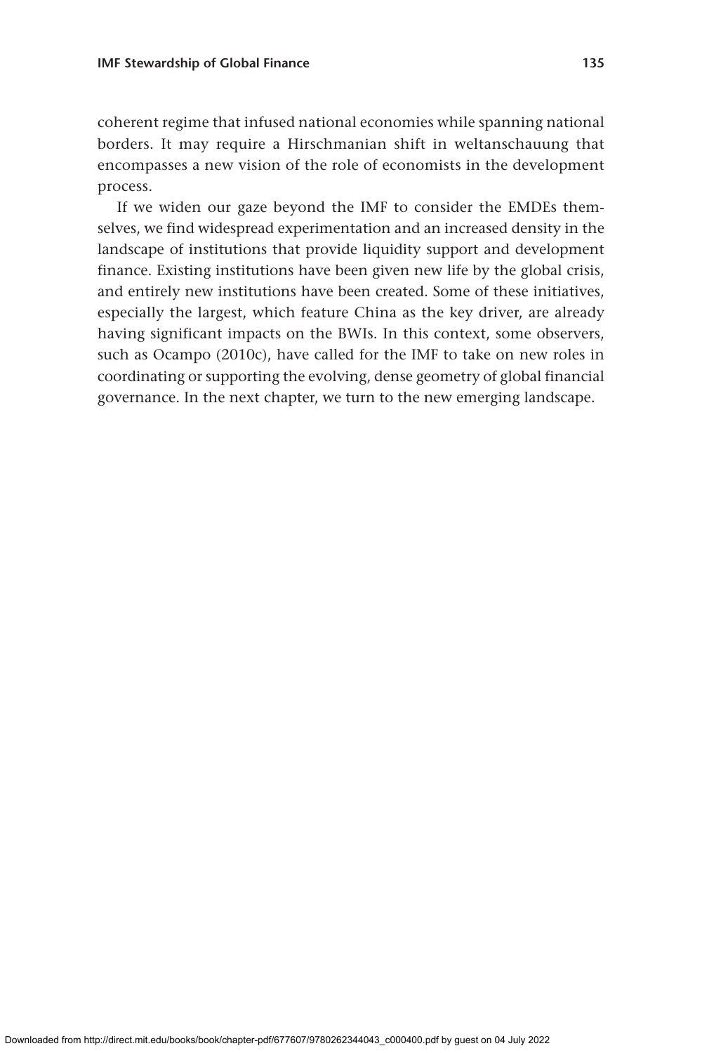coherent regime that infused national economies while spanning national borders. It may require a Hirschmanian shift in weltanschauung that encompasses a new vision of the role of economists in the development process.

If we widen our gaze beyond the IMF to consider the EMDEs themselves, we find widespread experimentation and an increased density in the landscape of institutions that provide liquidity support and development finance. Existing institutions have been given new life by the global crisis, and entirely new institutions have been created. Some of these initiatives, especially the largest, which feature China as the key driver, are already having significant impacts on the BWIs. In this context, some observers, such as Ocampo (2010c), have called for the IMF to take on new roles in coordinating or supporting the evolving, dense geometry of global financial governance. In the next chapter, we turn to the new emerging landscape.